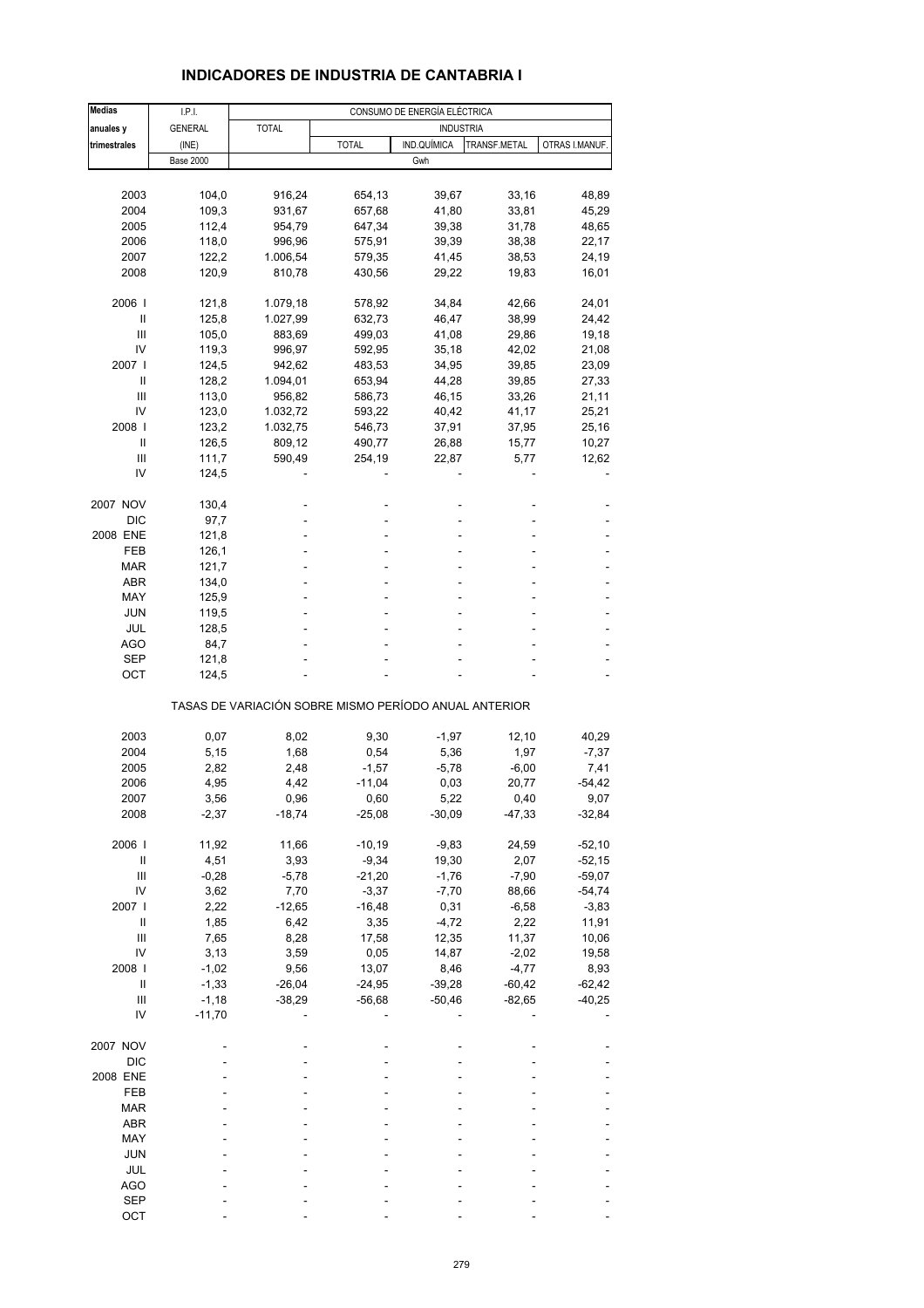# INDICADORES DE INDUSTRIA DE CANTABRIA I

| Medias anuales y trimestrales | I.P.I. GENERAL (INE) | CONSUMO DE ENERGÍA ELÉCTRICA | | | | |
|---|---|---|---|---|---|---|
| | | TOTAL | INDUSTRIA | | | |
| | | | TOTAL | IND.QUÍMICA | TRANSF.METAL | OTRAS I.MANUF. |
| | Base 2000 | Gwh | | | | |
| 2003 | 104,0 | 916,24 | 654,13 | 39,67 | 33,16 | 48,89 |
| 2004 | 109,3 | 931,67 | 657,68 | 41,80 | 33,81 | 45,29 |
| 2005 | 112,4 | 954,79 | 647,34 | 39,38 | 31,78 | 48,65 |
| 2006 | 118,0 | 996,96 | 575,91 | 39,39 | 38,38 | 22,17 |
| 2007 | 122,2 | 1.006,54 | 579,35 | 41,45 | 38,53 | 24,19 |
| 2008 | 120,9 | 810,78 | 430,56 | 29,22 | 19,83 | 16,01 |
| 2006 I | 121,8 | 1.079,18 | 578,92 | 34,84 | 42,66 | 24,01 |
| II | 125,8 | 1.027,99 | 632,73 | 46,47 | 38,99 | 24,42 |
| III | 105,0 | 883,69 | 499,03 | 41,08 | 29,86 | 19,18 |
| IV | 119,3 | 996,97 | 592,95 | 35,18 | 42,02 | 21,08 |
| 2007 I | 124,5 | 942,62 | 483,53 | 34,95 | 39,85 | 23,09 |
| II | 128,2 | 1.094,01 | 653,94 | 44,28 | 39,85 | 27,33 |
| III | 113,0 | 956,82 | 586,73 | 46,15 | 33,26 | 21,11 |
| IV | 123,0 | 1.032,72 | 593,22 | 40,42 | 41,17 | 25,21 |
| 2008 I | 123,2 | 1.032,75 | 546,73 | 37,91 | 37,95 | 25,16 |
| II | 126,5 | 809,12 | 490,77 | 26,88 | 15,77 | 10,27 |
| III | 111,7 | 590,49 | 254,19 | 22,87 | 5,77 | 12,62 |
| IV | 124,5 | - | - | - | - | - |
| 2007 NOV | 130,4 | - | - | - | - | - |
| DIC | 97,7 | - | - | - | - | - |
| 2008 ENE | 121,8 | - | - | - | - | - |
| FEB | 126,1 | - | - | - | - | - |
| MAR | 121,7 | - | - | - | - | - |
| ABR | 134,0 | - | - | - | - | - |
| MAY | 125,9 | - | - | - | - | - |
| JUN | 119,5 | - | - | - | - | - |
| JUL | 128,5 | - | - | - | - | - |
| AGO | 84,7 | - | - | - | - | - |
| SEP | 121,8 | - | - | - | - | - |
| OCT | 124,5 | - | - | - | - | - |
| TASAS DE VARIACIÓN SOBRE MISMO PERÍODO ANUAL ANTERIOR | | | | | | |
| 2003 | 0,07 | 8,02 | 9,30 | -1,97 | 12,10 | 40,29 |
| 2004 | 5,15 | 1,68 | 0,54 | 5,36 | 1,97 | -7,37 |
| 2005 | 2,82 | 2,48 | -1,57 | -5,78 | -6,00 | 7,41 |
| 2006 | 4,95 | 4,42 | -11,04 | 0,03 | 20,77 | -54,42 |
| 2007 | 3,56 | 0,96 | 0,60 | 5,22 | 0,40 | 9,07 |
| 2008 | -2,37 | -18,74 | -25,08 | -30,09 | -47,33 | -32,84 |
| 2006 I | 11,92 | 11,66 | -10,19 | -9,83 | 24,59 | -52,10 |
| II | 4,51 | 3,93 | -9,34 | 19,30 | 2,07 | -52,15 |
| III | -0,28 | -5,78 | -21,20 | -1,76 | -7,90 | -59,07 |
| IV | 3,62 | 7,70 | -3,37 | -7,70 | 88,66 | -54,74 |
| 2007 I | 2,22 | -12,65 | -16,48 | 0,31 | -6,58 | -3,83 |
| II | 1,85 | 6,42 | 3,35 | -4,72 | 2,22 | 11,91 |
| III | 7,65 | 8,28 | 17,58 | 12,35 | 11,37 | 10,06 |
| IV | 3,13 | 3,59 | 0,05 | 14,87 | -2,02 | 19,58 |
| 2008 I | -1,02 | 9,56 | 13,07 | 8,46 | -4,77 | 8,93 |
| II | -1,33 | -26,04 | -24,95 | -39,28 | -60,42 | -62,42 |
| III | -1,18 | -38,29 | -56,68 | -50,46 | -82,65 | -40,25 |
| IV | -11,70 | - | - | - | - | - |
| 2007 NOV | - | - | - | - | - | - |
| DIC | - | - | - | - | - | - |
| 2008 ENE | - | - | - | - | - | - |
| FEB | - | - | - | - | - | - |
| MAR | - | - | - | - | - | - |
| ABR | - | - | - | - | - | - |
| MAY | - | - | - | - | - | - |
| JUN | - | - | - | - | - | - |
| JUL | - | - | - | - | - | - |
| AGO | - | - | - | - | - | - |
| SEP | - | - | - | - | - | - |
| OCT | - | - | - | - | - | - |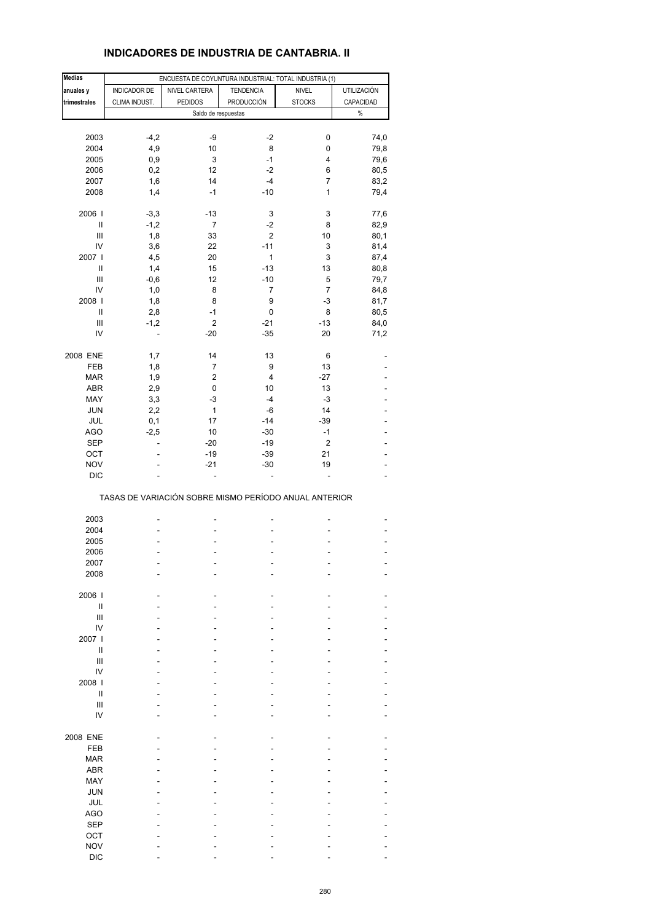# INDICADORES DE INDUSTRIA DE CANTABRIA. II

| Medias anuales y trimestrales | ENCUESTA DE COYUNTURA INDUSTRIAL: TOTAL INDUSTRIA (1) | | | | |
|---|---|---|---|---|---|
| | INDICADOR DE CLIMA INDUST. | NIVEL CARTERA PEDIDOS | TENDENCIA PRODUCCIÓN | NIVEL STOCKS | UTILIZACIÓN CAPACIDAD |
| | Saldo de respuestas | | | | % |
| 2003 | -4,2 | -9 | -2 | 0 | 74,0 |
| 2004 | 4,9 | 10 | 8 | 0 | 79,8 |
| 2005 | 0,9 | 3 | -1 | 4 | 79,6 |
| 2006 | 0,2 | 12 | -2 | 6 | 80,5 |
| 2007 | 1,6 | 14 | -4 | 7 | 83,2 |
| 2008 | 1,4 | -1 | -10 | 1 | 79,4 |
| 2006 I | -3,3 | -13 | 3 | 3 | 77,6 |
| II | -1,2 | 7 | -2 | 8 | 82,9 |
| III | 1,8 | 33 | 2 | 10 | 80,1 |
| IV | 3,6 | 22 | -11 | 3 | 81,4 |
| 2007 I | 4,5 | 20 | 1 | 3 | 87,4 |
| II | 1,4 | 15 | -13 | 13 | 80,8 |
| III | -0,6 | 12 | -10 | 5 | 79,7 |
| IV | 1,0 | 8 | 7 | 7 | 84,8 |
| 2008 I | 1,8 | 8 | 9 | -3 | 81,7 |
| II | 2,8 | -1 | 0 | 8 | 80,5 |
| III | -1,2 | 2 | -21 | -13 | 84,0 |
| IV | - | -20 | -35 | 20 | 71,2 |
| 2008 ENE | 1,7 | 14 | 13 | 6 | - |
| FEB | 1,8 | 7 | 9 | 13 | - |
| MAR | 1,9 | 2 | 4 | -27 | - |
| ABR | 2,9 | 0 | 10 | 13 | - |
| MAY | 3,3 | -3 | -4 | -3 | - |
| JUN | 2,2 | 1 | -6 | 14 | - |
| JUL | 0,1 | 17 | -14 | -39 | - |
| AGO | -2,5 | 10 | -30 | -1 | - |
| SEP | - | -20 | -19 | 2 | - |
| OCT | - | -19 | -39 | 21 | - |
| NOV | - | -21 | -30 | 19 | - |
| DIC | - | - | - | - | - |
| TASAS DE VARIACIÓN SOBRE MISMO PERÍODO ANUAL ANTERIOR | | | | | |
| 2003 | - | - | - | - | - |
| 2004 | - | - | - | - | - |
| 2005 | - | - | - | - | - |
| 2006 | - | - | - | - | - |
| 2007 | - | - | - | - | - |
| 2008 | - | - | - | - | - |
| 2006 I | - | - | - | - | - |
| II | - | - | - | - | - |
| III | - | - | - | - | - |
| IV | - | - | - | - | - |
| 2007 I | - | - | - | - | - |
| II | - | - | - | - | - |
| III | - | - | - | - | - |
| IV | - | - | - | - | - |
| 2008 I | - | - | - | - | - |
| II | - | - | - | - | - |
| III | - | - | - | - | - |
| IV | - | - | - | - | - |
| 2008 ENE | - | - | - | - | - |
| FEB | - | - | - | - | - |
| MAR | - | - | - | - | - |
| ABR | - | - | - | - | - |
| MAY | - | - | - | - | - |
| JUN | - | - | - | - | - |
| JUL | - | - | - | - | - |
| AGO | - | - | - | - | - |
| SEP | - | - | - | - | - |
| OCT | - | - | - | - | - |
| NOV | - | - | - | - | - |
| DIC | - | - | - | - | - |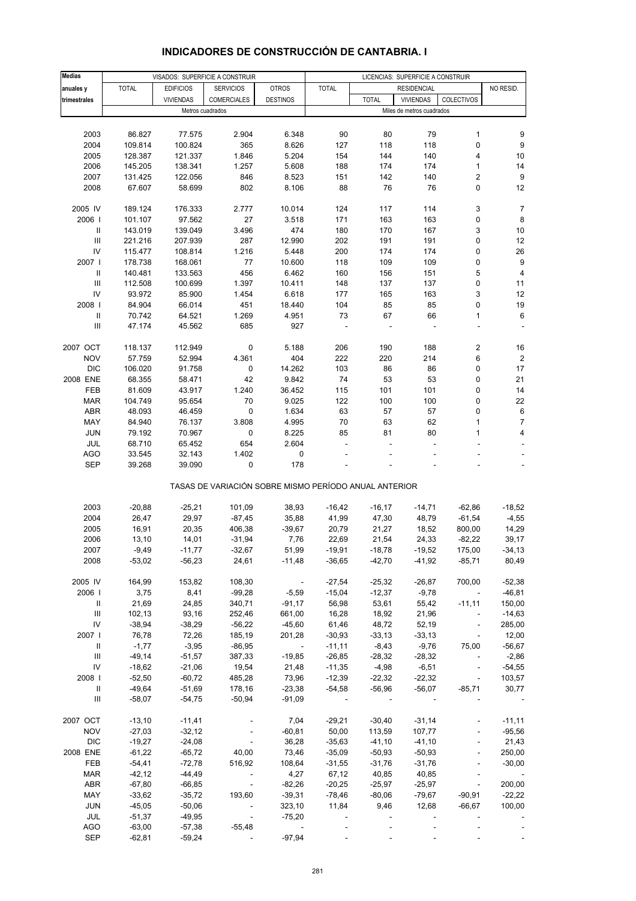# INDICADORES DE CONSTRUCCIÓN DE CANTABRIA. I

| Medias anuales y trimestrales | VISADOS: SUPERFICIE A CONSTRUIR | | | | LICENCIAS: SUPERFICIE A CONSTRUIR | | | | |
|---|---|---|---|---|---|---|---|---|---|
| | TOTAL | EDIFICIOS VIVIENDAS | SERVICIOS COMERCIALES | OTROS DESTINOS | TOTAL | RESIDENCIAL | | | NO RESID. |
| | | | | | | TOTAL | VIVIENDAS | COLECTIVOS | |
| | Metros cuadrados | | | | Miles de metros cuadrados | | | | |
| 2003 | 86.827 | 77.575 | 2.904 | 6.348 | 90 | 80 | 79 | 1 | 9 |
| 2004 | 109.814 | 100.824 | 365 | 8.626 | 127 | 118 | 118 | 0 | 9 |
| 2005 | 128.387 | 121.337 | 1.846 | 5.204 | 154 | 144 | 140 | 4 | 10 |
| 2006 | 145.205 | 138.341 | 1.257 | 5.608 | 188 | 174 | 174 | 1 | 14 |
| 2007 | 131.425 | 122.056 | 846 | 8.523 | 151 | 142 | 140 | 2 | 9 |
| 2008 | 67.607 | 58.699 | 802 | 8.106 | 88 | 76 | 76 | 0 | 12 |
| 2005 IV | 189.124 | 176.333 | 2.777 | 10.014 | 124 | 117 | 114 | 3 | 7 |
| 2006 I | 101.107 | 97.562 | 27 | 3.518 | 171 | 163 | 163 | 0 | 8 |
| II | 143.019 | 139.049 | 3.496 | 474 | 180 | 170 | 167 | 3 | 10 |
| III | 221.216 | 207.939 | 287 | 12.990 | 202 | 191 | 191 | 0 | 12 |
| IV | 115.477 | 108.814 | 1.216 | 5.448 | 200 | 174 | 174 | 0 | 26 |
| 2007 I | 178.738 | 168.061 | 77 | 10.600 | 118 | 109 | 109 | 0 | 9 |
| II | 140.481 | 133.563 | 456 | 6.462 | 160 | 156 | 151 | 5 | 4 |
| III | 112.508 | 100.699 | 1.397 | 10.411 | 148 | 137 | 137 | 0 | 11 |
| IV | 93.972 | 85.900 | 1.454 | 6.618 | 177 | 165 | 163 | 3 | 12 |
| 2008 I | 84.904 | 66.014 | 451 | 18.440 | 104 | 85 | 85 | 0 | 19 |
| II | 70.742 | 64.521 | 1.269 | 4.951 | 73 | 67 | 66 | 1 | 6 |
| III | 47.174 | 45.562 | 685 | 927 | - | - | - | - | - |
| 2007 OCT | 118.137 | 112.949 | 0 | 5.188 | 206 | 190 | 188 | 2 | 16 |
| NOV | 57.759 | 52.994 | 4.361 | 404 | 222 | 220 | 214 | 6 | 2 |
| DIC | 106.020 | 91.758 | 0 | 14.262 | 103 | 86 | 86 | 0 | 17 |
| 2008 ENE | 68.355 | 58.471 | 42 | 9.842 | 74 | 53 | 53 | 0 | 21 |
| FEB | 81.609 | 43.917 | 1.240 | 36.452 | 115 | 101 | 101 | 0 | 14 |
| MAR | 104.749 | 95.654 | 70 | 9.025 | 122 | 100 | 100 | 0 | 22 |
| ABR | 48.093 | 46.459 | 0 | 1.634 | 63 | 57 | 57 | 0 | 6 |
| MAY | 84.940 | 76.137 | 3.808 | 4.995 | 70 | 63 | 62 | 1 | 7 |
| JUN | 79.192 | 70.967 | 0 | 8.225 | 85 | 81 | 80 | 1 | 4 |
| JUL | 68.710 | 65.452 | 654 | 2.604 | - | - | - | - | - |
| AGO | 33.545 | 32.143 | 1.402 | 0 | - | - | - | - | - |
| SEP | 39.268 | 39.090 | 0 | 178 | - | - | - | - | - |
| **TASAS DE VARIACIÓN SOBRE MISMO PERÍODO ANUAL ANTERIOR** | | | | | | | | | |
| 2003 | -20,88 | -25,21 | 101,09 | 38,93 | -16,42 | -16,17 | -14,71 | -62,86 | -18,52 |
| 2004 | 26,47 | 29,97 | -87,45 | 35,88 | 41,99 | 47,30 | 48,79 | -61,54 | -4,55 |
| 2005 | 16,91 | 20,35 | 406,38 | -39,67 | 20,79 | 21,27 | 18,52 | 800,00 | 14,29 |
| 2006 | 13,10 | 14,01 | -31,94 | 7,76 | 22,69 | 21,54 | 24,33 | -82,22 | 39,17 |
| 2007 | -9,49 | -11,77 | -32,67 | 51,99 | -19,91 | -18,78 | -19,52 | 175,00 | -34,13 |
| 2008 | -53,02 | -56,23 | 24,61 | -11,48 | -36,65 | -42,70 | -41,92 | -85,71 | 80,49 |
| 2005 IV | 164,99 | 153,82 | 108,30 | - | -27,54 | -25,32 | -26,87 | 700,00 | -52,38 |
| 2006 I | 3,75 | 8,41 | -99,28 | -5,59 | -15,04 | -12,37 | -9,78 | - | -46,81 |
| II | 21,69 | 24,85 | 340,71 | -91,17 | 56,98 | 53,61 | 55,42 | -11,11 | 150,00 |
| III | 102,13 | 93,16 | 252,46 | 661,00 | 16,28 | 18,92 | 21,96 | - | -14,63 |
| IV | -38,94 | -38,29 | -56,22 | -45,60 | 61,46 | 48,72 | 52,19 | - | 285,00 |
| 2007 I | 76,78 | 72,26 | 185,19 | 201,28 | -30,93 | -33,13 | -33,13 | - | 12,00 |
| II | -1,77 | -3,95 | -86,95 | - | -11,11 | -8,43 | -9,76 | 75,00 | -56,67 |
| III | -49,14 | -51,57 | 387,33 | -19,85 | -26,85 | -28,32 | -28,32 | - | -2,86 |
| IV | -18,62 | -21,06 | 19,54 | 21,48 | -11,35 | -4,98 | -6,51 | - | -54,55 |
| 2008 I | -52,50 | -60,72 | 485,28 | 73,96 | -12,39 | -22,32 | -22,32 | - | 103,57 |
| II | -49,64 | -51,69 | 178,16 | -23,38 | -54,58 | -56,96 | -56,07 | -85,71 | 30,77 |
| III | -58,07 | -54,75 | -50,94 | -91,09 | - | - | - | - | - |
| 2007 OCT | -13,10 | -11,41 | - | 7,04 | -29,21 | -30,40 | -31,14 | - | -11,11 |
| NOV | -27,03 | -32,12 | - | -60,81 | 50,00 | 113,59 | 107,77 | - | -95,56 |
| DIC | -19,27 | -24,08 | - | 36,28 | -35,63 | -41,10 | -41,10 | - | 21,43 |
| 2008 ENE | -61,22 | -65,72 | 40,00 | 73,46 | -35,09 | -50,93 | -50,93 | - | 250,00 |
| FEB | -54,41 | -72,78 | 516,92 | 108,64 | -31,55 | -31,76 | -31,76 | - | -30,00 |
| MAR | -42,12 | -44,49 | - | 4,27 | 67,12 | 40,85 | 40,85 | - | - |
| ABR | -67,80 | -66,85 | - | -82,26 | -20,25 | -25,97 | -25,97 | - | 200,00 |
| MAY | -33,62 | -35,72 | 193,60 | -39,31 | -78,46 | -80,06 | -79,67 | -90,91 | -22,22 |
| JUN | -45,05 | -50,06 | - | 323,10 | 11,84 | 9,46 | 12,68 | -66,67 | 100,00 |
| JUL | -51,37 | -49,95 | - | -75,20 | - | - | - | - | - |
| AGO | -63,00 | -57,38 | -55,48 | - | - | - | - | - | - |
| SEP | -62,81 | -59,24 | - | -97,94 | - | - | - | - | - |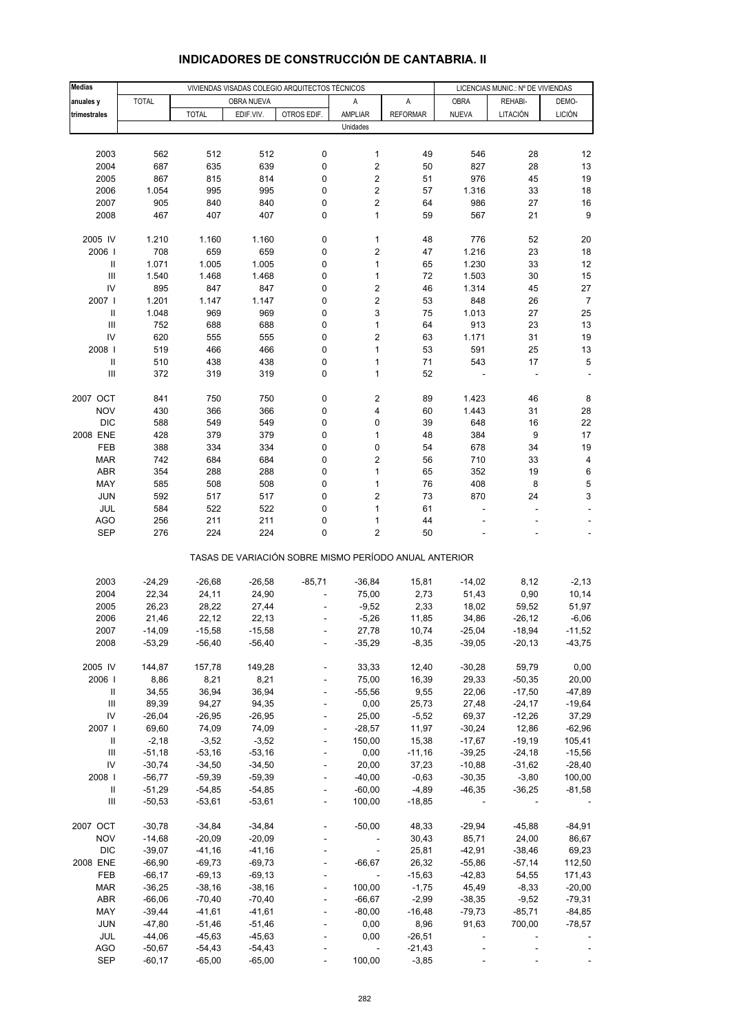# INDICADORES DE CONSTRUCCIÓN DE CANTABRIA. II

| Medias anuales y trimestrales | VIVIENDAS VISADAS COLEGIO ARQUITECTOS TÉCNICOS | | | | | | LICENCIAS MUNIC.: Nº DE VIVIENDAS | | |
|---|---|---|---|---|---|---|---|---|---|
| | TOTAL | OBRA NUEVA | | | A | A | OBRA | REHABI- | DEMO- |
| | | TOTAL | EDIF.VIV. | OTROS EDIF. | AMPLIAR | REFORMAR | NUEVA | LITACIÓN | LICIÓN |
| | Unidades | | | | | | | | |
| 2003 | 562 | 512 | 512 | 0 | 1 | 49 | 546 | 28 | 12 |
| 2004 | 687 | 635 | 639 | 0 | 2 | 50 | 827 | 28 | 13 |
| 2005 | 867 | 815 | 814 | 0 | 2 | 51 | 976 | 45 | 19 |
| 2006 | 1.054 | 995 | 995 | 0 | 2 | 57 | 1.316 | 33 | 18 |
| 2007 | 905 | 840 | 840 | 0 | 2 | 64 | 986 | 27 | 16 |
| 2008 | 467 | 407 | 407 | 0 | 1 | 59 | 567 | 21 | 9 |
| 2005 IV | 1.210 | 1.160 | 1.160 | 0 | 1 | 48 | 776 | 52 | 20 |
| 2006 I | 708 | 659 | 659 | 0 | 2 | 47 | 1.216 | 23 | 18 |
| II | 1.071 | 1.005 | 1.005 | 0 | 1 | 65 | 1.230 | 33 | 12 |
| III | 1.540 | 1.468 | 1.468 | 0 | 1 | 72 | 1.503 | 30 | 15 |
| IV | 895 | 847 | 847 | 0 | 2 | 46 | 1.314 | 45 | 27 |
| 2007 I | 1.201 | 1.147 | 1.147 | 0 | 2 | 53 | 848 | 26 | 7 |
| II | 1.048 | 969 | 969 | 0 | 3 | 75 | 1.013 | 27 | 25 |
| III | 752 | 688 | 688 | 0 | 1 | 64 | 913 | 23 | 13 |
| IV | 620 | 555 | 555 | 0 | 2 | 63 | 1.171 | 31 | 19 |
| 2008 I | 519 | 466 | 466 | 0 | 1 | 53 | 591 | 25 | 13 |
| II | 510 | 438 | 438 | 0 | 1 | 71 | 543 | 17 | 5 |
| III | 372 | 319 | 319 | 0 | 1 | 52 | - | - | - |
| 2007 OCT | 841 | 750 | 750 | 0 | 2 | 89 | 1.423 | 46 | 8 |
| NOV | 430 | 366 | 366 | 0 | 4 | 60 | 1.443 | 31 | 28 |
| DIC | 588 | 549 | 549 | 0 | 0 | 39 | 648 | 16 | 22 |
| 2008 ENE | 428 | 379 | 379 | 0 | 1 | 48 | 384 | 9 | 17 |
| FEB | 388 | 334 | 334 | 0 | 0 | 54 | 678 | 34 | 19 |
| MAR | 742 | 684 | 684 | 0 | 2 | 56 | 710 | 33 | 4 |
| ABR | 354 | 288 | 288 | 0 | 1 | 65 | 352 | 19 | 6 |
| MAY | 585 | 508 | 508 | 0 | 1 | 76 | 408 | 8 | 5 |
| JUN | 592 | 517 | 517 | 0 | 2 | 73 | 870 | 24 | 3 |
| JUL | 584 | 522 | 522 | 0 | 1 | 61 | - | - | - |
| AGO | 256 | 211 | 211 | 0 | 1 | 44 | - | - | - |
| SEP | 276 | 224 | 224 | 0 | 2 | 50 | - | - | - |
| | TASAS DE VARIACIÓN SOBRE MISMO PERÍODO ANUAL ANTERIOR | | | | | | | | |
| 2003 | -24,29 | -26,68 | -26,58 | -85,71 | -36,84 | 15,81 | -14,02 | 8,12 | -2,13 |
| 2004 | 22,34 | 24,11 | 24,90 | - | 75,00 | 2,73 | 51,43 | 0,90 | 10,14 |
| 2005 | 26,23 | 28,22 | 27,44 | - | -9,52 | 2,33 | 18,02 | 59,52 | 51,97 |
| 2006 | 21,46 | 22,12 | 22,13 | - | -5,26 | 11,85 | 34,86 | -26,12 | -6,06 |
| 2007 | -14,09 | -15,58 | -15,58 | - | 27,78 | 10,74 | -25,04 | -18,94 | -11,52 |
| 2008 | -53,29 | -56,40 | -56,40 | - | -35,29 | -8,35 | -39,05 | -20,13 | -43,75 |
| 2005 IV | 144,87 | 157,78 | 149,28 | - | 33,33 | 12,40 | -30,28 | 59,79 | 0,00 |
| 2006 I | 8,86 | 8,21 | 8,21 | - | 75,00 | 16,39 | 29,33 | -50,35 | 20,00 |
| II | 34,55 | 36,94 | 36,94 | - | -55,56 | 9,55 | 22,06 | -17,50 | -47,89 |
| III | 89,39 | 94,27 | 94,35 | - | 0,00 | 25,73 | 27,48 | -24,17 | -19,64 |
| IV | -26,04 | -26,95 | -26,95 | - | 25,00 | -5,52 | 69,37 | -12,26 | 37,29 |
| 2007 I | 69,60 | 74,09 | 74,09 | - | -28,57 | 11,97 | -30,24 | 12,86 | -62,96 |
| II | -2,18 | -3,52 | -3,52 | - | 150,00 | 15,38 | -17,67 | -19,19 | 105,41 |
| III | -51,18 | -53,16 | -53,16 | - | 0,00 | -11,16 | -39,25 | -24,18 | -15,56 |
| IV | -30,74 | -34,50 | -34,50 | - | 20,00 | 37,23 | -10,88 | -31,62 | -28,40 |
| 2008 I | -56,77 | -59,39 | -59,39 | - | -40,00 | -0,63 | -30,35 | -3,80 | 100,00 |
| II | -51,29 | -54,85 | -54,85 | - | -60,00 | -4,89 | -46,35 | -36,25 | -81,58 |
| III | -50,53 | -53,61 | -53,61 | - | 100,00 | -18,85 | - | - | - |
| 2007 OCT | -30,78 | -34,84 | -34,84 | - | -50,00 | 48,33 | -29,94 | -45,88 | -84,91 |
| NOV | -14,68 | -20,09 | -20,09 | - | - | 30,43 | 85,71 | 24,00 | 86,67 |
| DIC | -39,07 | -41,16 | -41,16 | - | - | 25,81 | -42,91 | -38,46 | 69,23 |
| 2008 ENE | -66,90 | -69,73 | -69,73 | - | -66,67 | 26,32 | -55,86 | -57,14 | 112,50 |
| FEB | -66,17 | -69,13 | -69,13 | - | - | -15,63 | -42,83 | 54,55 | 171,43 |
| MAR | -36,25 | -38,16 | -38,16 | - | 100,00 | -1,75 | 45,49 | -8,33 | -20,00 |
| ABR | -66,06 | -70,40 | -70,40 | - | -66,67 | -2,99 | -38,35 | -9,52 | -79,31 |
| MAY | -39,44 | -41,61 | -41,61 | - | -80,00 | -16,48 | -79,73 | -85,71 | -84,85 |
| JUN | -47,80 | -51,46 | -51,46 | - | 0,00 | 8,96 | 91,63 | 700,00 | -78,57 |
| JUL | -44,06 | -45,63 | -45,63 | - | 0,00 | -26,51 | - | - | - |
| AGO | -50,67 | -54,43 | -54,43 | - | - | -21,43 | - | - | - |
| SEP | -60,17 | -65,00 | -65,00 | - | 100,00 | -3,85 | - | - | - |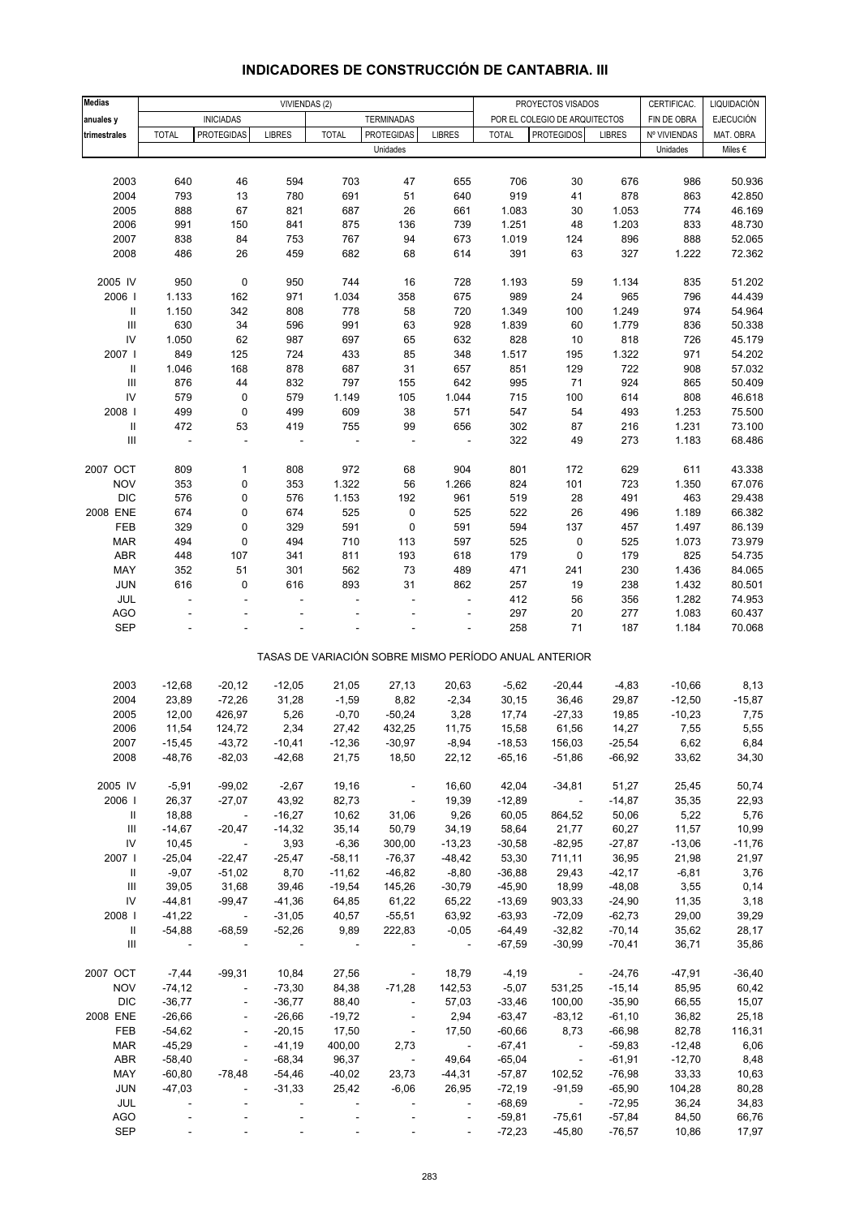# INDICADORES DE CONSTRUCCIÓN DE CANTABRIA. III

| Medias anuales y trimestrales | VIVIENDAS (2) | | | | | | PROYECTOS VISADOS POR EL COLEGIO DE ARQUITECTOS | | | CERTIFICAC. FIN DE OBRA | LIQUIDACIÓN EJECUCIÓN MAT. OBRA |
|---|---|---|---|---|---|---|---|---|---|---|---|
| | INICIADAS | | | TERMINADAS | | | | | | | |
| | TOTAL | PROTEGIDAS | LIBRES | TOTAL | PROTEGIDAS | LIBRES | TOTAL | PROTEGIDOS | LIBRES | Nº VIVIENDAS | |
| | Unidades | | | | | | | | | Unidades | Miles € |
| 2003 | 640 | 46 | 594 | 703 | 47 | 655 | 706 | 30 | 676 | 986 | 50.936 |
| 2004 | 793 | 13 | 780 | 691 | 51 | 640 | 919 | 41 | 878 | 863 | 42.850 |
| 2005 | 888 | 67 | 821 | 687 | 26 | 661 | 1.083 | 30 | 1.053 | 774 | 46.169 |
| 2006 | 991 | 150 | 841 | 875 | 136 | 739 | 1.251 | 48 | 1.203 | 833 | 48.730 |
| 2007 | 838 | 84 | 753 | 767 | 94 | 673 | 1.019 | 124 | 896 | 888 | 52.065 |
| 2008 | 486 | 26 | 459 | 682 | 68 | 614 | 391 | 63 | 327 | 1.222 | 72.362 |
| 2005 IV | 950 | 0 | 950 | 744 | 16 | 728 | 1.193 | 59 | 1.134 | 835 | 51.202 |
| 2006 I | 1.133 | 162 | 971 | 1.034 | 358 | 675 | 989 | 24 | 965 | 796 | 44.439 |
| II | 1.150 | 342 | 808 | 778 | 58 | 720 | 1.349 | 100 | 1.249 | 974 | 54.964 |
| III | 630 | 34 | 596 | 991 | 63 | 928 | 1.839 | 60 | 1.779 | 836 | 50.338 |
| IV | 1.050 | 62 | 987 | 697 | 65 | 632 | 828 | 10 | 818 | 726 | 45.179 |
| 2007 I | 849 | 125 | 724 | 433 | 85 | 348 | 1.517 | 195 | 1.322 | 971 | 54.202 |
| II | 1.046 | 168 | 878 | 687 | 31 | 657 | 851 | 129 | 722 | 908 | 57.032 |
| III | 876 | 44 | 832 | 797 | 155 | 642 | 995 | 71 | 924 | 865 | 50.409 |
| IV | 579 | 0 | 579 | 1.149 | 105 | 1.044 | 715 | 100 | 614 | 808 | 46.618 |
| 2008 I | 499 | 0 | 499 | 609 | 38 | 571 | 547 | 54 | 493 | 1.253 | 75.500 |
| II | 472 | 53 | 419 | 755 | 99 | 656 | 302 | 87 | 216 | 1.231 | 73.100 |
| III | - | - | - | - | - | - | 322 | 49 | 273 | 1.183 | 68.486 |
| 2007 OCT | 809 | 1 | 808 | 972 | 68 | 904 | 801 | 172 | 629 | 611 | 43.338 |
| NOV | 353 | 0 | 353 | 1.322 | 56 | 1.266 | 824 | 101 | 723 | 1.350 | 67.076 |
| DIC | 576 | 0 | 576 | 1.153 | 192 | 961 | 519 | 28 | 491 | 463 | 29.438 |
| 2008 ENE | 674 | 0 | 674 | 525 | 0 | 525 | 522 | 26 | 496 | 1.189 | 66.382 |
| FEB | 329 | 0 | 329 | 591 | 0 | 591 | 594 | 137 | 457 | 1.497 | 86.139 |
| MAR | 494 | 0 | 494 | 710 | 113 | 597 | 525 | 0 | 525 | 1.073 | 73.979 |
| ABR | 448 | 107 | 341 | 811 | 193 | 618 | 179 | 0 | 179 | 825 | 54.735 |
| MAY | 352 | 51 | 301 | 562 | 73 | 489 | 471 | 241 | 230 | 1.436 | 84.065 |
| JUN | 616 | 0 | 616 | 893 | 31 | 862 | 257 | 19 | 238 | 1.432 | 80.501 |
| JUL | - | - | - | - | - | - | 412 | 56 | 356 | 1.282 | 74.953 |
| AGO | - | - | - | - | - | - | 297 | 20 | 277 | 1.083 | 60.437 |
| SEP | - | - | - | - | - | - | 258 | 71 | 187 | 1.184 | 70.068 |
| | TASAS DE VARIACIÓN SOBRE MISMO PERÍODO ANUAL ANTERIOR | | | | | | | | | | |
| 2003 | -12,68 | -20,12 | -12,05 | 21,05 | 27,13 | 20,63 | -5,62 | -20,44 | -4,83 | -10,66 | 8,13 |
| 2004 | 23,89 | -72,26 | 31,28 | -1,59 | 8,82 | -2,34 | 30,15 | 36,46 | 29,87 | -12,50 | -15,87 |
| 2005 | 12,00 | 426,97 | 5,26 | -0,70 | -50,24 | 3,28 | 17,74 | -27,33 | 19,85 | -10,23 | 7,75 |
| 2006 | 11,54 | 124,72 | 2,34 | 27,42 | 432,25 | 11,75 | 15,58 | 61,56 | 14,27 | 7,55 | 5,55 |
| 2007 | -15,45 | -43,72 | -10,41 | -12,36 | -30,97 | -8,94 | -18,53 | 156,03 | -25,54 | 6,62 | 6,84 |
| 2008 | -48,76 | -82,03 | -42,68 | 21,75 | 18,50 | 22,12 | -65,16 | -51,86 | -66,92 | 33,62 | 34,30 |
| 2005 IV | -5,91 | -99,02 | -2,67 | 19,16 | - | 16,60 | 42,04 | -34,81 | 51,27 | 25,45 | 50,74 |
| 2006 I | 26,37 | -27,07 | 43,92 | 82,73 | - | 19,39 | -12,89 | - | -14,87 | 35,35 | 22,93 |
| II | 18,88 | - | -16,27 | 10,62 | 31,06 | 9,26 | 60,05 | 864,52 | 50,06 | 5,22 | 5,76 |
| III | -14,67 | -20,47 | -14,32 | 35,14 | 50,79 | 34,19 | 58,64 | 21,77 | 60,27 | 11,57 | 10,99 |
| IV | 10,45 | - | 3,93 | -6,36 | 300,00 | -13,23 | -30,58 | -82,95 | -27,87 | -13,06 | -11,76 |
| 2007 I | -25,04 | -22,47 | -25,47 | -58,11 | -76,37 | -48,42 | 53,30 | 711,11 | 36,95 | 21,98 | 21,97 |
| II | -9,07 | -51,02 | 8,70 | -11,62 | -46,82 | -8,80 | -36,88 | 29,43 | -42,17 | -6,81 | 3,76 |
| III | 39,05 | 31,68 | 39,46 | -19,54 | 145,26 | -30,79 | -45,90 | 18,99 | -48,08 | 3,55 | 0,14 |
| IV | -44,81 | -99,47 | -41,36 | 64,85 | 61,22 | 65,22 | -13,69 | 903,33 | -24,90 | 11,35 | 3,18 |
| 2008 I | -41,22 | - | -31,05 | 40,57 | -55,51 | 63,92 | -63,93 | -72,09 | -62,73 | 29,00 | 39,29 |
| II | -54,88 | -68,59 | -52,26 | 9,89 | 222,83 | -0,05 | -64,49 | -32,82 | -70,14 | 35,62 | 28,17 |
| III | - | - | - | - | - | - | -67,59 | -30,99 | -70,41 | 36,71 | 35,86 |
| 2007 OCT | -7,44 | -99,31 | 10,84 | 27,56 | - | 18,79 | -4,19 | - | -24,76 | -47,91 | -36,40 |
| NOV | -74,12 | - | -73,30 | 84,38 | -71,28 | 142,53 | -5,07 | 531,25 | -15,14 | 85,95 | 60,42 |
| DIC | -36,77 | - | -36,77 | 88,40 | - | 57,03 | -33,46 | 100,00 | -35,90 | 66,55 | 15,07 |
| 2008 ENE | -26,66 | - | -26,66 | -19,72 | - | 2,94 | -63,47 | -83,12 | -61,10 | 36,82 | 25,18 |
| FEB | -54,62 | - | -20,15 | 17,50 | - | 17,50 | -60,66 | 8,73 | -66,98 | 82,78 | 116,31 |
| MAR | -45,29 | - | -41,19 | 400,00 | 2,73 | - | -67,41 | - | -59,83 | -12,48 | 6,06 |
| ABR | -58,40 | - | -68,34 | 96,37 | - | 49,64 | -65,04 | - | -61,91 | -12,70 | 8,48 |
| MAY | -60,80 | -78,48 | -54,46 | -40,02 | 23,73 | -44,31 | -57,87 | 102,52 | -76,98 | 33,33 | 10,63 |
| JUN | -47,03 | - | -31,33 | 25,42 | -6,06 | 26,95 | -72,19 | -91,59 | -65,90 | 104,28 | 80,28 |
| JUL | - | - | - | - | - | - | -68,69 | - | -72,95 | 36,24 | 34,83 |
| AGO | - | - | - | - | - | - | -59,81 | -75,61 | -57,84 | 84,50 | 66,76 |
| SEP | - | - | - | - | - | - | -72,23 | -45,80 | -76,57 | 10,86 | 17,97 |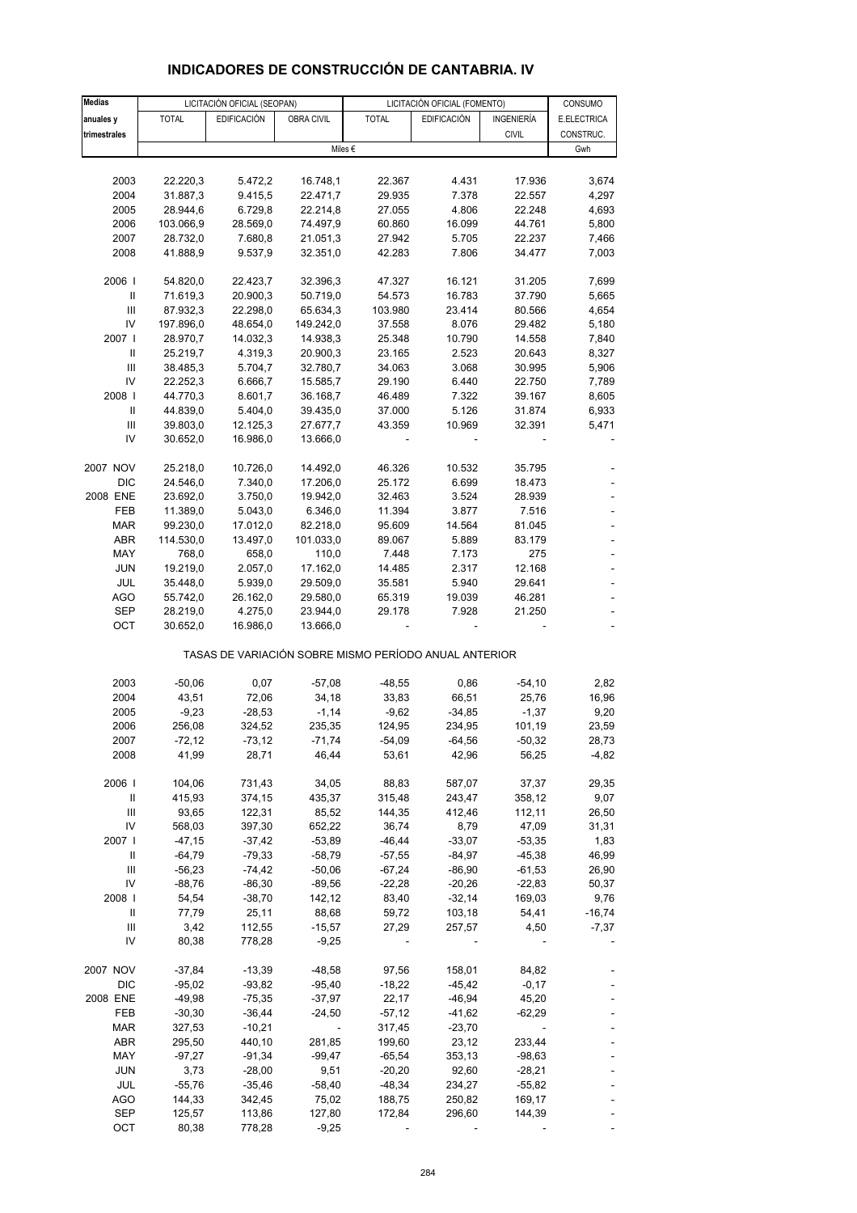## INDICADORES DE CONSTRUCCIÓN DE CANTABRIA. IV

| Medias anuales y trimestrales | LICITACIÓN OFICIAL (SEOPAN) | | | LICITACIÓN OFICIAL (FOMENTO) | | | CONSUMO |
|---|---|---|---|---|---|---|---|
| | TOTAL | EDIFICACIÓN | OBRA CIVIL | TOTAL | EDIFICACIÓN | INGENIERÍA CIVIL | E.ELECTRICA CONSTRUC. |
| | Miles € | | | | | | Gwh |
| 2003 | 22.220,3 | 5.472,2 | 16.748,1 | 22.367 | 4.431 | 17.936 | 3,674 |
| 2004 | 31.887,3 | 9.415,5 | 22.471,7 | 29.935 | 7.378 | 22.557 | 4,297 |
| 2005 | 28.944,6 | 6.729,8 | 22.214,8 | 27.055 | 4.806 | 22.248 | 4,693 |
| 2006 | 103.066,9 | 28.569,0 | 74.497,9 | 60.860 | 16.099 | 44.761 | 5,800 |
| 2007 | 28.732,0 | 7.680,8 | 21.051,3 | 27.942 | 5.705 | 22.237 | 7,466 |
| 2008 | 41.888,9 | 9.537,9 | 32.351,0 | 42.283 | 7.806 | 34.477 | 7,003 |
| 2006 I | 54.820,0 | 22.423,7 | 32.396,3 | 47.327 | 16.121 | 31.205 | 7,699 |
| II | 71.619,3 | 20.900,3 | 50.719,0 | 54.573 | 16.783 | 37.790 | 5,665 |
| III | 87.932,3 | 22.298,0 | 65.634,3 | 103.980 | 23.414 | 80.566 | 4,654 |
| IV | 197.896,0 | 48.654,0 | 149.242,0 | 37.558 | 8.076 | 29.482 | 5,180 |
| 2007 I | 28.970,7 | 14.032,3 | 14.938,3 | 25.348 | 10.790 | 14.558 | 7,840 |
| II | 25.219,7 | 4.319,3 | 20.900,3 | 23.165 | 2.523 | 20.643 | 8,327 |
| III | 38.485,3 | 5.704,7 | 32.780,7 | 34.063 | 3.068 | 30.995 | 5,906 |
| IV | 22.252,3 | 6.666,7 | 15.585,7 | 29.190 | 6.440 | 22.750 | 7,789 |
| 2008 I | 44.770,3 | 8.601,7 | 36.168,7 | 46.489 | 7.322 | 39.167 | 8,605 |
| II | 44.839,0 | 5.404,0 | 39.435,0 | 37.000 | 5.126 | 31.874 | 6,933 |
| III | 39.803,0 | 12.125,3 | 27.677,7 | 43.359 | 10.969 | 32.391 | 5,471 |
| IV | 30.652,0 | 16.986,0 | 13.666,0 | - | - | - | - |
| 2007 NOV | 25.218,0 | 10.726,0 | 14.492,0 | 46.326 | 10.532 | 35.795 | - |
| DIC | 24.546,0 | 7.340,0 | 17.206,0 | 25.172 | 6.699 | 18.473 | - |
| 2008 ENE | 23.692,0 | 3.750,0 | 19.942,0 | 32.463 | 3.524 | 28.939 | - |
| FEB | 11.389,0 | 5.043,0 | 6.346,0 | 11.394 | 3.877 | 7.516 | - |
| MAR | 99.230,0 | 17.012,0 | 82.218,0 | 95.609 | 14.564 | 81.045 | - |
| ABR | 114.530,0 | 13.497,0 | 101.033,0 | 89.067 | 5.889 | 83.179 | - |
| MAY | 768,0 | 658,0 | 110,0 | 7.448 | 7.173 | 275 | - |
| JUN | 19.219,0 | 2.057,0 | 17.162,0 | 14.485 | 2.317 | 12.168 | - |
| JUL | 35.448,0 | 5.939,0 | 29.509,0 | 35.581 | 5.940 | 29.641 | - |
| AGO | 55.742,0 | 26.162,0 | 29.580,0 | 65.319 | 19.039 | 46.281 | - |
| SEP | 28.219,0 | 4.275,0 | 23.944,0 | 29.178 | 7.928 | 21.250 | - |
| OCT | 30.652,0 | 16.986,0 | 13.666,0 | - | - | - | - |
| | TASAS DE VARIACIÓN SOBRE MISMO PERÍODO ANUAL ANTERIOR | | | | | | |
| 2003 | -50,06 | 0,07 | -57,08 | -48,55 | 0,86 | -54,10 | 2,82 |
| 2004 | 43,51 | 72,06 | 34,18 | 33,83 | 66,51 | 25,76 | 16,96 |
| 2005 | -9,23 | -28,53 | -1,14 | -9,62 | -34,85 | -1,37 | 9,20 |
| 2006 | 256,08 | 324,52 | 235,35 | 124,95 | 234,95 | 101,19 | 23,59 |
| 2007 | -72,12 | -73,12 | -71,74 | -54,09 | -64,56 | -50,32 | 28,73 |
| 2008 | 41,99 | 28,71 | 46,44 | 53,61 | 42,96 | 56,25 | -4,82 |
| 2006 I | 104,06 | 731,43 | 34,05 | 88,83 | 587,07 | 37,37 | 29,35 |
| II | 415,93 | 374,15 | 435,37 | 315,48 | 243,47 | 358,12 | 9,07 |
| III | 93,65 | 122,31 | 85,52 | 144,35 | 412,46 | 112,11 | 26,50 |
| IV | 568,03 | 397,30 | 652,22 | 36,74 | 8,79 | 47,09 | 31,31 |
| 2007 I | -47,15 | -37,42 | -53,89 | -46,44 | -33,07 | -53,35 | 1,83 |
| II | -64,79 | -79,33 | -58,79 | -57,55 | -84,97 | -45,38 | 46,99 |
| III | -56,23 | -74,42 | -50,06 | -67,24 | -86,90 | -61,53 | 26,90 |
| IV | -88,76 | -86,30 | -89,56 | -22,28 | -20,26 | -22,83 | 50,37 |
| 2008 I | 54,54 | -38,70 | 142,12 | 83,40 | -32,14 | 169,03 | 9,76 |
| II | 77,79 | 25,11 | 88,68 | 59,72 | 103,18 | 54,41 | -16,74 |
| III | 3,42 | 112,55 | -15,57 | 27,29 | 257,57 | 4,50 | -7,37 |
| IV | 80,38 | 778,28 | -9,25 | - | - | - | - |
| 2007 NOV | -37,84 | -13,39 | -48,58 | 97,56 | 158,01 | 84,82 | - |
| DIC | -95,02 | -93,82 | -95,40 | -18,22 | -45,42 | -0,17 | - |
| 2008 ENE | -49,98 | -75,35 | -37,97 | 22,17 | -46,94 | 45,20 | - |
| FEB | -30,30 | -36,44 | -24,50 | -57,12 | -41,62 | -62,29 | - |
| MAR | 327,53 | -10,21 | - | 317,45 | -23,70 | - | - |
| ABR | 295,50 | 440,10 | 281,85 | 199,60 | 23,12 | 233,44 | - |
| MAY | -97,27 | -91,34 | -99,47 | -65,54 | 353,13 | -98,63 | - |
| JUN | 3,73 | -28,00 | 9,51 | -20,20 | 92,60 | -28,21 | - |
| JUL | -55,76 | -35,46 | -58,40 | -48,34 | 234,27 | -55,82 | - |
| AGO | 144,33 | 342,45 | 75,02 | 188,75 | 250,82 | 169,17 | - |
| SEP | 125,57 | 113,86 | 127,80 | 172,84 | 296,60 | 144,39 | - |
| OCT | 80,38 | 778,28 | -9,25 | - | - | - | - |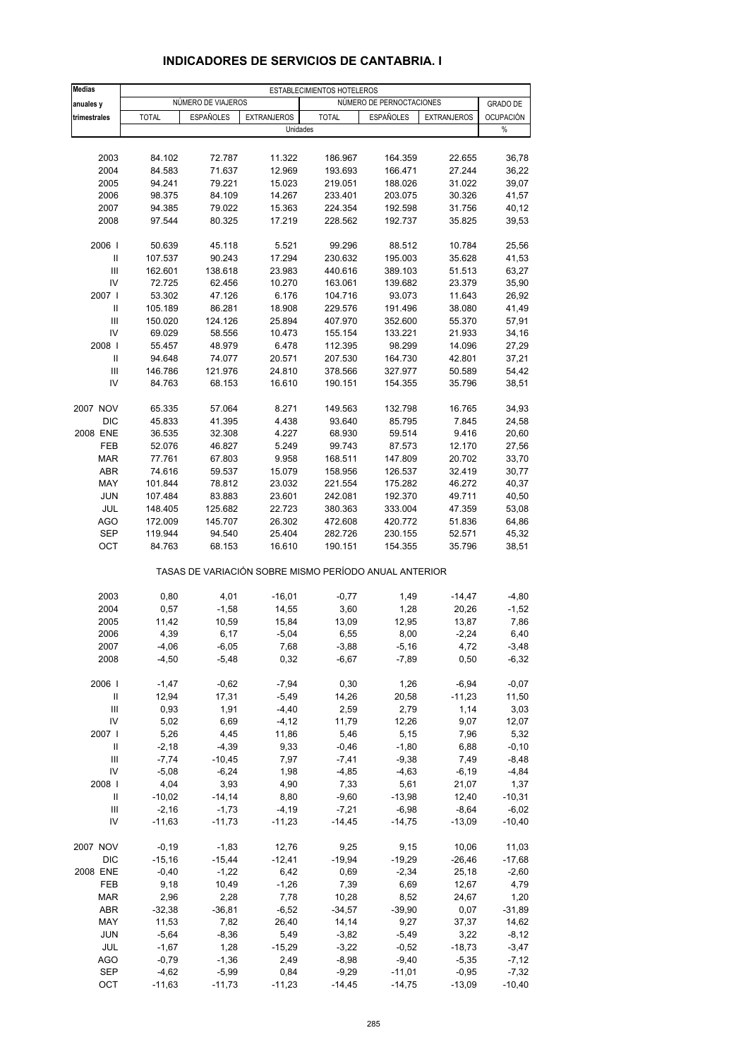# INDICADORES DE SERVICIOS DE CANTABRIA. I

| Medias anuales y trimestrales | ESTABLECIMIENTOS HOTELEROS | | | | | | |
|---|---|---|---|---|---|---|---|
| | NÚMERO DE VIAJEROS | | | NÚMERO DE PERNOCTACIONES | | | GRADO DE OCUPACIÓN |
| | TOTAL | ESPAÑOLES | EXTRANJEROS | TOTAL | ESPAÑOLES | EXTRANJEROS | |
| | Unidades | | | | | | % |
| 2003 | 84.102 | 72.787 | 11.322 | 186.967 | 164.359 | 22.655 | 36,78 |
| 2004 | 84.583 | 71.637 | 12.969 | 193.693 | 166.471 | 27.244 | 36,22 |
| 2005 | 94.241 | 79.221 | 15.023 | 219.051 | 188.026 | 31.022 | 39,07 |
| 2006 | 98.375 | 84.109 | 14.267 | 233.401 | 203.075 | 30.326 | 41,57 |
| 2007 | 94.385 | 79.022 | 15.363 | 224.354 | 192.598 | 31.756 | 40,12 |
| 2008 | 97.544 | 80.325 | 17.219 | 228.562 | 192.737 | 35.825 | 39,53 |
| 2006 I | 50.639 | 45.118 | 5.521 | 99.296 | 88.512 | 10.784 | 25,56 |
| II | 107.537 | 90.243 | 17.294 | 230.632 | 195.003 | 35.628 | 41,53 |
| III | 162.601 | 138.618 | 23.983 | 440.616 | 389.103 | 51.513 | 63,27 |
| IV | 72.725 | 62.456 | 10.270 | 163.061 | 139.682 | 23.379 | 35,90 |
| 2007 I | 53.302 | 47.126 | 6.176 | 104.716 | 93.073 | 11.643 | 26,92 |
| II | 105.189 | 86.281 | 18.908 | 229.576 | 191.496 | 38.080 | 41,49 |
| III | 150.020 | 124.126 | 25.894 | 407.970 | 352.600 | 55.370 | 57,91 |
| IV | 69.029 | 58.556 | 10.473 | 155.154 | 133.221 | 21.933 | 34,16 |
| 2008 I | 55.457 | 48.979 | 6.478 | 112.395 | 98.299 | 14.096 | 27,29 |
| II | 94.648 | 74.077 | 20.571 | 207.530 | 164.730 | 42.801 | 37,21 |
| III | 146.786 | 121.976 | 24.810 | 378.566 | 327.977 | 50.589 | 54,42 |
| IV | 84.763 | 68.153 | 16.610 | 190.151 | 154.355 | 35.796 | 38,51 |
| 2007 NOV | 65.335 | 57.064 | 8.271 | 149.563 | 132.798 | 16.765 | 34,93 |
| DIC | 45.833 | 41.395 | 4.438 | 93.640 | 85.795 | 7.845 | 24,58 |
| 2008 ENE | 36.535 | 32.308 | 4.227 | 68.930 | 59.514 | 9.416 | 20,60 |
| FEB | 52.076 | 46.827 | 5.249 | 99.743 | 87.573 | 12.170 | 27,56 |
| MAR | 77.761 | 67.803 | 9.958 | 168.511 | 147.809 | 20.702 | 33,70 |
| ABR | 74.616 | 59.537 | 15.079 | 158.956 | 126.537 | 32.419 | 30,77 |
| MAY | 101.844 | 78.812 | 23.032 | 221.554 | 175.282 | 46.272 | 40,37 |
| JUN | 107.484 | 83.883 | 23.601 | 242.081 | 192.370 | 49.711 | 40,50 |
| JUL | 148.405 | 125.682 | 22.723 | 380.363 | 333.004 | 47.359 | 53,08 |
| AGO | 172.009 | 145.707 | 26.302 | 472.608 | 420.772 | 51.836 | 64,86 |
| SEP | 119.944 | 94.540 | 25.404 | 282.726 | 230.155 | 52.571 | 45,32 |
| OCT | 84.763 | 68.153 | 16.610 | 190.151 | 154.355 | 35.796 | 38,51 |
| | TASAS DE VARIACIÓN SOBRE MISMO PERÍODO ANUAL ANTERIOR | | | | | | |
| 2003 | 0,80 | 4,01 | -16,01 | -0,77 | 1,49 | -14,47 | -4,80 |
| 2004 | 0,57 | -1,58 | 14,55 | 3,60 | 1,28 | 20,26 | -1,52 |
| 2005 | 11,42 | 10,59 | 15,84 | 13,09 | 12,95 | 13,87 | 7,86 |
| 2006 | 4,39 | 6,17 | -5,04 | 6,55 | 8,00 | -2,24 | 6,40 |
| 2007 | -4,06 | -6,05 | 7,68 | -3,88 | -5,16 | 4,72 | -3,48 |
| 2008 | -4,50 | -5,48 | 0,32 | -6,67 | -7,89 | 0,50 | -6,32 |
| 2006 I | -1,47 | -0,62 | -7,94 | 0,30 | 1,26 | -6,94 | -0,07 |
| II | 12,94 | 17,31 | -5,49 | 14,26 | 20,58 | -11,23 | 11,50 |
| III | 0,93 | 1,91 | -4,40 | 2,59 | 2,79 | 1,14 | 3,03 |
| IV | 5,02 | 6,69 | -4,12 | 11,79 | 12,26 | 9,07 | 12,07 |
| 2007 I | 5,26 | 4,45 | 11,86 | 5,46 | 5,15 | 7,96 | 5,32 |
| II | -2,18 | -4,39 | 9,33 | -0,46 | -1,80 | 6,88 | -0,10 |
| III | -7,74 | -10,45 | 7,97 | -7,41 | -9,38 | 7,49 | -8,48 |
| IV | -5,08 | -6,24 | 1,98 | -4,85 | -4,63 | -6,19 | -4,84 |
| 2008 I | 4,04 | 3,93 | 4,90 | 7,33 | 5,61 | 21,07 | 1,37 |
| II | -10,02 | -14,14 | 8,80 | -9,60 | -13,98 | 12,40 | -10,31 |
| III | -2,16 | -1,73 | -4,19 | -7,21 | -6,98 | -8,64 | -6,02 |
| IV | -11,63 | -11,73 | -11,23 | -14,45 | -14,75 | -13,09 | -10,40 |
| 2007 NOV | -0,19 | -1,83 | 12,76 | 9,25 | 9,15 | 10,06 | 11,03 |
| DIC | -15,16 | -15,44 | -12,41 | -19,94 | -19,29 | -26,46 | -17,68 |
| 2008 ENE | -0,40 | -1,22 | 6,42 | 0,69 | -2,34 | 25,18 | -2,60 |
| FEB | 9,18 | 10,49 | -1,26 | 7,39 | 6,69 | 12,67 | 4,79 |
| MAR | 2,96 | 2,28 | 7,78 | 10,28 | 8,52 | 24,67 | 1,20 |
| ABR | -32,38 | -36,81 | -6,52 | -34,57 | -39,90 | 0,07 | -31,89 |
| MAY | 11,53 | 7,82 | 26,40 | 14,14 | 9,27 | 37,37 | 14,62 |
| JUN | -5,64 | -8,36 | 5,49 | -3,82 | -5,49 | 3,22 | -8,12 |
| JUL | -1,67 | 1,28 | -15,29 | -3,22 | -0,52 | -18,73 | -3,47 |
| AGO | -0,79 | -1,36 | 2,49 | -8,98 | -9,40 | -5,35 | -7,12 |
| SEP | -4,62 | -5,99 | 0,84 | -9,29 | -11,01 | -0,95 | -7,32 |
| OCT | -11,63 | -11,73 | -11,23 | -14,45 | -14,75 | -13,09 | -10,40 |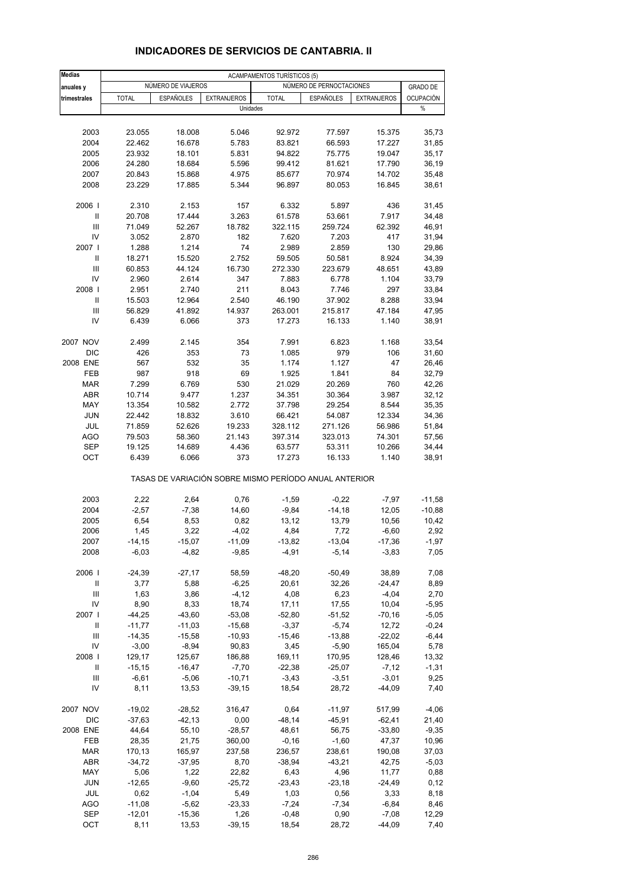# INDICADORES DE SERVICIOS DE CANTABRIA. II

| Medias anuales y trimestrales | ACAMPAMENTOS TURÍSTICOS (5) | | | | | | |
|---|---|---|---|---|---|---|---|
| | NÚMERO DE VIAJEROS | | | NÚMERO DE PERNOCTACIONES | | | GRADO DE OCUPACIÓN |
| | TOTAL | ESPAÑOLES | EXTRANJEROS | TOTAL | ESPAÑOLES | EXTRANJEROS | |
| | Unidades | | | | | | % |
| 2003 | 23.055 | 18.008 | 5.046 | 92.972 | 77.597 | 15.375 | 35,73 |
| 2004 | 22.462 | 16.678 | 5.783 | 83.821 | 66.593 | 17.227 | 31,85 |
| 2005 | 23.932 | 18.101 | 5.831 | 94.822 | 75.775 | 19.047 | 35,17 |
| 2006 | 24.280 | 18.684 | 5.596 | 99.412 | 81.621 | 17.790 | 36,19 |
| 2007 | 20.843 | 15.868 | 4.975 | 85.677 | 70.974 | 14.702 | 35,48 |
| 2008 | 23.229 | 17.885 | 5.344 | 96.897 | 80.053 | 16.845 | 38,61 |
| 2006 I | 2.310 | 2.153 | 157 | 6.332 | 5.897 | 436 | 31,45 |
| II | 20.708 | 17.444 | 3.263 | 61.578 | 53.661 | 7.917 | 34,48 |
| III | 71.049 | 52.267 | 18.782 | 322.115 | 259.724 | 62.392 | 46,91 |
| IV | 3.052 | 2.870 | 182 | 7.620 | 7.203 | 417 | 31,94 |
| 2007 I | 1.288 | 1.214 | 74 | 2.989 | 2.859 | 130 | 29,86 |
| II | 18.271 | 15.520 | 2.752 | 59.505 | 50.581 | 8.924 | 34,39 |
| III | 60.853 | 44.124 | 16.730 | 272.330 | 223.679 | 48.651 | 43,89 |
| IV | 2.960 | 2.614 | 347 | 7.883 | 6.778 | 1.104 | 33,79 |
| 2008 I | 2.951 | 2.740 | 211 | 8.043 | 7.746 | 297 | 33,84 |
| II | 15.503 | 12.964 | 2.540 | 46.190 | 37.902 | 8.288 | 33,94 |
| III | 56.829 | 41.892 | 14.937 | 263.001 | 215.817 | 47.184 | 47,95 |
| IV | 6.439 | 6.066 | 373 | 17.273 | 16.133 | 1.140 | 38,91 |
| 2007 NOV | 2.499 | 2.145 | 354 | 7.991 | 6.823 | 1.168 | 33,54 |
| DIC | 426 | 353 | 73 | 1.085 | 979 | 106 | 31,60 |
| 2008 ENE | 567 | 532 | 35 | 1.174 | 1.127 | 47 | 26,46 |
| FEB | 987 | 918 | 69 | 1.925 | 1.841 | 84 | 32,79 |
| MAR | 7.299 | 6.769 | 530 | 21.029 | 20.269 | 760 | 42,26 |
| ABR | 10.714 | 9.477 | 1.237 | 34.351 | 30.364 | 3.987 | 32,12 |
| MAY | 13.354 | 10.582 | 2.772 | 37.798 | 29.254 | 8.544 | 35,35 |
| JUN | 22.442 | 18.832 | 3.610 | 66.421 | 54.087 | 12.334 | 34,36 |
| JUL | 71.859 | 52.626 | 19.233 | 328.112 | 271.126 | 56.986 | 51,84 |
| AGO | 79.503 | 58.360 | 21.143 | 397.314 | 323.013 | 74.301 | 57,56 |
| SEP | 19.125 | 14.689 | 4.436 | 63.577 | 53.311 | 10.266 | 34,44 |
| OCT | 6.439 | 6.066 | 373 | 17.273 | 16.133 | 1.140 | 38,91 |
| | TASAS DE VARIACIÓN SOBRE MISMO PERÍODO ANUAL ANTERIOR | | | | | | |
| 2003 | 2,22 | 2,64 | 0,76 | -1,59 | -0,22 | -7,97 | -11,58 |
| 2004 | -2,57 | -7,38 | 14,60 | -9,84 | -14,18 | 12,05 | -10,88 |
| 2005 | 6,54 | 8,53 | 0,82 | 13,12 | 13,79 | 10,56 | 10,42 |
| 2006 | 1,45 | 3,22 | -4,02 | 4,84 | 7,72 | -6,60 | 2,92 |
| 2007 | -14,15 | -15,07 | -11,09 | -13,82 | -13,04 | -17,36 | -1,97 |
| 2008 | -6,03 | -4,82 | -9,85 | -4,91 | -5,14 | -3,83 | 7,05 |
| 2006 I | -24,39 | -27,17 | 58,59 | -48,20 | -50,49 | 38,89 | 7,08 |
| II | 3,77 | 5,88 | -6,25 | 20,61 | 32,26 | -24,47 | 8,89 |
| III | 1,63 | 3,86 | -4,12 | 4,08 | 6,23 | -4,04 | 2,70 |
| IV | 8,90 | 8,33 | 18,74 | 17,11 | 17,55 | 10,04 | -5,95 |
| 2007 I | -44,25 | -43,60 | -53,08 | -52,80 | -51,52 | -70,16 | -5,05 |
| II | -11,77 | -11,03 | -15,68 | -3,37 | -5,74 | 12,72 | -0,24 |
| III | -14,35 | -15,58 | -10,93 | -15,46 | -13,88 | -22,02 | -6,44 |
| IV | -3,00 | -8,94 | 90,83 | 3,45 | -5,90 | 165,04 | 5,78 |
| 2008 I | 129,17 | 125,67 | 186,88 | 169,11 | 170,95 | 128,46 | 13,32 |
| II | -15,15 | -16,47 | -7,70 | -22,38 | -25,07 | -7,12 | -1,31 |
| III | -6,61 | -5,06 | -10,71 | -3,43 | -3,51 | -3,01 | 9,25 |
| IV | 8,11 | 13,53 | -39,15 | 18,54 | 28,72 | -44,09 | 7,40 |
| 2007 NOV | -19,02 | -28,52 | 316,47 | 0,64 | -11,97 | 517,99 | -4,06 |
| DIC | -37,63 | -42,13 | 0,00 | -48,14 | -45,91 | -62,41 | 21,40 |
| 2008 ENE | 44,64 | 55,10 | -28,57 | 48,61 | 56,75 | -33,80 | -9,35 |
| FEB | 28,35 | 21,75 | 360,00 | -0,16 | -1,60 | 47,37 | 10,96 |
| MAR | 170,13 | 165,97 | 237,58 | 236,57 | 238,61 | 190,08 | 37,03 |
| ABR | -34,72 | -37,95 | 8,70 | -38,94 | -43,21 | 42,75 | -5,03 |
| MAY | 5,06 | 1,22 | 22,82 | 6,43 | 4,96 | 11,77 | 0,88 |
| JUN | -12,65 | -9,60 | -25,72 | -23,43 | -23,18 | -24,49 | 0,12 |
| JUL | 0,62 | -1,04 | 5,49 | 1,03 | 0,56 | 3,33 | 8,18 |
| AGO | -11,08 | -5,62 | -23,33 | -7,24 | -7,34 | -6,84 | 8,46 |
| SEP | -12,01 | -15,36 | 1,26 | -0,48 | 0,90 | -7,08 | 12,29 |
| OCT | 8,11 | 13,53 | -39,15 | 18,54 | 28,72 | -44,09 | 7,40 |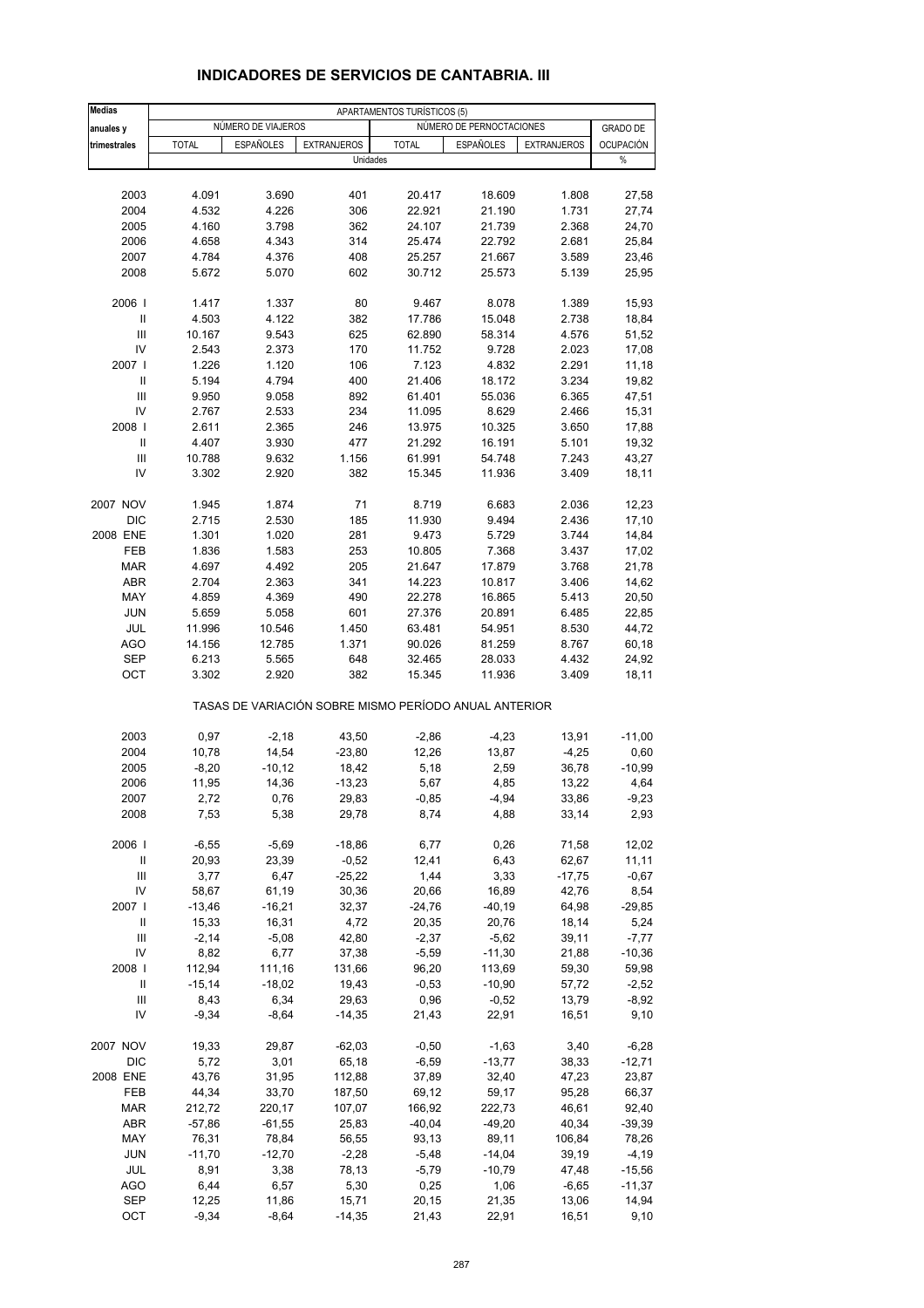## INDICADORES DE SERVICIOS DE CANTABRIA. III

| Medias anuales y trimestrales | APARTAMENTOS TURÍSTICOS (5) | | | | | | |
|---|---|---|---|---|---|---|---|
| | NÚMERO DE VIAJEROS | | | NÚMERO DE PERNOCTACIONES | | | GRADO DE OCUPACIÓN |
| | TOTAL | ESPAÑOLES | EXTRANJEROS | TOTAL | ESPAÑOLES | EXTRANJEROS | |
| | Unidades | | | | | | % |
| 2003 | 4.091 | 3.690 | 401 | 20.417 | 18.609 | 1.808 | 27,58 |
| 2004 | 4.532 | 4.226 | 306 | 22.921 | 21.190 | 1.731 | 27,74 |
| 2005 | 4.160 | 3.798 | 362 | 24.107 | 21.739 | 2.368 | 24,70 |
| 2006 | 4.658 | 4.343 | 314 | 25.474 | 22.792 | 2.681 | 25,84 |
| 2007 | 4.784 | 4.376 | 408 | 25.257 | 21.667 | 3.589 | 23,46 |
| 2008 | 5.672 | 5.070 | 602 | 30.712 | 25.573 | 5.139 | 25,95 |
| 2006 I | 1.417 | 1.337 | 80 | 9.467 | 8.078 | 1.389 | 15,93 |
| II | 4.503 | 4.122 | 382 | 17.786 | 15.048 | 2.738 | 18,84 |
| III | 10.167 | 9.543 | 625 | 62.890 | 58.314 | 4.576 | 51,52 |
| IV | 2.543 | 2.373 | 170 | 11.752 | 9.728 | 2.023 | 17,08 |
| 2007 I | 1.226 | 1.120 | 106 | 7.123 | 4.832 | 2.291 | 11,18 |
| II | 5.194 | 4.794 | 400 | 21.406 | 18.172 | 3.234 | 19,82 |
| III | 9.950 | 9.058 | 892 | 61.401 | 55.036 | 6.365 | 47,51 |
| IV | 2.767 | 2.533 | 234 | 11.095 | 8.629 | 2.466 | 15,31 |
| 2008 I | 2.611 | 2.365 | 246 | 13.975 | 10.325 | 3.650 | 17,88 |
| II | 4.407 | 3.930 | 477 | 21.292 | 16.191 | 5.101 | 19,32 |
| III | 10.788 | 9.632 | 1.156 | 61.991 | 54.748 | 7.243 | 43,27 |
| IV | 3.302 | 2.920 | 382 | 15.345 | 11.936 | 3.409 | 18,11 |
| 2007 NOV | 1.945 | 1.874 | 71 | 8.719 | 6.683 | 2.036 | 12,23 |
| DIC | 2.715 | 2.530 | 185 | 11.930 | 9.494 | 2.436 | 17,10 |
| 2008 ENE | 1.301 | 1.020 | 281 | 9.473 | 5.729 | 3.744 | 14,84 |
| FEB | 1.836 | 1.583 | 253 | 10.805 | 7.368 | 3.437 | 17,02 |
| MAR | 4.697 | 4.492 | 205 | 21.647 | 17.879 | 3.768 | 21,78 |
| ABR | 2.704 | 2.363 | 341 | 14.223 | 10.817 | 3.406 | 14,62 |
| MAY | 4.859 | 4.369 | 490 | 22.278 | 16.865 | 5.413 | 20,50 |
| JUN | 5.659 | 5.058 | 601 | 27.376 | 20.891 | 6.485 | 22,85 |
| JUL | 11.996 | 10.546 | 1.450 | 63.481 | 54.951 | 8.530 | 44,72 |
| AGO | 14.156 | 12.785 | 1.371 | 90.026 | 81.259 | 8.767 | 60,18 |
| SEP | 6.213 | 5.565 | 648 | 32.465 | 28.033 | 4.432 | 24,92 |
| OCT | 3.302 | 2.920 | 382 | 15.345 | 11.936 | 3.409 | 18,11 |
| | TASAS DE VARIACIÓN SOBRE MISMO PERÍODO ANUAL ANTERIOR | | | | | | |
| 2003 | 0,97 | -2,18 | 43,50 | -2,86 | -4,23 | 13,91 | -11,00 |
| 2004 | 10,78 | 14,54 | -23,80 | 12,26 | 13,87 | -4,25 | 0,60 |
| 2005 | -8,20 | -10,12 | 18,42 | 5,18 | 2,59 | 36,78 | -10,99 |
| 2006 | 11,95 | 14,36 | -13,23 | 5,67 | 4,85 | 13,22 | 4,64 |
| 2007 | 2,72 | 0,76 | 29,83 | -0,85 | -4,94 | 33,86 | -9,23 |
| 2008 | 7,53 | 5,38 | 29,78 | 8,74 | 4,88 | 33,14 | 2,93 |
| 2006 I | -6,55 | -5,69 | -18,86 | 6,77 | 0,26 | 71,58 | 12,02 |
| II | 20,93 | 23,39 | -0,52 | 12,41 | 6,43 | 62,67 | 11,11 |
| III | 3,77 | 6,47 | -25,22 | 1,44 | 3,33 | -17,75 | -0,67 |
| IV | 58,67 | 61,19 | 30,36 | 20,66 | 16,89 | 42,76 | 8,54 |
| 2007 I | -13,46 | -16,21 | 32,37 | -24,76 | -40,19 | 64,98 | -29,85 |
| II | 15,33 | 16,31 | 4,72 | 20,35 | 20,76 | 18,14 | 5,24 |
| III | -2,14 | -5,08 | 42,80 | -2,37 | -5,62 | 39,11 | -7,77 |
| IV | 8,82 | 6,77 | 37,38 | -5,59 | -11,30 | 21,88 | -10,36 |
| 2008 I | 112,94 | 111,16 | 131,66 | 96,20 | 113,69 | 59,30 | 59,98 |
| II | -15,14 | -18,02 | 19,43 | -0,53 | -10,90 | 57,72 | -2,52 |
| III | 8,43 | 6,34 | 29,63 | 0,96 | -0,52 | 13,79 | -8,92 |
| IV | -9,34 | -8,64 | -14,35 | 21,43 | 22,91 | 16,51 | 9,10 |
| 2007 NOV | 19,33 | 29,87 | -62,03 | -0,50 | -1,63 | 3,40 | -6,28 |
| DIC | 5,72 | 3,01 | 65,18 | -6,59 | -13,77 | 38,33 | -12,71 |
| 2008 ENE | 43,76 | 31,95 | 112,88 | 37,89 | 32,40 | 47,23 | 23,87 |
| FEB | 44,34 | 33,70 | 187,50 | 69,12 | 59,17 | 95,28 | 66,37 |
| MAR | 212,72 | 220,17 | 107,07 | 166,92 | 222,73 | 46,61 | 92,40 |
| ABR | -57,86 | -61,55 | 25,83 | -40,04 | -49,20 | 40,34 | -39,39 |
| MAY | 76,31 | 78,84 | 56,55 | 93,13 | 89,11 | 106,84 | 78,26 |
| JUN | -11,70 | -12,70 | -2,28 | -5,48 | -14,04 | 39,19 | -4,19 |
| JUL | 8,91 | 3,38 | 78,13 | -5,79 | -10,79 | 47,48 | -15,56 |
| AGO | 6,44 | 6,57 | 5,30 | 0,25 | 1,06 | -6,65 | -11,37 |
| SEP | 12,25 | 11,86 | 15,71 | 20,15 | 21,35 | 13,06 | 14,94 |
| OCT | -9,34 | -8,64 | -14,35 | 21,43 | 22,91 | 16,51 | 9,10 |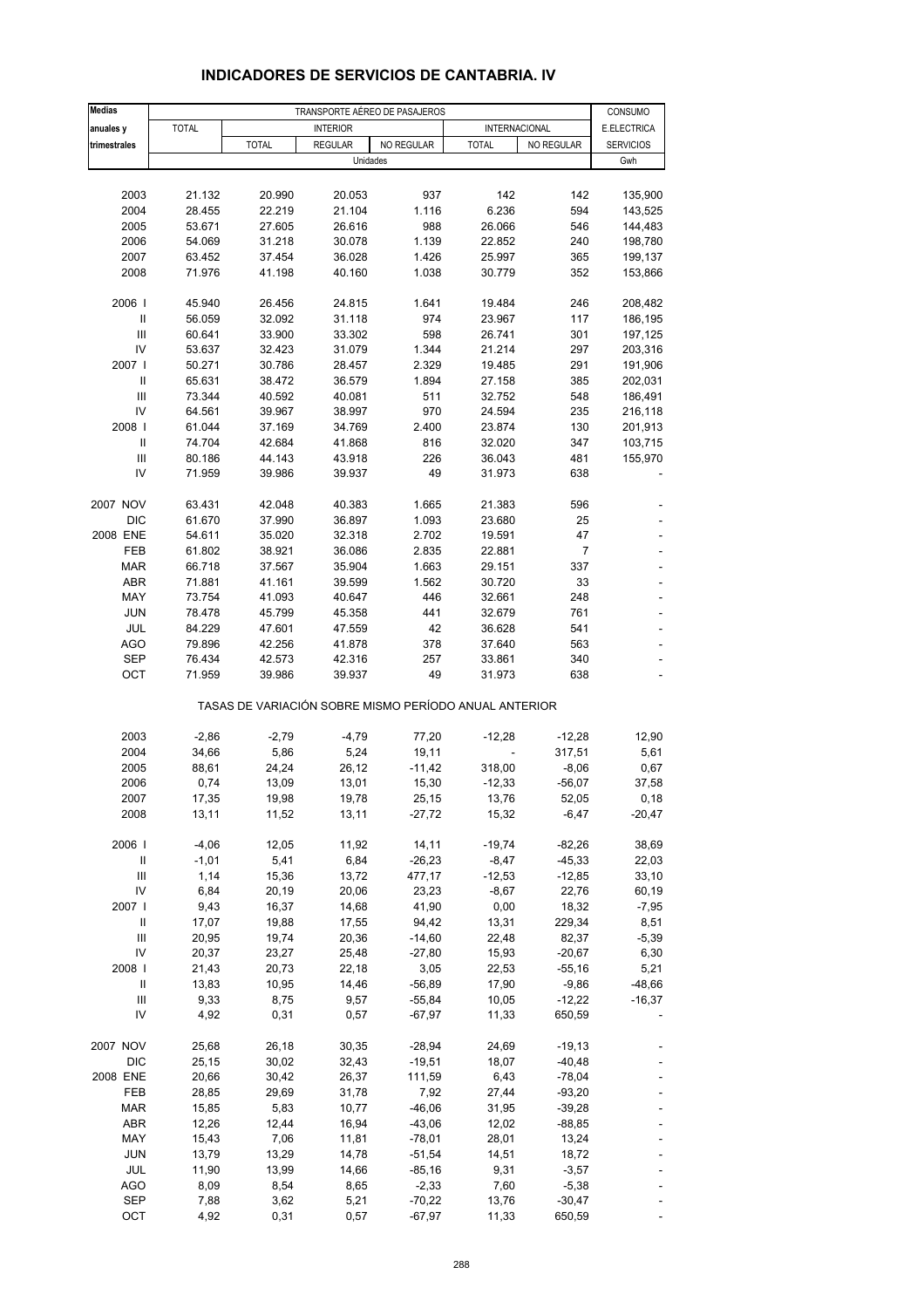# INDICADORES DE SERVICIOS DE CANTABRIA. IV

| Medias anuales y trimestrales | TRANSPORTE AÉREO DE PASAJEROS | | | | | | CONSUMO E.ELECTRICA SERVICIOS |
|---|---|---|---|---|---|---|---|
| | TOTAL | INTERIOR | | | INTERNACIONAL | | |
| | | TOTAL | REGULAR | NO REGULAR | TOTAL | NO REGULAR | |
| | Unidades | | | | | | Gwh |
| 2003 | 21.132 | 20.990 | 20.053 | 937 | 142 | 142 | 135,900 |
| 2004 | 28.455 | 22.219 | 21.104 | 1.116 | 6.236 | 594 | 143,525 |
| 2005 | 53.671 | 27.605 | 26.616 | 988 | 26.066 | 546 | 144,483 |
| 2006 | 54.069 | 31.218 | 30.078 | 1.139 | 22.852 | 240 | 198,780 |
| 2007 | 63.452 | 37.454 | 36.028 | 1.426 | 25.997 | 365 | 199,137 |
| 2008 | 71.976 | 41.198 | 40.160 | 1.038 | 30.779 | 352 | 153,866 |
| 2006 I | 45.940 | 26.456 | 24.815 | 1.641 | 19.484 | 246 | 208,482 |
| II | 56.059 | 32.092 | 31.118 | 974 | 23.967 | 117 | 186,195 |
| III | 60.641 | 33.900 | 33.302 | 598 | 26.741 | 301 | 197,125 |
| IV | 53.637 | 32.423 | 31.079 | 1.344 | 21.214 | 297 | 203,316 |
| 2007 I | 50.271 | 30.786 | 28.457 | 2.329 | 19.485 | 291 | 191,906 |
| II | 65.631 | 38.472 | 36.579 | 1.894 | 27.158 | 385 | 202,031 |
| III | 73.344 | 40.592 | 40.081 | 511 | 32.752 | 548 | 186,491 |
| IV | 64.561 | 39.967 | 38.997 | 970 | 24.594 | 235 | 216,118 |
| 2008 I | 61.044 | 37.169 | 34.769 | 2.400 | 23.874 | 130 | 201,913 |
| II | 74.704 | 42.684 | 41.868 | 816 | 32.020 | 347 | 103,715 |
| III | 80.186 | 44.143 | 43.918 | 226 | 36.043 | 481 | 155,970 |
| IV | 71.959 | 39.986 | 39.937 | 49 | 31.973 | 638 | - |
| 2007 NOV | 63.431 | 42.048 | 40.383 | 1.665 | 21.383 | 596 | - |
| DIC | 61.670 | 37.990 | 36.897 | 1.093 | 23.680 | 25 | - |
| 2008 ENE | 54.611 | 35.020 | 32.318 | 2.702 | 19.591 | 47 | - |
| FEB | 61.802 | 38.921 | 36.086 | 2.835 | 22.881 | 7 | - |
| MAR | 66.718 | 37.567 | 35.904 | 1.663 | 29.151 | 337 | - |
| ABR | 71.881 | 41.161 | 39.599 | 1.562 | 30.720 | 33 | - |
| MAY | 73.754 | 41.093 | 40.647 | 446 | 32.661 | 248 | - |
| JUN | 78.478 | 45.799 | 45.358 | 441 | 32.679 | 761 | - |
| JUL | 84.229 | 47.601 | 47.559 | 42 | 36.628 | 541 | - |
| AGO | 79.896 | 42.256 | 41.878 | 378 | 37.640 | 563 | - |
| SEP | 76.434 | 42.573 | 42.316 | 257 | 33.861 | 340 | - |
| OCT | 71.959 | 39.986 | 39.937 | 49 | 31.973 | 638 | - |
| | TASAS DE VARIACIÓN SOBRE MISMO PERÍODO ANUAL ANTERIOR | | | | | | |
| 2003 | -2,86 | -2,79 | -4,79 | 77,20 | -12,28 | -12,28 | 12,90 |
| 2004 | 34,66 | 5,86 | 5,24 | 19,11 | - | 317,51 | 5,61 |
| 2005 | 88,61 | 24,24 | 26,12 | -11,42 | 318,00 | -8,06 | 0,67 |
| 2006 | 0,74 | 13,09 | 13,01 | 15,30 | -12,33 | -56,07 | 37,58 |
| 2007 | 17,35 | 19,98 | 19,78 | 25,15 | 13,76 | 52,05 | 0,18 |
| 2008 | 13,11 | 11,52 | 13,11 | -27,72 | 15,32 | -6,47 | -20,47 |
| 2006 I | -4,06 | 12,05 | 11,92 | 14,11 | -19,74 | -82,26 | 38,69 |
| II | -1,01 | 5,41 | 6,84 | -26,23 | -8,47 | -45,33 | 22,03 |
| III | 1,14 | 15,36 | 13,72 | 477,17 | -12,53 | -12,85 | 33,10 |
| IV | 6,84 | 20,19 | 20,06 | 23,23 | -8,67 | 22,76 | 60,19 |
| 2007 I | 9,43 | 16,37 | 14,68 | 41,90 | 0,00 | 18,32 | -7,95 |
| II | 17,07 | 19,88 | 17,55 | 94,42 | 13,31 | 229,34 | 8,51 |
| III | 20,95 | 19,74 | 20,36 | -14,60 | 22,48 | 82,37 | -5,39 |
| IV | 20,37 | 23,27 | 25,48 | -27,80 | 15,93 | -20,67 | 6,30 |
| 2008 I | 21,43 | 20,73 | 22,18 | 3,05 | 22,53 | -55,16 | 5,21 |
| II | 13,83 | 10,95 | 14,46 | -56,89 | 17,90 | -9,86 | -48,66 |
| III | 9,33 | 8,75 | 9,57 | -55,84 | 10,05 | -12,22 | -16,37 |
| IV | 4,92 | 0,31 | 0,57 | -67,97 | 11,33 | 650,59 | - |
| 2007 NOV | 25,68 | 26,18 | 30,35 | -28,94 | 24,69 | -19,13 | - |
| DIC | 25,15 | 30,02 | 32,43 | -19,51 | 18,07 | -40,48 | - |
| 2008 ENE | 20,66 | 30,42 | 26,37 | 111,59 | 6,43 | -78,04 | - |
| FEB | 28,85 | 29,69 | 31,78 | 7,92 | 27,44 | -93,20 | - |
| MAR | 15,85 | 5,83 | 10,77 | -46,06 | 31,95 | -39,28 | - |
| ABR | 12,26 | 12,44 | 16,94 | -43,06 | 12,02 | -88,85 | - |
| MAY | 15,43 | 7,06 | 11,81 | -78,01 | 28,01 | 13,24 | - |
| JUN | 13,79 | 13,29 | 14,78 | -51,54 | 14,51 | 18,72 | - |
| JUL | 11,90 | 13,99 | 14,66 | -85,16 | 9,31 | -3,57 | - |
| AGO | 8,09 | 8,54 | 8,65 | -2,33 | 7,60 | -5,38 | - |
| SEP | 7,88 | 3,62 | 5,21 | -70,22 | 13,76 | -30,47 | - |
| OCT | 4,92 | 0,31 | 0,57 | -67,97 | 11,33 | 650,59 | - |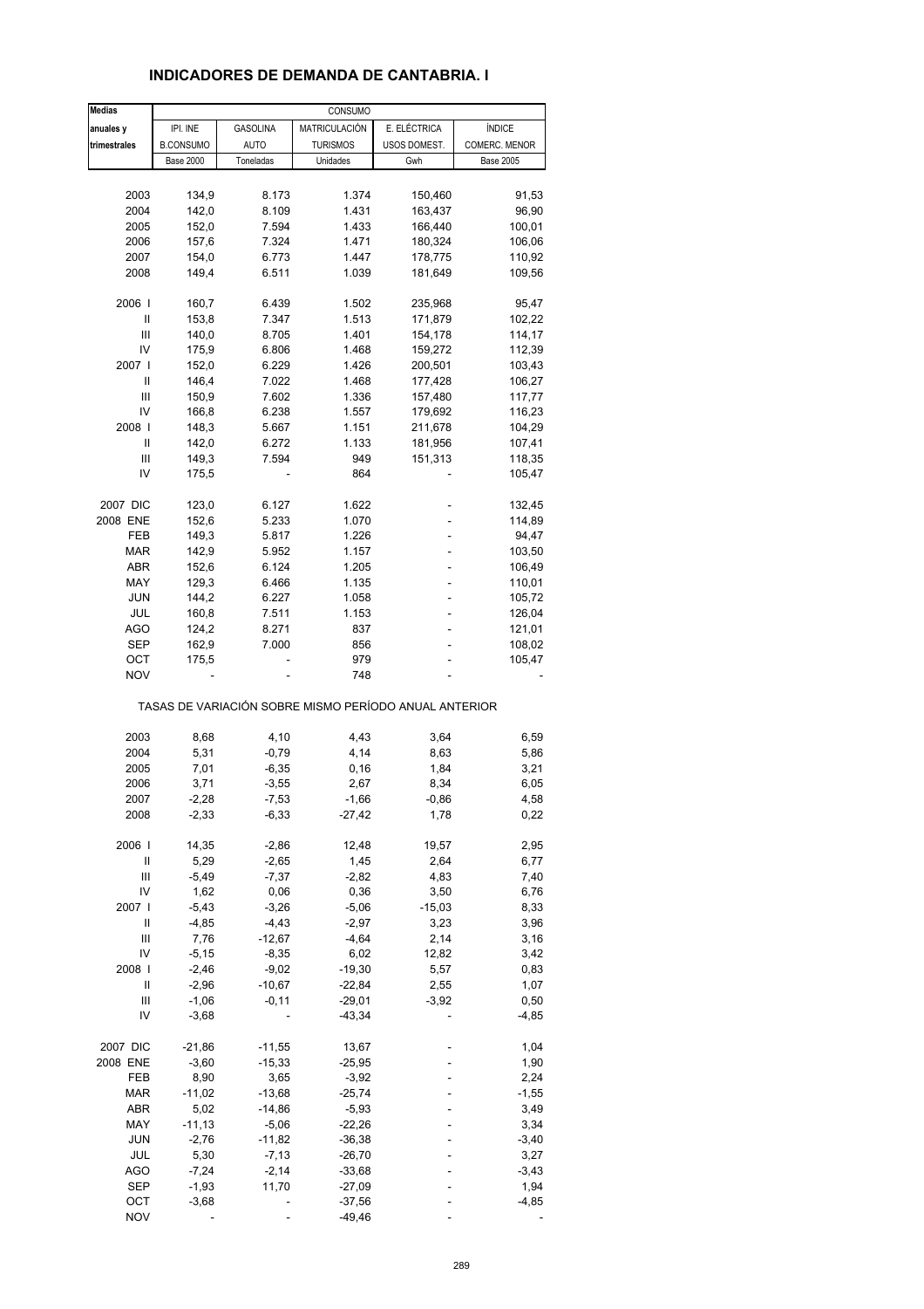# INDICADORES DE DEMANDA DE CANTABRIA. I

| Medias anuales y trimestrales | CONSUMO | | | | |
|---|---|---|---|---|---|
| | IPI. INE B.CONSUMO | GASOLINA AUTO | MATRICULACIÓN TURISMOS | E. ELÉCTRICA USOS DOMEST. | ÍNDICE COMERC. MENOR |
| | Base 2000 | Toneladas | Unidades | Gwh | Base 2005 |
| 2003 | 134,9 | 8.173 | 1.374 | 150,460 | 91,53 |
| 2004 | 142,0 | 8.109 | 1.431 | 163,437 | 96,90 |
| 2005 | 152,0 | 7.594 | 1.433 | 166,440 | 100,01 |
| 2006 | 157,6 | 7.324 | 1.471 | 180,324 | 106,06 |
| 2007 | 154,0 | 6.773 | 1.447 | 178,775 | 110,92 |
| 2008 | 149,4 | 6.511 | 1.039 | 181,649 | 109,56 |
| 2006 I | 160,7 | 6.439 | 1.502 | 235,968 | 95,47 |
| II | 153,8 | 7.347 | 1.513 | 171,879 | 102,22 |
| III | 140,0 | 8.705 | 1.401 | 154,178 | 114,17 |
| IV | 175,9 | 6.806 | 1.468 | 159,272 | 112,39 |
| 2007 I | 152,0 | 6.229 | 1.426 | 200,501 | 103,43 |
| II | 146,4 | 7.022 | 1.468 | 177,428 | 106,27 |
| III | 150,9 | 7.602 | 1.336 | 157,480 | 117,77 |
| IV | 166,8 | 6.238 | 1.557 | 179,692 | 116,23 |
| 2008 I | 148,3 | 5.667 | 1.151 | 211,678 | 104,29 |
| II | 142,0 | 6.272 | 1.133 | 181,956 | 107,41 |
| III | 149,3 | 7.594 | 949 | 151,313 | 118,35 |
| IV | 175,5 | - | 864 | - | 105,47 |
| 2007 DIC | 123,0 | 6.127 | 1.622 | - | 132,45 |
| 2008 ENE | 152,6 | 5.233 | 1.070 | - | 114,89 |
| FEB | 149,3 | 5.817 | 1.226 | - | 94,47 |
| MAR | 142,9 | 5.952 | 1.157 | - | 103,50 |
| ABR | 152,6 | 6.124 | 1.205 | - | 106,49 |
| MAY | 129,3 | 6.466 | 1.135 | - | 110,01 |
| JUN | 144,2 | 6.227 | 1.058 | - | 105,72 |
| JUL | 160,8 | 7.511 | 1.153 | - | 126,04 |
| AGO | 124,2 | 8.271 | 837 | - | 121,01 |
| SEP | 162,9 | 7.000 | 856 | - | 108,02 |
| OCT | 175,5 | - | 979 | - | 105,47 |
| NOV | - | - | 748 | - | - |
| TASAS DE VARIACIÓN SOBRE MISMO PERÍODO ANUAL ANTERIOR | | | | | |
| 2003 | 8,68 | 4,10 | 4,43 | 3,64 | 6,59 |
| 2004 | 5,31 | -0,79 | 4,14 | 8,63 | 5,86 |
| 2005 | 7,01 | -6,35 | 0,16 | 1,84 | 3,21 |
| 2006 | 3,71 | -3,55 | 2,67 | 8,34 | 6,05 |
| 2007 | -2,28 | -7,53 | -1,66 | -0,86 | 4,58 |
| 2008 | -2,33 | -6,33 | -27,42 | 1,78 | 0,22 |
| 2006 I | 14,35 | -2,86 | 12,48 | 19,57 | 2,95 |
| II | 5,29 | -2,65 | 1,45 | 2,64 | 6,77 |
| III | -5,49 | -7,37 | -2,82 | 4,83 | 7,40 |
| IV | 1,62 | 0,06 | 0,36 | 3,50 | 6,76 |
| 2007 I | -5,43 | -3,26 | -5,06 | -15,03 | 8,33 |
| II | -4,85 | -4,43 | -2,97 | 3,23 | 3,96 |
| III | 7,76 | -12,67 | -4,64 | 2,14 | 3,16 |
| IV | -5,15 | -8,35 | 6,02 | 12,82 | 3,42 |
| 2008 I | -2,46 | -9,02 | -19,30 | 5,57 | 0,83 |
| II | -2,96 | -10,67 | -22,84 | 2,55 | 1,07 |
| III | -1,06 | -0,11 | -29,01 | -3,92 | 0,50 |
| IV | -3,68 | - | -43,34 | - | -4,85 |
| 2007 DIC | -21,86 | -11,55 | 13,67 | - | 1,04 |
| 2008 ENE | -3,60 | -15,33 | -25,95 | - | 1,90 |
| FEB | 8,90 | 3,65 | -3,92 | - | 2,24 |
| MAR | -11,02 | -13,68 | -25,74 | - | -1,55 |
| ABR | 5,02 | -14,86 | -5,93 | - | 3,49 |
| MAY | -11,13 | -5,06 | -22,26 | - | 3,34 |
| JUN | -2,76 | -11,82 | -36,38 | - | -3,40 |
| JUL | 5,30 | -7,13 | -26,70 | - | 3,27 |
| AGO | -7,24 | -2,14 | -33,68 | - | -3,43 |
| SEP | -1,93 | 11,70 | -27,09 | - | 1,94 |
| OCT | -3,68 | - | -37,56 | - | -4,85 |
| NOV | - | - | -49,46 | - | - |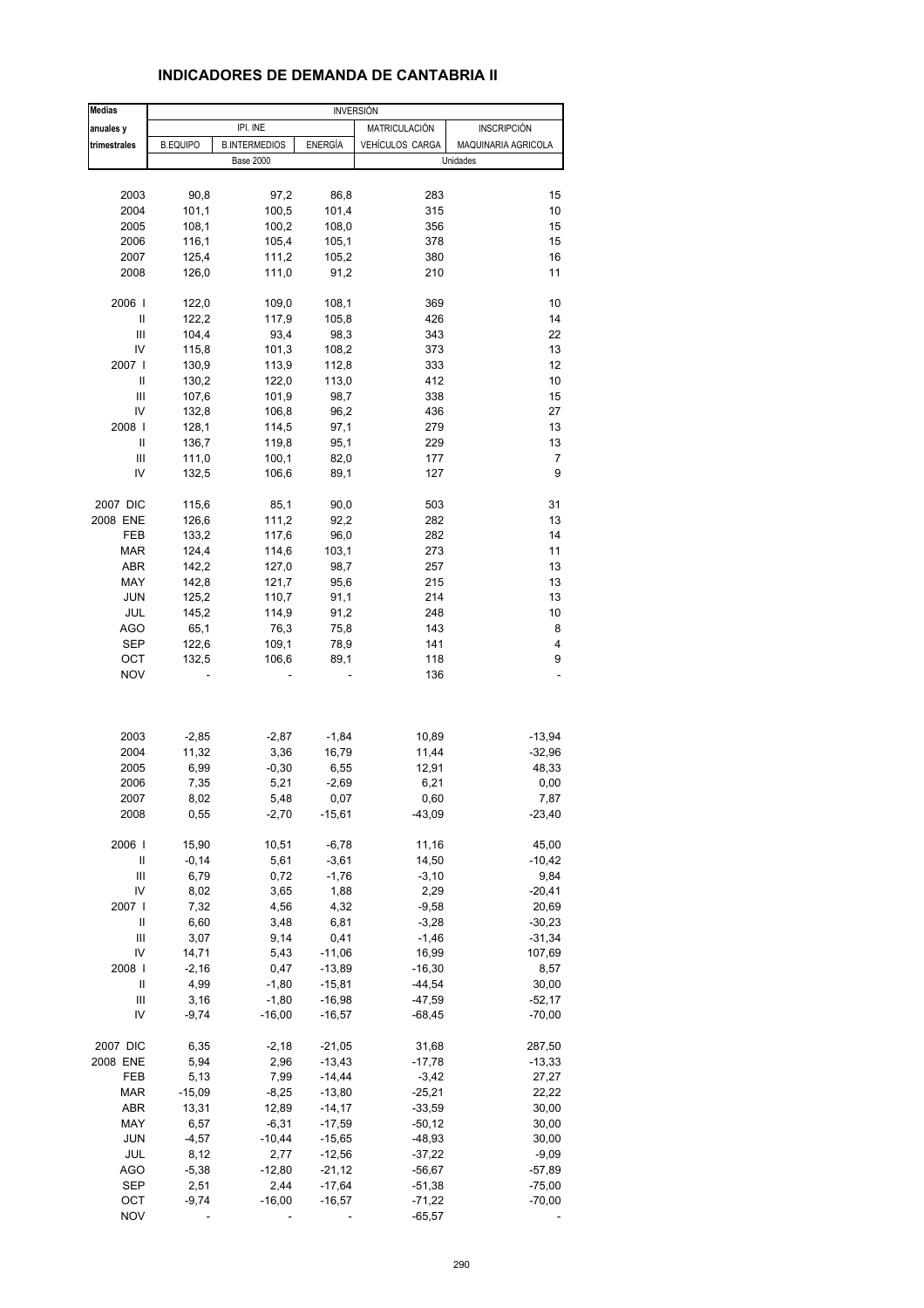## INDICADORES DE DEMANDA DE CANTABRIA II

| Medias anuales y trimestrales | INVERSIÓN | | | | |
|---|---|---|---|---|---|
| | IPI. INE | | | MATRICULACIÓN | INSCRIPCIÓN |
| | B.EQUIPO | B.INTERMEDIOS | ENERGÍA | VEHÍCULOS CARGA | MAQUINARIA AGRICOLA |
| | Base 2000 | | | Unidades | |
| 2003 | 90,8 | 97,2 | 86,8 | 283 | 15 |
| 2004 | 101,1 | 100,5 | 101,4 | 315 | 10 |
| 2005 | 108,1 | 100,2 | 108,0 | 356 | 15 |
| 2006 | 116,1 | 105,4 | 105,1 | 378 | 15 |
| 2007 | 125,4 | 111,2 | 105,2 | 380 | 16 |
| 2008 | 126,0 | 111,0 | 91,2 | 210 | 11 |
| 2006 I | 122,0 | 109,0 | 108,1 | 369 | 10 |
| II | 122,2 | 117,9 | 105,8 | 426 | 14 |
| III | 104,4 | 93,4 | 98,3 | 343 | 22 |
| IV | 115,8 | 101,3 | 108,2 | 373 | 13 |
| 2007 I | 130,9 | 113,9 | 112,8 | 333 | 12 |
| II | 130,2 | 122,0 | 113,0 | 412 | 10 |
| III | 107,6 | 101,9 | 98,7 | 338 | 15 |
| IV | 132,8 | 106,8 | 96,2 | 436 | 27 |
| 2008 I | 128,1 | 114,5 | 97,1 | 279 | 13 |
| II | 136,7 | 119,8 | 95,1 | 229 | 13 |
| III | 111,0 | 100,1 | 82,0 | 177 | 7 |
| IV | 132,5 | 106,6 | 89,1 | 127 | 9 |
| 2007 DIC | 115,6 | 85,1 | 90,0 | 503 | 31 |
| 2008 ENE | 126,6 | 111,2 | 92,2 | 282 | 13 |
| FEB | 133,2 | 117,6 | 96,0 | 282 | 14 |
| MAR | 124,4 | 114,6 | 103,1 | 273 | 11 |
| ABR | 142,2 | 127,0 | 98,7 | 257 | 13 |
| MAY | 142,8 | 121,7 | 95,6 | 215 | 13 |
| JUN | 125,2 | 110,7 | 91,1 | 214 | 13 |
| JUL | 145,2 | 114,9 | 91,2 | 248 | 10 |
| AGO | 65,1 | 76,3 | 75,8 | 143 | 8 |
| SEP | 122,6 | 109,1 | 78,9 | 141 | 4 |
| OCT | 132,5 | 106,6 | 89,1 | 118 | 9 |
| NOV | - | - | - | 136 | - |
| 2003 | -2,85 | -2,87 | -1,84 | 10,89 | -13,94 |
| 2004 | 11,32 | 3,36 | 16,79 | 11,44 | -32,96 |
| 2005 | 6,99 | -0,30 | 6,55 | 12,91 | 48,33 |
| 2006 | 7,35 | 5,21 | -2,69 | 6,21 | 0,00 |
| 2007 | 8,02 | 5,48 | 0,07 | 0,60 | 7,87 |
| 2008 | 0,55 | -2,70 | -15,61 | -43,09 | -23,40 |
| 2006 I | 15,90 | 10,51 | -6,78 | 11,16 | 45,00 |
| II | -0,14 | 5,61 | -3,61 | 14,50 | -10,42 |
| III | 6,79 | 0,72 | -1,76 | -3,10 | 9,84 |
| IV | 8,02 | 3,65 | 1,88 | 2,29 | -20,41 |
| 2007 I | 7,32 | 4,56 | 4,32 | -9,58 | 20,69 |
| II | 6,60 | 3,48 | 6,81 | -3,28 | -30,23 |
| III | 3,07 | 9,14 | 0,41 | -1,46 | -31,34 |
| IV | 14,71 | 5,43 | -11,06 | 16,99 | 107,69 |
| 2008 I | -2,16 | 0,47 | -13,89 | -16,30 | 8,57 |
| II | 4,99 | -1,80 | -15,81 | -44,54 | 30,00 |
| III | 3,16 | -1,80 | -16,98 | -47,59 | -52,17 |
| IV | -9,74 | -16,00 | -16,57 | -68,45 | -70,00 |
| 2007 DIC | 6,35 | -2,18 | -21,05 | 31,68 | 287,50 |
| 2008 ENE | 5,94 | 2,96 | -13,43 | -17,78 | -13,33 |
| FEB | 5,13 | 7,99 | -14,44 | -3,42 | 27,27 |
| MAR | -15,09 | -8,25 | -13,80 | -25,21 | 22,22 |
| ABR | 13,31 | 12,89 | -14,17 | -33,59 | 30,00 |
| MAY | 6,57 | -6,31 | -17,59 | -50,12 | 30,00 |
| JUN | -4,57 | -10,44 | -15,65 | -48,93 | 30,00 |
| JUL | 8,12 | 2,77 | -12,56 | -37,22 | -9,09 |
| AGO | -5,38 | -12,80 | -21,12 | -56,67 | -57,89 |
| SEP | 2,51 | 2,44 | -17,64 | -51,38 | -75,00 |
| OCT | -9,74 | -16,00 | -16,57 | -71,22 | -70,00 |
| NOV | - | - | - | -65,57 | - |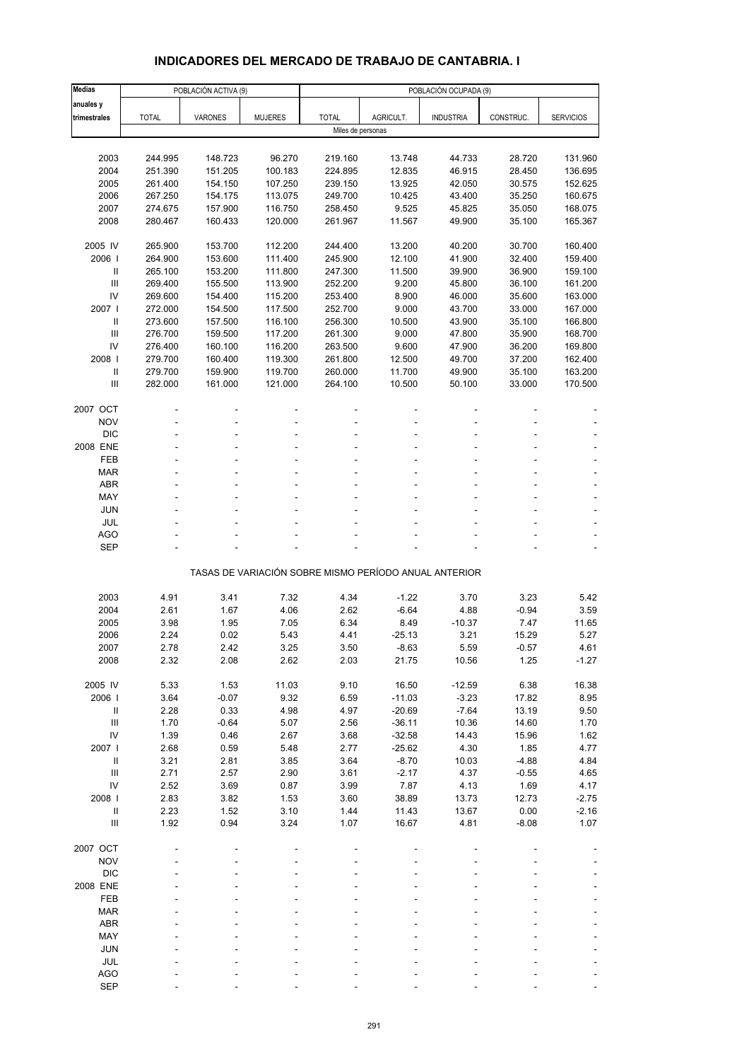# INDICADORES DEL MERCADO DE TRABAJO DE CANTABRIA. I

| Medias anuales y trimestrales | POBLACIÓN ACTIVA (9) | | | POBLACIÓN OCUPADA (9) | | | | |
|---|---|---|---|---|---|---|---|---|
| | TOTAL | VARONES | MUJERES | TOTAL | AGRICULT. | INDUSTRIA | CONSTRUC. | SERVICIOS |
| | Miles de personas | | | | | | | |
| 2003 | 244.995 | 148.723 | 96.270 | 219.160 | 13.748 | 44.733 | 28.720 | 131.960 |
| 2004 | 251.390 | 151.205 | 100.183 | 224.895 | 12.835 | 46.915 | 28.450 | 136.695 |
| 2005 | 261.400 | 154.150 | 107.250 | 239.150 | 13.925 | 42.050 | 30.575 | 152.625 |
| 2006 | 267.250 | 154.175 | 113.075 | 249.700 | 10.425 | 43.400 | 35.250 | 160.675 |
| 2007 | 274.675 | 157.900 | 116.750 | 258.450 | 9.525 | 45.825 | 35.050 | 168.075 |
| 2008 | 280.467 | 160.433 | 120.000 | 261.967 | 11.567 | 49.900 | 35.100 | 165.367 |
| 2005 IV | 265.900 | 153.700 | 112.200 | 244.400 | 13.200 | 40.200 | 30.700 | 160.400 |
| 2006 I | 264.900 | 153.600 | 111.400 | 245.900 | 12.100 | 41.900 | 32.400 | 159.400 |
| II | 265.100 | 153.200 | 111.800 | 247.300 | 11.500 | 39.900 | 36.900 | 159.100 |
| III | 269.400 | 155.500 | 113.900 | 252.200 | 9.200 | 45.800 | 36.100 | 161.200 |
| IV | 269.600 | 154.400 | 115.200 | 253.400 | 8.900 | 46.000 | 35.600 | 163.000 |
| 2007 I | 272.000 | 154.500 | 117.500 | 252.700 | 9.000 | 43.700 | 33.000 | 167.000 |
| II | 273.600 | 157.500 | 116.100 | 256.300 | 10.500 | 43.900 | 35.100 | 166.800 |
| III | 276.700 | 159.500 | 117.200 | 261.300 | 9.000 | 47.800 | 35.900 | 168.700 |
| IV | 276.400 | 160.100 | 116.200 | 263.500 | 9.600 | 47.900 | 36.200 | 169.800 |
| 2008 I | 279.700 | 160.400 | 119.300 | 261.800 | 12.500 | 49.700 | 37.200 | 162.400 |
| II | 279.700 | 159.900 | 119.700 | 260.000 | 11.700 | 49.900 | 35.100 | 163.200 |
| III | 282.000 | 161.000 | 121.000 | 264.100 | 10.500 | 50.100 | 33.000 | 170.500 |
| 2007 OCT | - | - | - | - | - | - | - | - |
| NOV | - | - | - | - | - | - | - | - |
| DIC | - | - | - | - | - | - | - | - |
| 2008 ENE | - | - | - | - | - | - | - | - |
| FEB | - | - | - | - | - | - | - | - |
| MAR | - | - | - | - | - | - | - | - |
| ABR | - | - | - | - | - | - | - | - |
| MAY | - | - | - | - | - | - | - | - |
| JUN | - | - | - | - | - | - | - | - |
| JUL | - | - | - | - | - | - | - | - |
| AGO | - | - | - | - | - | - | - | - |
| SEP | - | - | - | - | - | - | - | - |
| | TASAS DE VARIACIÓN SOBRE MISMO PERÍODO ANUAL ANTERIOR | | | | | | | |
| 2003 | 4.91 | 3.41 | 7.32 | 4.34 | -1.22 | 3.70 | 3.23 | 5.42 |
| 2004 | 2.61 | 1.67 | 4.06 | 2.62 | -6.64 | 4.88 | -0.94 | 3.59 |
| 2005 | 3.98 | 1.95 | 7.05 | 6.34 | 8.49 | -10.37 | 7.47 | 11.65 |
| 2006 | 2.24 | 0.02 | 5.43 | 4.41 | -25.13 | 3.21 | 15.29 | 5.27 |
| 2007 | 2.78 | 2.42 | 3.25 | 3.50 | -8.63 | 5.59 | -0.57 | 4.61 |
| 2008 | 2.32 | 2.08 | 2.62 | 2.03 | 21.75 | 10.56 | 1.25 | -1.27 |
| 2005 IV | 5.33 | 1.53 | 11.03 | 9.10 | 16.50 | -12.59 | 6.38 | 16.38 |
| 2006 I | 3.64 | -0.07 | 9.32 | 6.59 | -11.03 | -3.23 | 17.82 | 8.95 |
| II | 2.28 | 0.33 | 4.98 | 4.97 | -20.69 | -7.64 | 13.19 | 9.50 |
| III | 1.70 | -0.64 | 5.07 | 2.56 | -36.11 | 10.36 | 14.60 | 1.70 |
| IV | 1.39 | 0.46 | 2.67 | 3.68 | -32.58 | 14.43 | 15.96 | 1.62 |
| 2007 I | 2.68 | 0.59 | 5.48 | 2.77 | -25.62 | 4.30 | 1.85 | 4.77 |
| II | 3.21 | 2.81 | 3.85 | 3.64 | -8.70 | 10.03 | -4.88 | 4.84 |
| III | 2.71 | 2.57 | 2.90 | 3.61 | -2.17 | 4.37 | -0.55 | 4.65 |
| IV | 2.52 | 3.69 | 0.87 | 3.99 | 7.87 | 4.13 | 1.69 | 4.17 |
| 2008 I | 2.83 | 3.82 | 1.53 | 3.60 | 38.89 | 13.73 | 12.73 | -2.75 |
| II | 2.23 | 1.52 | 3.10 | 1.44 | 11.43 | 13.67 | 0.00 | -2.16 |
| III | 1.92 | 0.94 | 3.24 | 1.07 | 16.67 | 4.81 | -8.08 | 1.07 |
| 2007 OCT | - | - | - | - | - | - | - | - |
| NOV | - | - | - | - | - | - | - | - |
| DIC | - | - | - | - | - | - | - | - |
| 2008 ENE | - | - | - | - | - | - | - | - |
| FEB | - | - | - | - | - | - | - | - |
| MAR | - | - | - | - | - | - | - | - |
| ABR | - | - | - | - | - | - | - | - |
| MAY | - | - | - | - | - | - | - | - |
| JUN | - | - | - | - | - | - | - | - |
| JUL | - | - | - | - | - | - | - | - |
| AGO | - | - | - | - | - | - | - | - |
| SEP | - | - | - | - | - | - | - | - |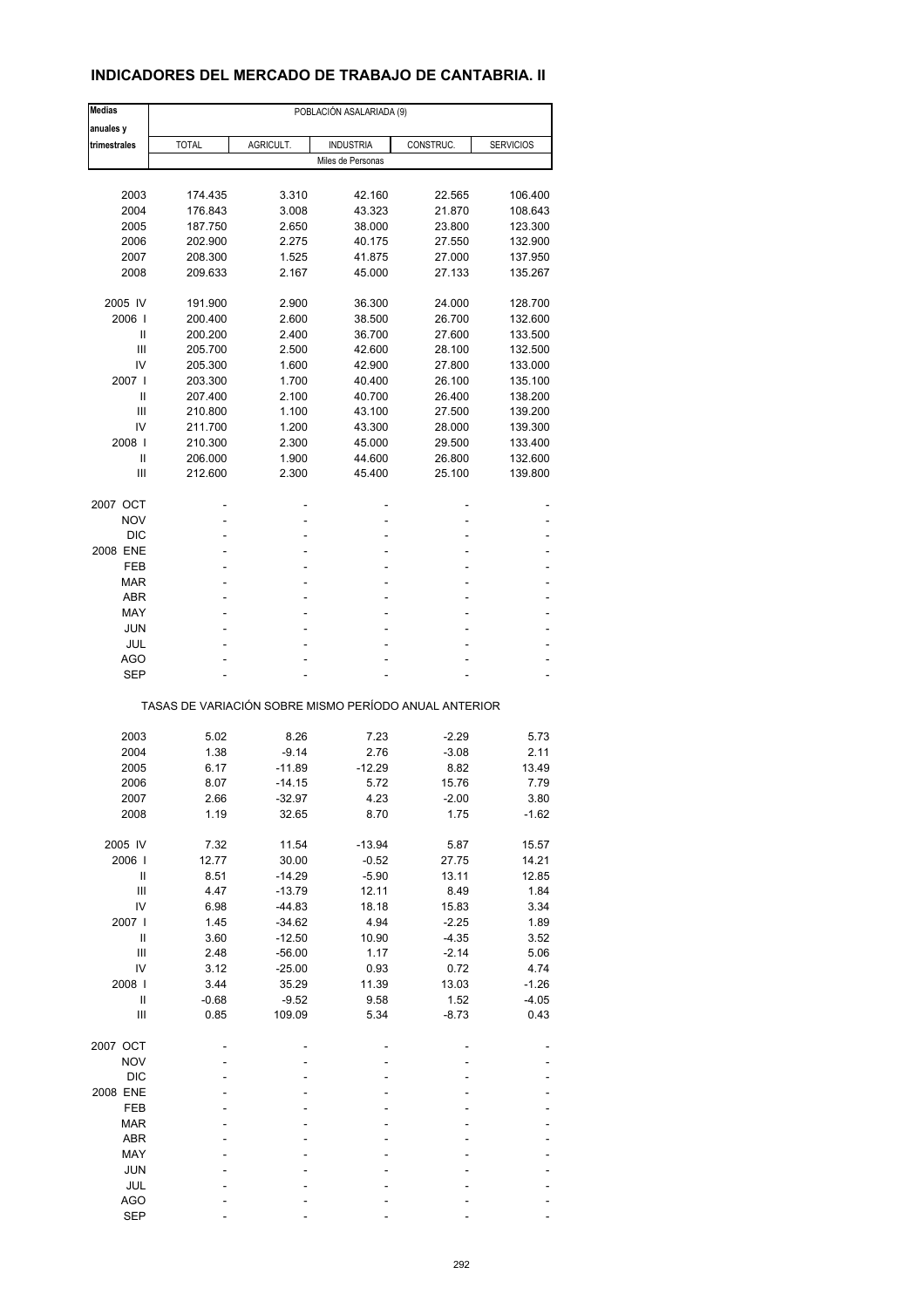## INDICADORES DEL MERCADO DE TRABAJO DE CANTABRIA. II

| Medias anuales y trimestrales | POBLACIÓN ASALARIADA (9) | | | | |
|---|---|---|---|---|---|
| | TOTAL | AGRICULT. | INDUSTRIA | CONSTRUC. | SERVICIOS |
| | Miles de Personas | | | | |
| 2003 | 174.435 | 3.310 | 42.160 | 22.565 | 106.400 |
| 2004 | 176.843 | 3.008 | 43.323 | 21.870 | 108.643 |
| 2005 | 187.750 | 2.650 | 38.000 | 23.800 | 123.300 |
| 2006 | 202.900 | 2.275 | 40.175 | 27.550 | 132.900 |
| 2007 | 208.300 | 1.525 | 41.875 | 27.000 | 137.950 |
| 2008 | 209.633 | 2.167 | 45.000 | 27.133 | 135.267 |
| 2005 IV | 191.900 | 2.900 | 36.300 | 24.000 | 128.700 |
| 2006 I | 200.400 | 2.600 | 38.500 | 26.700 | 132.600 |
| II | 200.200 | 2.400 | 36.700 | 27.600 | 133.500 |
| III | 205.700 | 2.500 | 42.600 | 28.100 | 132.500 |
| IV | 205.300 | 1.600 | 42.900 | 27.800 | 133.000 |
| 2007 I | 203.300 | 1.700 | 40.400 | 26.100 | 135.100 |
| II | 207.400 | 2.100 | 40.700 | 26.400 | 138.200 |
| III | 210.800 | 1.100 | 43.100 | 27.500 | 139.200 |
| IV | 211.700 | 1.200 | 43.300 | 28.000 | 139.300 |
| 2008 I | 210.300 | 2.300 | 45.000 | 29.500 | 133.400 |
| II | 206.000 | 1.900 | 44.600 | 26.800 | 132.600 |
| III | 212.600 | 2.300 | 45.400 | 25.100 | 139.800 |
| 2007 OCT | - | - | - | - | - |
| NOV | - | - | - | - | - |
| DIC | - | - | - | - | - |
| 2008 ENE | - | - | - | - | - |
| FEB | - | - | - | - | - |
| MAR | - | - | - | - | - |
| ABR | - | - | - | - | - |
| MAY | - | - | - | - | - |
| JUN | - | - | - | - | - |
| JUL | - | - | - | - | - |
| AGO | - | - | - | - | - |
| SEP | - | - | - | - | - |
| | TASAS DE VARIACIÓN SOBRE MISMO PERÍODO ANUAL ANTERIOR | | | | |
| 2003 | 5.02 | 8.26 | 7.23 | -2.29 | 5.73 |
| 2004 | 1.38 | -9.14 | 2.76 | -3.08 | 2.11 |
| 2005 | 6.17 | -11.89 | -12.29 | 8.82 | 13.49 |
| 2006 | 8.07 | -14.15 | 5.72 | 15.76 | 7.79 |
| 2007 | 2.66 | -32.97 | 4.23 | -2.00 | 3.80 |
| 2008 | 1.19 | 32.65 | 8.70 | 1.75 | -1.62 |
| 2005 IV | 7.32 | 11.54 | -13.94 | 5.87 | 15.57 |
| 2006 I | 12.77 | 30.00 | -0.52 | 27.75 | 14.21 |
| II | 8.51 | -14.29 | -5.90 | 13.11 | 12.85 |
| III | 4.47 | -13.79 | 12.11 | 8.49 | 1.84 |
| IV | 6.98 | -44.83 | 18.18 | 15.83 | 3.34 |
| 2007 I | 1.45 | -34.62 | 4.94 | -2.25 | 1.89 |
| II | 3.60 | -12.50 | 10.90 | -4.35 | 3.52 |
| III | 2.48 | -56.00 | 1.17 | -2.14 | 5.06 |
| IV | 3.12 | -25.00 | 0.93 | 0.72 | 4.74 |
| 2008 I | 3.44 | 35.29 | 11.39 | 13.03 | -1.26 |
| II | -0.68 | -9.52 | 9.58 | 1.52 | -4.05 |
| III | 0.85 | 109.09 | 5.34 | -8.73 | 0.43 |
| 2007 OCT | - | - | - | - | - |
| NOV | - | - | - | - | - |
| DIC | - | - | - | - | - |
| 2008 ENE | - | - | - | - | - |
| FEB | - | - | - | - | - |
| MAR | - | - | - | - | - |
| ABR | - | - | - | - | - |
| MAY | - | - | - | - | - |
| JUN | - | - | - | - | - |
| JUL | - | - | - | - | - |
| AGO | - | - | - | - | - |
| SEP | - | - | - | - | - |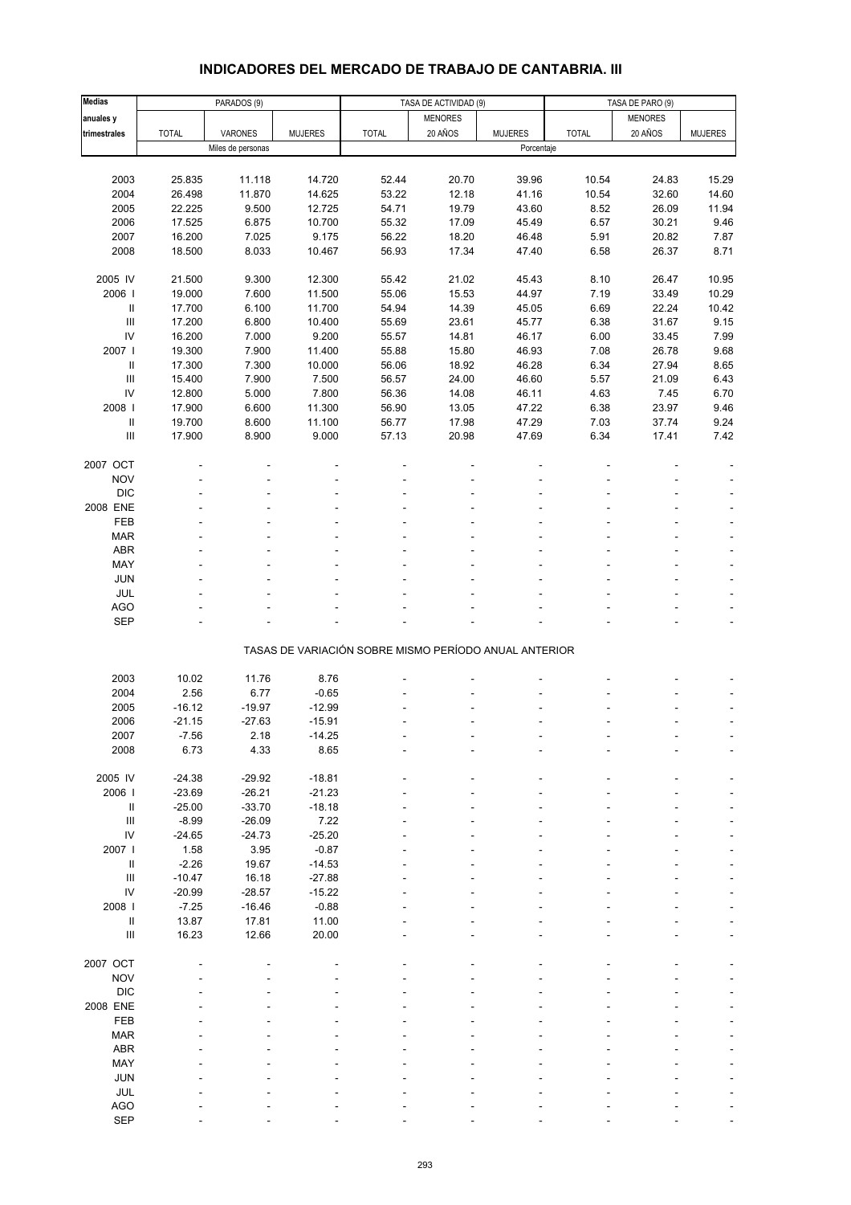## INDICADORES DEL MERCADO DE TRABAJO DE CANTABRIA. III

| Medias anuales y trimestrales | PARADOS (9) | | | TASA DE ACTIVIDAD (9) | | | TASA DE PARO (9) | | |
|---|---|---|---|---|---|---|---|---|---|
| | TOTAL | VARONES | MUJERES | TOTAL | MENORES 20 AÑOS | MUJERES | TOTAL | MENORES 20 AÑOS | MUJERES |
| | Miles de personas | | | Porcentaje | | | | | |
| 2003 | 25.835 | 11.118 | 14.720 | 52.44 | 20.70 | 39.96 | 10.54 | 24.83 | 15.29 |
| 2004 | 26.498 | 11.870 | 14.625 | 53.22 | 12.18 | 41.16 | 10.54 | 32.60 | 14.60 |
| 2005 | 22.225 | 9.500 | 12.725 | 54.71 | 19.79 | 43.60 | 8.52 | 26.09 | 11.94 |
| 2006 | 17.525 | 6.875 | 10.700 | 55.32 | 17.09 | 45.49 | 6.57 | 30.21 | 9.46 |
| 2007 | 16.200 | 7.025 | 9.175 | 56.22 | 18.20 | 46.48 | 5.91 | 20.82 | 7.87 |
| 2008 | 18.500 | 8.033 | 10.467 | 56.93 | 17.34 | 47.40 | 6.58 | 26.37 | 8.71 |
| 2005 IV | 21.500 | 9.300 | 12.300 | 55.42 | 21.02 | 45.43 | 8.10 | 26.47 | 10.95 |
| 2006 I | 19.000 | 7.600 | 11.500 | 55.06 | 15.53 | 44.97 | 7.19 | 33.49 | 10.29 |
| II | 17.700 | 6.100 | 11.700 | 54.94 | 14.39 | 45.05 | 6.69 | 22.24 | 10.42 |
| III | 17.200 | 6.800 | 10.400 | 55.69 | 23.61 | 45.77 | 6.38 | 31.67 | 9.15 |
| IV | 16.200 | 7.000 | 9.200 | 55.57 | 14.81 | 46.17 | 6.00 | 33.45 | 7.99 |
| 2007 I | 19.300 | 7.900 | 11.400 | 55.88 | 15.80 | 46.93 | 7.08 | 26.78 | 9.68 |
| II | 17.300 | 7.300 | 10.000 | 56.06 | 18.92 | 46.28 | 6.34 | 27.94 | 8.65 |
| III | 15.400 | 7.900 | 7.500 | 56.57 | 24.00 | 46.60 | 5.57 | 21.09 | 6.43 |
| IV | 12.800 | 5.000 | 7.800 | 56.36 | 14.08 | 46.11 | 4.63 | 7.45 | 6.70 |
| 2008 I | 17.900 | 6.600 | 11.300 | 56.90 | 13.05 | 47.22 | 6.38 | 23.97 | 9.46 |
| II | 19.700 | 8.600 | 11.100 | 56.77 | 17.98 | 47.29 | 7.03 | 37.74 | 9.24 |
| III | 17.900 | 8.900 | 9.000 | 57.13 | 20.98 | 47.69 | 6.34 | 17.41 | 7.42 |
| 2007 OCT | - | - | - | - | - | - | - | - | - |
| NOV | - | - | - | - | - | - | - | - | - |
| DIC | - | - | - | - | - | - | - | - | - |
| 2008 ENE | - | - | - | - | - | - | - | - | - |
| FEB | - | - | - | - | - | - | - | - | - |
| MAR | - | - | - | - | - | - | - | - | - |
| ABR | - | - | - | - | - | - | - | - | - |
| MAY | - | - | - | - | - | - | - | - | - |
| JUN | - | - | - | - | - | - | - | - | - |
| JUL | - | - | - | - | - | - | - | - | - |
| AGO | - | - | - | - | - | - | - | - | - |
| SEP | - | - | - | - | - | - | - | - | - |
| TASAS DE VARIACIÓN SOBRE MISMO PERÍODO ANUAL ANTERIOR | | | | | | | | | |
| 2003 | 10.02 | 11.76 | 8.76 | - | - | - | - | - | - |
| 2004 | 2.56 | 6.77 | -0.65 | - | - | - | - | - | - |
| 2005 | -16.12 | -19.97 | -12.99 | - | - | - | - | - | - |
| 2006 | -21.15 | -27.63 | -15.91 | - | - | - | - | - | - |
| 2007 | -7.56 | 2.18 | -14.25 | - | - | - | - | - | - |
| 2008 | 6.73 | 4.33 | 8.65 | - | - | - | - | - | - |
| 2005 IV | -24.38 | -29.92 | -18.81 | - | - | - | - | - | - |
| 2006 I | -23.69 | -26.21 | -21.23 | - | - | - | - | - | - |
| II | -25.00 | -33.70 | -18.18 | - | - | - | - | - | - |
| III | -8.99 | -26.09 | 7.22 | - | - | - | - | - | - |
| IV | -24.65 | -24.73 | -25.20 | - | - | - | - | - | - |
| 2007 I | 1.58 | 3.95 | -0.87 | - | - | - | - | - | - |
| II | -2.26 | 19.67 | -14.53 | - | - | - | - | - | - |
| III | -10.47 | 16.18 | -27.88 | - | - | - | - | - | - |
| IV | -20.99 | -28.57 | -15.22 | - | - | - | - | - | - |
| 2008 I | -7.25 | -16.46 | -0.88 | - | - | - | - | - | - |
| II | 13.87 | 17.81 | 11.00 | - | - | - | - | - | - |
| III | 16.23 | 12.66 | 20.00 | - | - | - | - | - | - |
| 2007 OCT | - | - | - | - | - | - | - | - | - |
| NOV | - | - | - | - | - | - | - | - | - |
| DIC | - | - | - | - | - | - | - | - | - |
| 2008 ENE | - | - | - | - | - | - | - | - | - |
| FEB | - | - | - | - | - | - | - | - | - |
| MAR | - | - | - | - | - | - | - | - | - |
| ABR | - | - | - | - | - | - | - | - | - |
| MAY | - | - | - | - | - | - | - | - | - |
| JUN | - | - | - | - | - | - | - | - | - |
| JUL | - | - | - | - | - | - | - | - | - |
| AGO | - | - | - | - | - | - | - | - | - |
| SEP | - | - | - | - | - | - | - | - | - |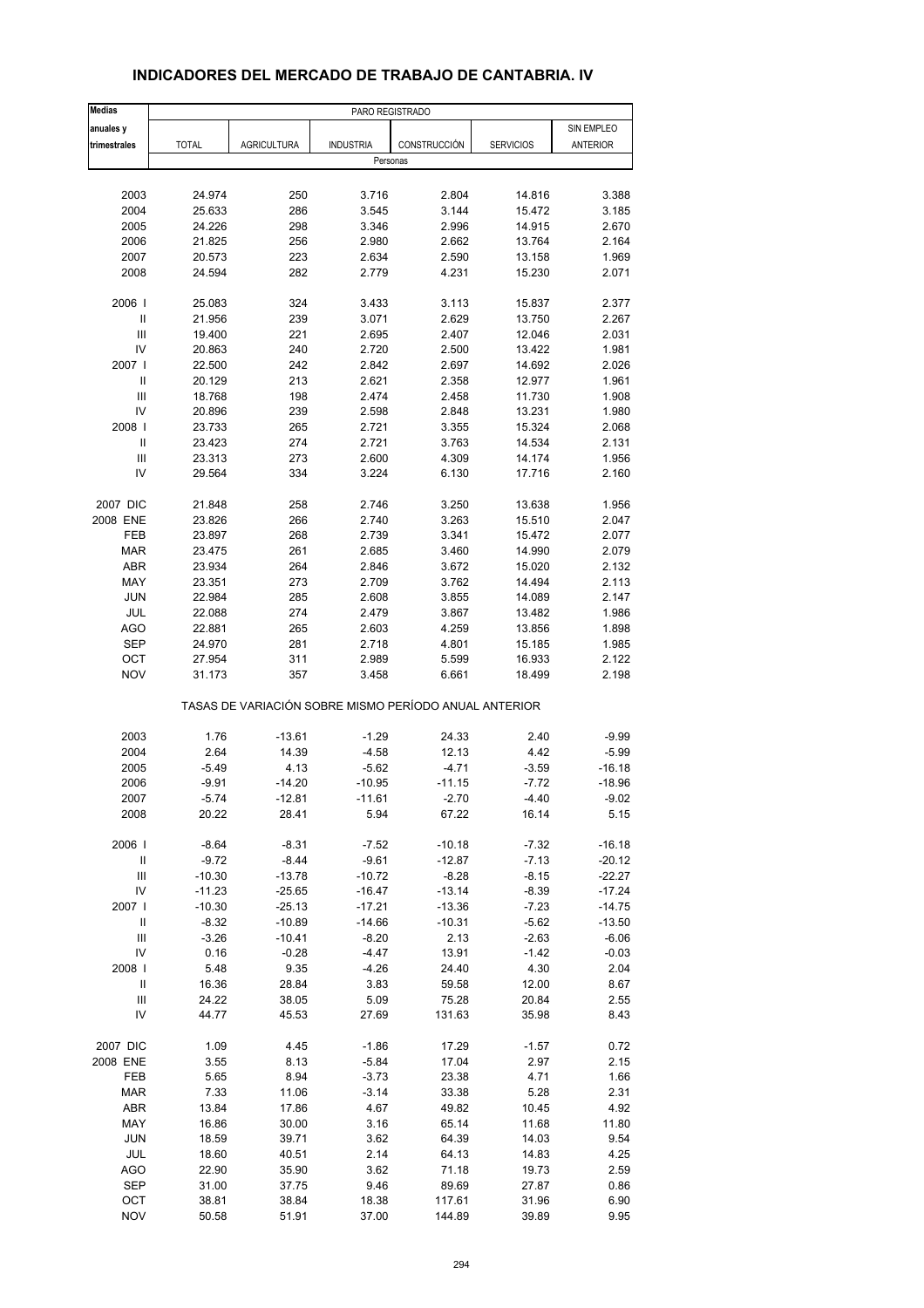# INDICADORES DEL MERCADO DE TRABAJO DE CANTABRIA. IV

| Medias anuales y trimestrales | PARO REGISTRADO | | | | | |
|---|---|---|---|---|---|---|
| | TOTAL | AGRICULTURA | INDUSTRIA | CONSTRUCCIÓN | SERVICIOS | SIN EMPLEO ANTERIOR |
| | Personas | | | | | |
| 2003 | 24.974 | 250 | 3.716 | 2.804 | 14.816 | 3.388 |
| 2004 | 25.633 | 286 | 3.545 | 3.144 | 15.472 | 3.185 |
| 2005 | 24.226 | 298 | 3.346 | 2.996 | 14.915 | 2.670 |
| 2006 | 21.825 | 256 | 2.980 | 2.662 | 13.764 | 2.164 |
| 2007 | 20.573 | 223 | 2.634 | 2.590 | 13.158 | 1.969 |
| 2008 | 24.594 | 282 | 2.779 | 4.231 | 15.230 | 2.071 |
| 2006 I | 25.083 | 324 | 3.433 | 3.113 | 15.837 | 2.377 |
| II | 21.956 | 239 | 3.071 | 2.629 | 13.750 | 2.267 |
| III | 19.400 | 221 | 2.695 | 2.407 | 12.046 | 2.031 |
| IV | 20.863 | 240 | 2.720 | 2.500 | 13.422 | 1.981 |
| 2007 I | 22.500 | 242 | 2.842 | 2.697 | 14.692 | 2.026 |
| II | 20.129 | 213 | 2.621 | 2.358 | 12.977 | 1.961 |
| III | 18.768 | 198 | 2.474 | 2.458 | 11.730 | 1.908 |
| IV | 20.896 | 239 | 2.598 | 2.848 | 13.231 | 1.980 |
| 2008 I | 23.733 | 265 | 2.721 | 3.355 | 15.324 | 2.068 |
| II | 23.423 | 274 | 2.721 | 3.763 | 14.534 | 2.131 |
| III | 23.313 | 273 | 2.600 | 4.309 | 14.174 | 1.956 |
| IV | 29.564 | 334 | 3.224 | 6.130 | 17.716 | 2.160 |
| 2007 DIC | 21.848 | 258 | 2.746 | 3.250 | 13.638 | 1.956 |
| 2008 ENE | 23.826 | 266 | 2.740 | 3.263 | 15.510 | 2.047 |
| FEB | 23.897 | 268 | 2.739 | 3.341 | 15.472 | 2.077 |
| MAR | 23.475 | 261 | 2.685 | 3.460 | 14.990 | 2.079 |
| ABR | 23.934 | 264 | 2.846 | 3.672 | 15.020 | 2.132 |
| MAY | 23.351 | 273 | 2.709 | 3.762 | 14.494 | 2.113 |
| JUN | 22.984 | 285 | 2.608 | 3.855 | 14.089 | 2.147 |
| JUL | 22.088 | 274 | 2.479 | 3.867 | 13.482 | 1.986 |
| AGO | 22.881 | 265 | 2.603 | 4.259 | 13.856 | 1.898 |
| SEP | 24.970 | 281 | 2.718 | 4.801 | 15.185 | 1.985 |
| OCT | 27.954 | 311 | 2.989 | 5.599 | 16.933 | 2.122 |
| NOV | 31.173 | 357 | 3.458 | 6.661 | 18.499 | 2.198 |
| | TASAS DE VARIACIÓN SOBRE MISMO PERÍODO ANUAL ANTERIOR | | | | | |
| 2003 | 1.76 | -13.61 | -1.29 | 24.33 | 2.40 | -9.99 |
| 2004 | 2.64 | 14.39 | -4.58 | 12.13 | 4.42 | -5.99 |
| 2005 | -5.49 | 4.13 | -5.62 | -4.71 | -3.59 | -16.18 |
| 2006 | -9.91 | -14.20 | -10.95 | -11.15 | -7.72 | -18.96 |
| 2007 | -5.74 | -12.81 | -11.61 | -2.70 | -4.40 | -9.02 |
| 2008 | 20.22 | 28.41 | 5.94 | 67.22 | 16.14 | 5.15 |
| 2006 I | -8.64 | -8.31 | -7.52 | -10.18 | -7.32 | -16.18 |
| II | -9.72 | -8.44 | -9.61 | -12.87 | -7.13 | -20.12 |
| III | -10.30 | -13.78 | -10.72 | -8.28 | -8.15 | -22.27 |
| IV | -11.23 | -25.65 | -16.47 | -13.14 | -8.39 | -17.24 |
| 2007 I | -10.30 | -25.13 | -17.21 | -13.36 | -7.23 | -14.75 |
| II | -8.32 | -10.89 | -14.66 | -10.31 | -5.62 | -13.50 |
| III | -3.26 | -10.41 | -8.20 | 2.13 | -2.63 | -6.06 |
| IV | 0.16 | -0.28 | -4.47 | 13.91 | -1.42 | -0.03 |
| 2008 I | 5.48 | 9.35 | -4.26 | 24.40 | 4.30 | 2.04 |
| II | 16.36 | 28.84 | 3.83 | 59.58 | 12.00 | 8.67 |
| III | 24.22 | 38.05 | 5.09 | 75.28 | 20.84 | 2.55 |
| IV | 44.77 | 45.53 | 27.69 | 131.63 | 35.98 | 8.43 |
| 2007 DIC | 1.09 | 4.45 | -1.86 | 17.29 | -1.57 | 0.72 |
| 2008 ENE | 3.55 | 8.13 | -5.84 | 17.04 | 2.97 | 2.15 |
| FEB | 5.65 | 8.94 | -3.73 | 23.38 | 4.71 | 1.66 |
| MAR | 7.33 | 11.06 | -3.14 | 33.38 | 5.28 | 2.31 |
| ABR | 13.84 | 17.86 | 4.67 | 49.82 | 10.45 | 4.92 |
| MAY | 16.86 | 30.00 | 3.16 | 65.14 | 11.68 | 11.80 |
| JUN | 18.59 | 39.71 | 3.62 | 64.39 | 14.03 | 9.54 |
| JUL | 18.60 | 40.51 | 2.14 | 64.13 | 14.83 | 4.25 |
| AGO | 22.90 | 35.90 | 3.62 | 71.18 | 19.73 | 2.59 |
| SEP | 31.00 | 37.75 | 9.46 | 89.69 | 27.87 | 0.86 |
| OCT | 38.81 | 38.84 | 18.38 | 117.61 | 31.96 | 6.90 |
| NOV | 50.58 | 51.91 | 37.00 | 144.89 | 39.89 | 9.95 |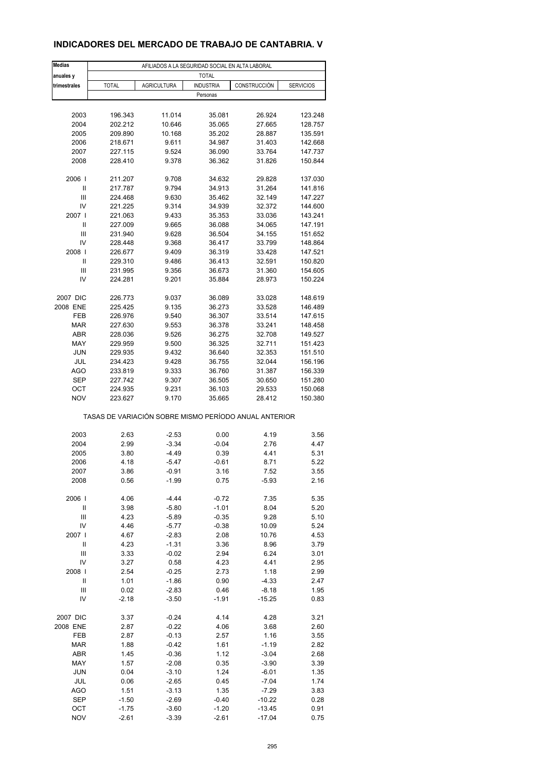## INDICADORES DEL MERCADO DE TRABAJO DE CANTABRIA. V

| Medias anuales y trimestrales | AFILIADOS A LA SEGURIDAD SOCIAL EN ALTA LABORAL | | | | |
|---|---|---|---|---|---|
| | TOTAL | | | | |
| | TOTAL | AGRICULTURA | INDUSTRIA | CONSTRUCCIÓN | SERVICIOS |
| | Personas | | | | |
| 2003 | 196.343 | 11.014 | 35.081 | 26.924 | 123.248 |
| 2004 | 202.212 | 10.646 | 35.065 | 27.665 | 128.757 |
| 2005 | 209.890 | 10.168 | 35.202 | 28.887 | 135.591 |
| 2006 | 218.671 | 9.611 | 34.987 | 31.403 | 142.668 |
| 2007 | 227.115 | 9.524 | 36.090 | 33.764 | 147.737 |
| 2008 | 228.410 | 9.378 | 36.362 | 31.826 | 150.844 |
| 2006 I | 211.207 | 9.708 | 34.632 | 29.828 | 137.030 |
| II | 217.787 | 9.794 | 34.913 | 31.264 | 141.816 |
| III | 224.468 | 9.630 | 35.462 | 32.149 | 147.227 |
| IV | 221.225 | 9.314 | 34.939 | 32.372 | 144.600 |
| 2007 I | 221.063 | 9.433 | 35.353 | 33.036 | 143.241 |
| II | 227.009 | 9.665 | 36.088 | 34.065 | 147.191 |
| III | 231.940 | 9.628 | 36.504 | 34.155 | 151.652 |
| IV | 228.448 | 9.368 | 36.417 | 33.799 | 148.864 |
| 2008 I | 226.677 | 9.409 | 36.319 | 33.428 | 147.521 |
| II | 229.310 | 9.486 | 36.413 | 32.591 | 150.820 |
| III | 231.995 | 9.356 | 36.673 | 31.360 | 154.605 |
| IV | 224.281 | 9.201 | 35.884 | 28.973 | 150.224 |
| 2007 DIC | 226.773 | 9.037 | 36.089 | 33.028 | 148.619 |
| 2008 ENE | 225.425 | 9.135 | 36.273 | 33.528 | 146.489 |
| FEB | 226.976 | 9.540 | 36.307 | 33.514 | 147.615 |
| MAR | 227.630 | 9.553 | 36.378 | 33.241 | 148.458 |
| ABR | 228.036 | 9.526 | 36.275 | 32.708 | 149.527 |
| MAY | 229.959 | 9.500 | 36.325 | 32.711 | 151.423 |
| JUN | 229.935 | 9.432 | 36.640 | 32.353 | 151.510 |
| JUL | 234.423 | 9.428 | 36.755 | 32.044 | 156.196 |
| AGO | 233.819 | 9.333 | 36.760 | 31.387 | 156.339 |
| SEP | 227.742 | 9.307 | 36.505 | 30.650 | 151.280 |
| OCT | 224.935 | 9.231 | 36.103 | 29.533 | 150.068 |
| NOV | 223.627 | 9.170 | 35.665 | 28.412 | 150.380 |
| | TASAS DE VARIACIÓN SOBRE MISMO PERÍODO ANUAL ANTERIOR | | | | |
| 2003 | 2.63 | -2.53 | 0.00 | 4.19 | 3.56 |
| 2004 | 2.99 | -3.34 | -0.04 | 2.76 | 4.47 |
| 2005 | 3.80 | -4.49 | 0.39 | 4.41 | 5.31 |
| 2006 | 4.18 | -5.47 | -0.61 | 8.71 | 5.22 |
| 2007 | 3.86 | -0.91 | 3.16 | 7.52 | 3.55 |
| 2008 | 0.56 | -1.99 | 0.75 | -5.93 | 2.16 |
| 2006 I | 4.06 | -4.44 | -0.72 | 7.35 | 5.35 |
| II | 3.98 | -5.80 | -1.01 | 8.04 | 5.20 |
| III | 4.23 | -5.89 | -0.35 | 9.28 | 5.10 |
| IV | 4.46 | -5.77 | -0.38 | 10.09 | 5.24 |
| 2007 I | 4.67 | -2.83 | 2.08 | 10.76 | 4.53 |
| II | 4.23 | -1.31 | 3.36 | 8.96 | 3.79 |
| III | 3.33 | -0.02 | 2.94 | 6.24 | 3.01 |
| IV | 3.27 | 0.58 | 4.23 | 4.41 | 2.95 |
| 2008 I | 2.54 | -0.25 | 2.73 | 1.18 | 2.99 |
| II | 1.01 | -1.86 | 0.90 | -4.33 | 2.47 |
| III | 0.02 | -2.83 | 0.46 | -8.18 | 1.95 |
| IV | -2.18 | -3.50 | -1.91 | -15.25 | 0.83 |
| 2007 DIC | 3.37 | -0.24 | 4.14 | 4.28 | 3.21 |
| 2008 ENE | 2.87 | -0.22 | 4.06 | 3.68 | 2.60 |
| FEB | 2.87 | -0.13 | 2.57 | 1.16 | 3.55 |
| MAR | 1.88 | -0.42 | 1.61 | -1.19 | 2.82 |
| ABR | 1.45 | -0.36 | 1.12 | -3.04 | 2.68 |
| MAY | 1.57 | -2.08 | 0.35 | -3.90 | 3.39 |
| JUN | 0.04 | -3.10 | 1.24 | -6.01 | 1.35 |
| JUL | 0.06 | -2.65 | 0.45 | -7.04 | 1.74 |
| AGO | 1.51 | -3.13 | 1.35 | -7.29 | 3.83 |
| SEP | -1.50 | -2.69 | -0.40 | -10.22 | 0.28 |
| OCT | -1.75 | -3.60 | -1.20 | -13.45 | 0.91 |
| NOV | -2.61 | -3.39 | -2.61 | -17.04 | 0.75 |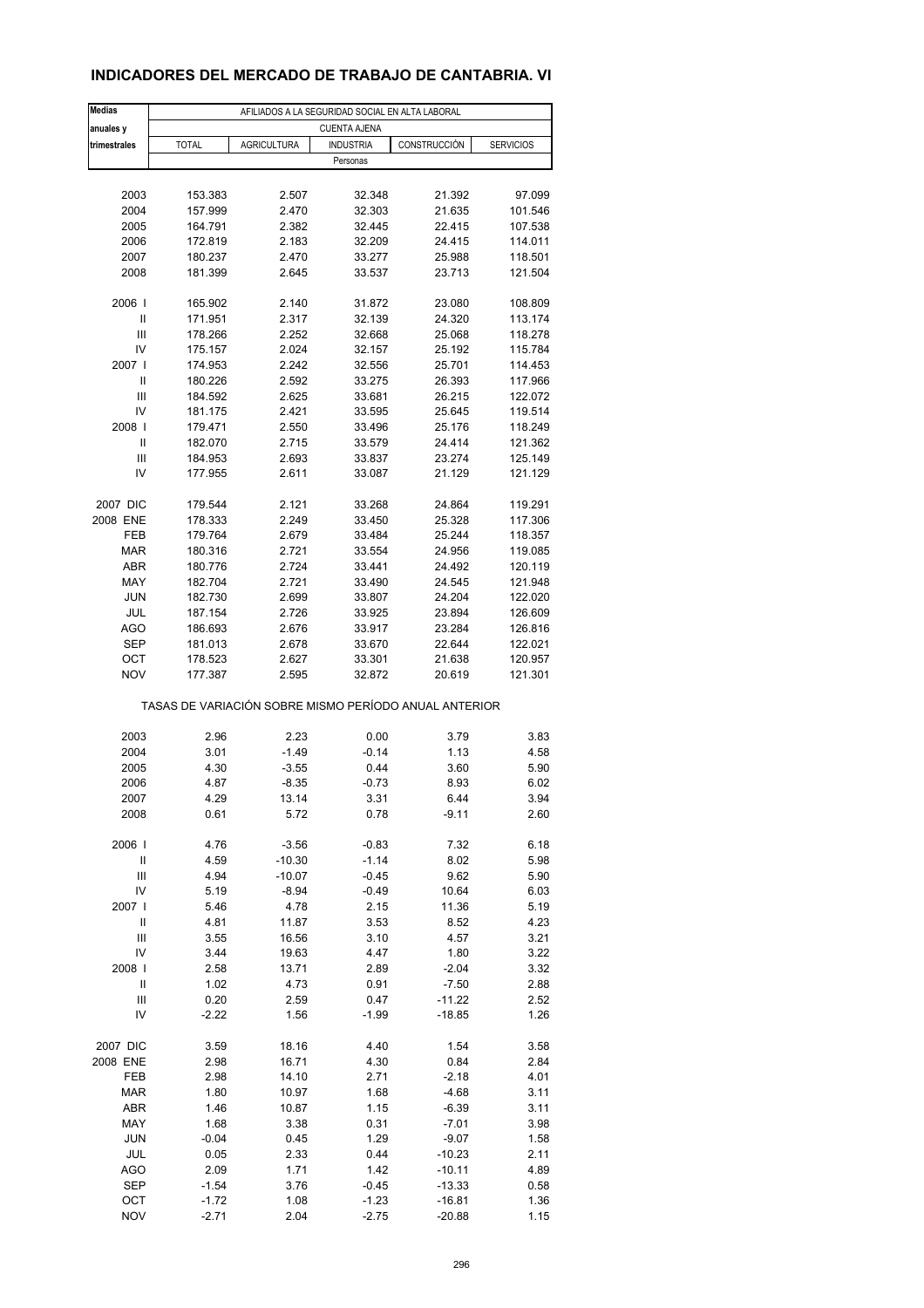## INDICADORES DEL MERCADO DE TRABAJO DE CANTABRIA. VI

| Medias anuales y trimestrales | AFILIADOS A LA SEGURIDAD SOCIAL EN ALTA LABORAL | | | | |
|---|---|---|---|---|---|
| | CUENTA AJENA | | | | |
| | TOTAL | AGRICULTURA | INDUSTRIA | CONSTRUCCIÓN | SERVICIOS |
| | Personas | | | | |
| 2003 | 153.383 | 2.507 | 32.348 | 21.392 | 97.099 |
| 2004 | 157.999 | 2.470 | 32.303 | 21.635 | 101.546 |
| 2005 | 164.791 | 2.382 | 32.445 | 22.415 | 107.538 |
| 2006 | 172.819 | 2.183 | 32.209 | 24.415 | 114.011 |
| 2007 | 180.237 | 2.470 | 33.277 | 25.988 | 118.501 |
| 2008 | 181.399 | 2.645 | 33.537 | 23.713 | 121.504 |
| 2006 I | 165.902 | 2.140 | 31.872 | 23.080 | 108.809 |
| II | 171.951 | 2.317 | 32.139 | 24.320 | 113.174 |
| III | 178.266 | 2.252 | 32.668 | 25.068 | 118.278 |
| IV | 175.157 | 2.024 | 32.157 | 25.192 | 115.784 |
| 2007 I | 174.953 | 2.242 | 32.556 | 25.701 | 114.453 |
| II | 180.226 | 2.592 | 33.275 | 26.393 | 117.966 |
| III | 184.592 | 2.625 | 33.681 | 26.215 | 122.072 |
| IV | 181.175 | 2.421 | 33.595 | 25.645 | 119.514 |
| 2008 I | 179.471 | 2.550 | 33.496 | 25.176 | 118.249 |
| II | 182.070 | 2.715 | 33.579 | 24.414 | 121.362 |
| III | 184.953 | 2.693 | 33.837 | 23.274 | 125.149 |
| IV | 177.955 | 2.611 | 33.087 | 21.129 | 121.129 |
| 2007 DIC | 179.544 | 2.121 | 33.268 | 24.864 | 119.291 |
| 2008 ENE | 178.333 | 2.249 | 33.450 | 25.328 | 117.306 |
| FEB | 179.764 | 2.679 | 33.484 | 25.244 | 118.357 |
| MAR | 180.316 | 2.721 | 33.554 | 24.956 | 119.085 |
| ABR | 180.776 | 2.724 | 33.441 | 24.492 | 120.119 |
| MAY | 182.704 | 2.721 | 33.490 | 24.545 | 121.948 |
| JUN | 182.730 | 2.699 | 33.807 | 24.204 | 122.020 |
| JUL | 187.154 | 2.726 | 33.925 | 23.894 | 126.609 |
| AGO | 186.693 | 2.676 | 33.917 | 23.284 | 126.816 |
| SEP | 181.013 | 2.678 | 33.670 | 22.644 | 122.021 |
| OCT | 178.523 | 2.627 | 33.301 | 21.638 | 120.957 |
| NOV | 177.387 | 2.595 | 32.872 | 20.619 | 121.301 |
| | TASAS DE VARIACIÓN SOBRE MISMO PERÍODO ANUAL ANTERIOR | | | | |
| 2003 | 2.96 | 2.23 | 0.00 | 3.79 | 3.83 |
| 2004 | 3.01 | -1.49 | -0.14 | 1.13 | 4.58 |
| 2005 | 4.30 | -3.55 | 0.44 | 3.60 | 5.90 |
| 2006 | 4.87 | -8.35 | -0.73 | 8.93 | 6.02 |
| 2007 | 4.29 | 13.14 | 3.31 | 6.44 | 3.94 |
| 2008 | 0.61 | 5.72 | 0.78 | -9.11 | 2.60 |
| 2006 I | 4.76 | -3.56 | -0.83 | 7.32 | 6.18 |
| II | 4.59 | -10.30 | -1.14 | 8.02 | 5.98 |
| III | 4.94 | -10.07 | -0.45 | 9.62 | 5.90 |
| IV | 5.19 | -8.94 | -0.49 | 10.64 | 6.03 |
| 2007 I | 5.46 | 4.78 | 2.15 | 11.36 | 5.19 |
| II | 4.81 | 11.87 | 3.53 | 8.52 | 4.23 |
| III | 3.55 | 16.56 | 3.10 | 4.57 | 3.21 |
| IV | 3.44 | 19.63 | 4.47 | 1.80 | 3.22 |
| 2008 I | 2.58 | 13.71 | 2.89 | -2.04 | 3.32 |
| II | 1.02 | 4.73 | 0.91 | -7.50 | 2.88 |
| III | 0.20 | 2.59 | 0.47 | -11.22 | 2.52 |
| IV | -2.22 | 1.56 | -1.99 | -18.85 | 1.26 |
| 2007 DIC | 3.59 | 18.16 | 4.40 | 1.54 | 3.58 |
| 2008 ENE | 2.98 | 16.71 | 4.30 | 0.84 | 2.84 |
| FEB | 2.98 | 14.10 | 2.71 | -2.18 | 4.01 |
| MAR | 1.80 | 10.97 | 1.68 | -4.68 | 3.11 |
| ABR | 1.46 | 10.87 | 1.15 | -6.39 | 3.11 |
| MAY | 1.68 | 3.38 | 0.31 | -7.01 | 3.98 |
| JUN | -0.04 | 0.45 | 1.29 | -9.07 | 1.58 |
| JUL | 0.05 | 2.33 | 0.44 | -10.23 | 2.11 |
| AGO | 2.09 | 1.71 | 1.42 | -10.11 | 4.89 |
| SEP | -1.54 | 3.76 | -0.45 | -13.33 | 0.58 |
| OCT | -1.72 | 1.08 | -1.23 | -16.81 | 1.36 |
| NOV | -2.71 | 2.04 | -2.75 | -20.88 | 1.15 |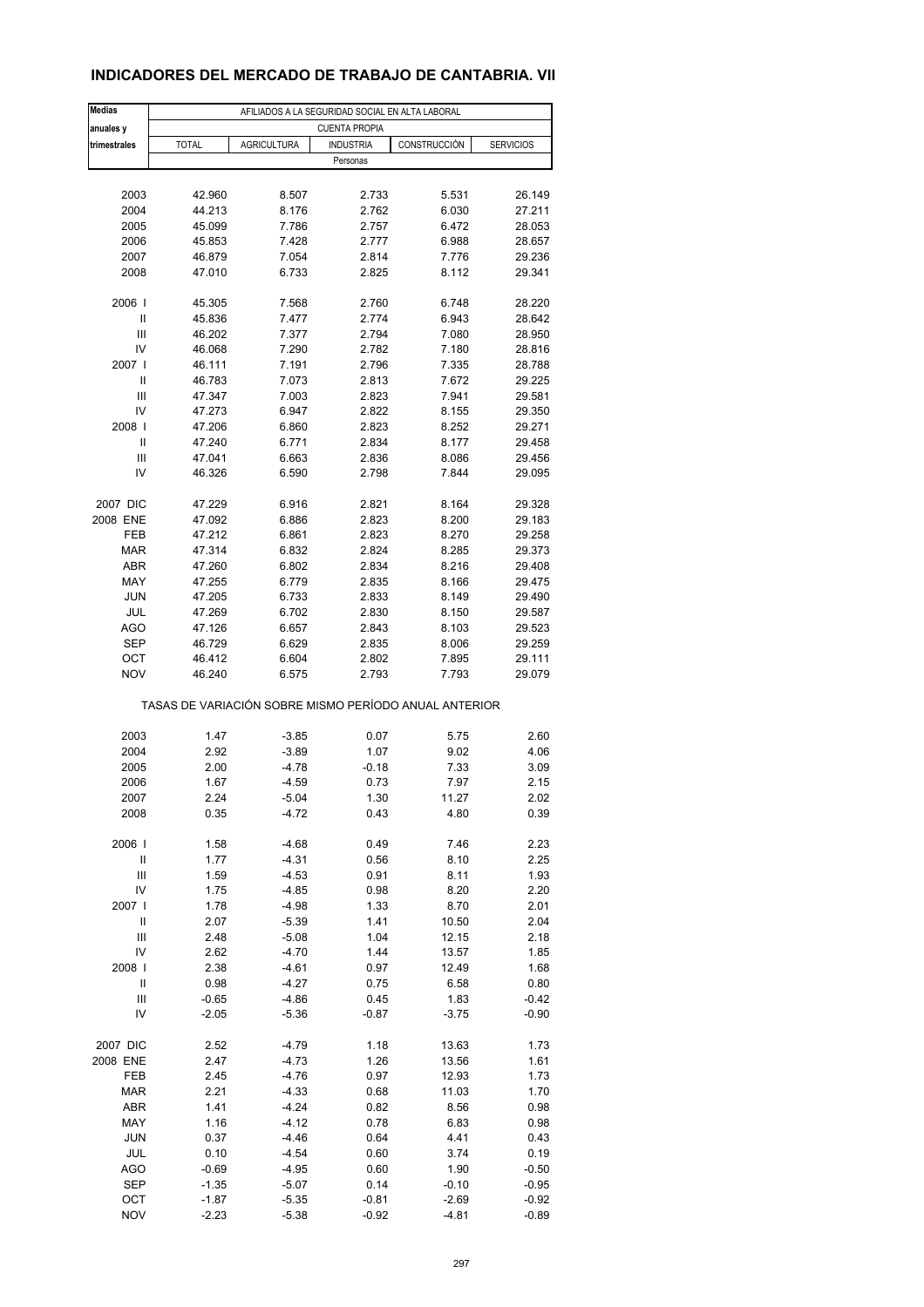# INDICADORES DEL MERCADO DE TRABAJO DE CANTABRIA. VII

| Medias anuales y trimestrales | AFILIADOS A LA SEGURIDAD SOCIAL EN ALTA LABORAL | | | | |
|---|---|---|---|---|---|
| | CUENTA PROPIA | | | | |
| | TOTAL | AGRICULTURA | INDUSTRIA | CONSTRUCCIÓN | SERVICIOS |
| | Personas | | | | |
| 2003 | 42.960 | 8.507 | 2.733 | 5.531 | 26.149 |
| 2004 | 44.213 | 8.176 | 2.762 | 6.030 | 27.211 |
| 2005 | 45.099 | 7.786 | 2.757 | 6.472 | 28.053 |
| 2006 | 45.853 | 7.428 | 2.777 | 6.988 | 28.657 |
| 2007 | 46.879 | 7.054 | 2.814 | 7.776 | 29.236 |
| 2008 | 47.010 | 6.733 | 2.825 | 8.112 | 29.341 |
| 2006 I | 45.305 | 7.568 | 2.760 | 6.748 | 28.220 |
| II | 45.836 | 7.477 | 2.774 | 6.943 | 28.642 |
| III | 46.202 | 7.377 | 2.794 | 7.080 | 28.950 |
| IV | 46.068 | 7.290 | 2.782 | 7.180 | 28.816 |
| 2007 I | 46.111 | 7.191 | 2.796 | 7.335 | 28.788 |
| II | 46.783 | 7.073 | 2.813 | 7.672 | 29.225 |
| III | 47.347 | 7.003 | 2.823 | 7.941 | 29.581 |
| IV | 47.273 | 6.947 | 2.822 | 8.155 | 29.350 |
| 2008 I | 47.206 | 6.860 | 2.823 | 8.252 | 29.271 |
| II | 47.240 | 6.771 | 2.834 | 8.177 | 29.458 |
| III | 47.041 | 6.663 | 2.836 | 8.086 | 29.456 |
| IV | 46.326 | 6.590 | 2.798 | 7.844 | 29.095 |
| 2007 DIC | 47.229 | 6.916 | 2.821 | 8.164 | 29.328 |
| 2008 ENE | 47.092 | 6.886 | 2.823 | 8.200 | 29.183 |
| FEB | 47.212 | 6.861 | 2.823 | 8.270 | 29.258 |
| MAR | 47.314 | 6.832 | 2.824 | 8.285 | 29.373 |
| ABR | 47.260 | 6.802 | 2.834 | 8.216 | 29.408 |
| MAY | 47.255 | 6.779 | 2.835 | 8.166 | 29.475 |
| JUN | 47.205 | 6.733 | 2.833 | 8.149 | 29.490 |
| JUL | 47.269 | 6.702 | 2.830 | 8.150 | 29.587 |
| AGO | 47.126 | 6.657 | 2.843 | 8.103 | 29.523 |
| SEP | 46.729 | 6.629 | 2.835 | 8.006 | 29.259 |
| OCT | 46.412 | 6.604 | 2.802 | 7.895 | 29.111 |
| NOV | 46.240 | 6.575 | 2.793 | 7.793 | 29.079 |
| | TASAS DE VARIACIÓN SOBRE MISMO PERÍODO ANUAL ANTERIOR | | | | |
| 2003 | 1.47 | -3.85 | 0.07 | 5.75 | 2.60 |
| 2004 | 2.92 | -3.89 | 1.07 | 9.02 | 4.06 |
| 2005 | 2.00 | -4.78 | -0.18 | 7.33 | 3.09 |
| 2006 | 1.67 | -4.59 | 0.73 | 7.97 | 2.15 |
| 2007 | 2.24 | -5.04 | 1.30 | 11.27 | 2.02 |
| 2008 | 0.35 | -4.72 | 0.43 | 4.80 | 0.39 |
| 2006 I | 1.58 | -4.68 | 0.49 | 7.46 | 2.23 |
| II | 1.77 | -4.31 | 0.56 | 8.10 | 2.25 |
| III | 1.59 | -4.53 | 0.91 | 8.11 | 1.93 |
| IV | 1.75 | -4.85 | 0.98 | 8.20 | 2.20 |
| 2007 I | 1.78 | -4.98 | 1.33 | 8.70 | 2.01 |
| II | 2.07 | -5.39 | 1.41 | 10.50 | 2.04 |
| III | 2.48 | -5.08 | 1.04 | 12.15 | 2.18 |
| IV | 2.62 | -4.70 | 1.44 | 13.57 | 1.85 |
| 2008 I | 2.38 | -4.61 | 0.97 | 12.49 | 1.68 |
| II | 0.98 | -4.27 | 0.75 | 6.58 | 0.80 |
| III | -0.65 | -4.86 | 0.45 | 1.83 | -0.42 |
| IV | -2.05 | -5.36 | -0.87 | -3.75 | -0.90 |
| 2007 DIC | 2.52 | -4.79 | 1.18 | 13.63 | 1.73 |
| 2008 ENE | 2.47 | -4.73 | 1.26 | 13.56 | 1.61 |
| FEB | 2.45 | -4.76 | 0.97 | 12.93 | 1.73 |
| MAR | 2.21 | -4.33 | 0.68 | 11.03 | 1.70 |
| ABR | 1.41 | -4.24 | 0.82 | 8.56 | 0.98 |
| MAY | 1.16 | -4.12 | 0.78 | 6.83 | 0.98 |
| JUN | 0.37 | -4.46 | 0.64 | 4.41 | 0.43 |
| JUL | 0.10 | -4.54 | 0.60 | 3.74 | 0.19 |
| AGO | -0.69 | -4.95 | 0.60 | 1.90 | -0.50 |
| SEP | -1.35 | -5.07 | 0.14 | -0.10 | -0.95 |
| OCT | -1.87 | -5.35 | -0.81 | -2.69 | -0.92 |
| NOV | -2.23 | -5.38 | -0.92 | -4.81 | -0.89 |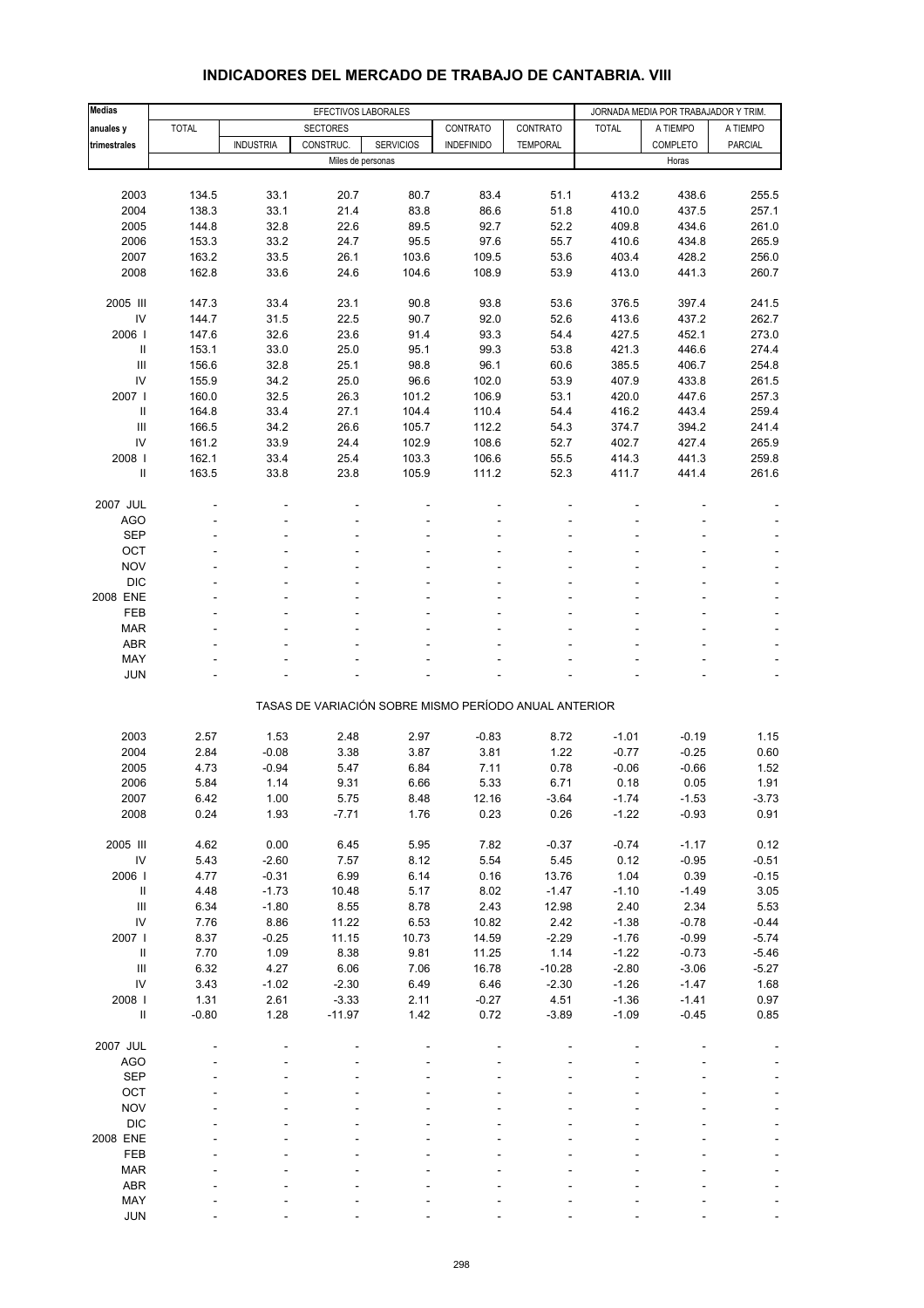# INDICADORES DEL MERCADO DE TRABAJO DE CANTABRIA. VIII

| Medias anuales y trimestrales | EFECTIVOS LABORALES | | | | | | JORNADA MEDIA POR TRABAJADOR Y TRIM. | | |
|---|---|---|---|---|---|---|---|---|---|
| | TOTAL | SECTORES | | | CONTRATO | CONTRATO | TOTAL | A TIEMPO | A TIEMPO |
| | | INDUSTRIA | CONSTRUC. | SERVICIOS | INDEFINIDO | TEMPORAL | | COMPLETO | PARCIAL |
| | Miles de personas | | | | | | Horas | | |
| 2003 | 134.5 | 33.1 | 20.7 | 80.7 | 83.4 | 51.1 | 413.2 | 438.6 | 255.5 |
| 2004 | 138.3 | 33.1 | 21.4 | 83.8 | 86.6 | 51.8 | 410.0 | 437.5 | 257.1 |
| 2005 | 144.8 | 32.8 | 22.6 | 89.5 | 92.7 | 52.2 | 409.8 | 434.6 | 261.0 |
| 2006 | 153.3 | 33.2 | 24.7 | 95.5 | 97.6 | 55.7 | 410.6 | 434.8 | 265.9 |
| 2007 | 163.2 | 33.5 | 26.1 | 103.6 | 109.5 | 53.6 | 403.4 | 428.2 | 256.0 |
| 2008 | 162.8 | 33.6 | 24.6 | 104.6 | 108.9 | 53.9 | 413.0 | 441.3 | 260.7 |
| 2005 III | 147.3 | 33.4 | 23.1 | 90.8 | 93.8 | 53.6 | 376.5 | 397.4 | 241.5 |
| IV | 144.7 | 31.5 | 22.5 | 90.7 | 92.0 | 52.6 | 413.6 | 437.2 | 262.7 |
| 2006 I | 147.6 | 32.6 | 23.6 | 91.4 | 93.3 | 54.4 | 427.5 | 452.1 | 273.0 |
| II | 153.1 | 33.0 | 25.0 | 95.1 | 99.3 | 53.8 | 421.3 | 446.6 | 274.4 |
| III | 156.6 | 32.8 | 25.1 | 98.8 | 96.1 | 60.6 | 385.5 | 406.7 | 254.8 |
| IV | 155.9 | 34.2 | 25.0 | 96.6 | 102.0 | 53.9 | 407.9 | 433.8 | 261.5 |
| 2007 I | 160.0 | 32.5 | 26.3 | 101.2 | 106.9 | 53.1 | 420.0 | 447.6 | 257.3 |
| II | 164.8 | 33.4 | 27.1 | 104.4 | 110.4 | 54.4 | 416.2 | 443.4 | 259.4 |
| III | 166.5 | 34.2 | 26.6 | 105.7 | 112.2 | 54.3 | 374.7 | 394.2 | 241.4 |
| IV | 161.2 | 33.9 | 24.4 | 102.9 | 108.6 | 52.7 | 402.7 | 427.4 | 265.9 |
| 2008 I | 162.1 | 33.4 | 25.4 | 103.3 | 106.6 | 55.5 | 414.3 | 441.3 | 259.8 |
| II | 163.5 | 33.8 | 23.8 | 105.9 | 111.2 | 52.3 | 411.7 | 441.4 | 261.6 |
| 2007 JUL | - | - | - | - | - | - | - | - | - |
| AGO | - | - | - | - | - | - | - | - | - |
| SEP | - | - | - | - | - | - | - | - | - |
| OCT | - | - | - | - | - | - | - | - | - |
| NOV | - | - | - | - | - | - | - | - | - |
| DIC | - | - | - | - | - | - | - | - | - |
| 2008 ENE | - | - | - | - | - | - | - | - | - |
| FEB | - | - | - | - | - | - | - | - | - |
| MAR | - | - | - | - | - | - | - | - | - |
| ABR | - | - | - | - | - | - | - | - | - |
| MAY | - | - | - | - | - | - | - | - | - |
| JUN | - | - | - | - | - | - | - | - | - |
| | TASAS DE VARIACIÓN SOBRE MISMO PERÍODO ANUAL ANTERIOR | | | | | | | | |
| 2003 | 2.57 | 1.53 | 2.48 | 2.97 | -0.83 | 8.72 | -1.01 | -0.19 | 1.15 |
| 2004 | 2.84 | -0.08 | 3.38 | 3.87 | 3.81 | 1.22 | -0.77 | -0.25 | 0.60 |
| 2005 | 4.73 | -0.94 | 5.47 | 6.84 | 7.11 | 0.78 | -0.06 | -0.66 | 1.52 |
| 2006 | 5.84 | 1.14 | 9.31 | 6.66 | 5.33 | 6.71 | 0.18 | 0.05 | 1.91 |
| 2007 | 6.42 | 1.00 | 5.75 | 8.48 | 12.16 | -3.64 | -1.74 | -1.53 | -3.73 |
| 2008 | 0.24 | 1.93 | -7.71 | 1.76 | 0.23 | 0.26 | -1.22 | -0.93 | 0.91 |
| 2005 III | 4.62 | 0.00 | 6.45 | 5.95 | 7.82 | -0.37 | -0.74 | -1.17 | 0.12 |
| IV | 5.43 | -2.60 | 7.57 | 8.12 | 5.54 | 5.45 | 0.12 | -0.95 | -0.51 |
| 2006 I | 4.77 | -0.31 | 6.99 | 6.14 | 0.16 | 13.76 | 1.04 | 0.39 | -0.15 |
| II | 4.48 | -1.73 | 10.48 | 5.17 | 8.02 | -1.47 | -1.10 | -1.49 | 3.05 |
| III | 6.34 | -1.80 | 8.55 | 8.78 | 2.43 | 12.98 | 2.40 | 2.34 | 5.53 |
| IV | 7.76 | 8.86 | 11.22 | 6.53 | 10.82 | 2.42 | -1.38 | -0.78 | -0.44 |
| 2007 I | 8.37 | -0.25 | 11.15 | 10.73 | 14.59 | -2.29 | -1.76 | -0.99 | -5.74 |
| II | 7.70 | 1.09 | 8.38 | 9.81 | 11.25 | 1.14 | -1.22 | -0.73 | -5.46 |
| III | 6.32 | 4.27 | 6.06 | 7.06 | 16.78 | -10.28 | -2.80 | -3.06 | -5.27 |
| IV | 3.43 | -1.02 | -2.30 | 6.49 | 6.46 | -2.30 | -1.26 | -1.47 | 1.68 |
| 2008 I | 1.31 | 2.61 | -3.33 | 2.11 | -0.27 | 4.51 | -1.36 | -1.41 | 0.97 |
| II | -0.80 | 1.28 | -11.97 | 1.42 | 0.72 | -3.89 | -1.09 | -0.45 | 0.85 |
| 2007 JUL | - | - | - | - | - | - | - | - | - |
| AGO | - | - | - | - | - | - | - | - | - |
| SEP | - | - | - | - | - | - | - | - | - |
| OCT | - | - | - | - | - | - | - | - | - |
| NOV | - | - | - | - | - | - | - | - | - |
| DIC | - | - | - | - | - | - | - | - | - |
| 2008 ENE | - | - | - | - | - | - | - | - | - |
| FEB | - | - | - | - | - | - | - | - | - |
| MAR | - | - | - | - | - | - | - | - | - |
| ABR | - | - | - | - | - | - | - | - | - |
| MAY | - | - | - | - | - | - | - | - | - |
| JUN | - | - | - | - | - | - | - | - | - |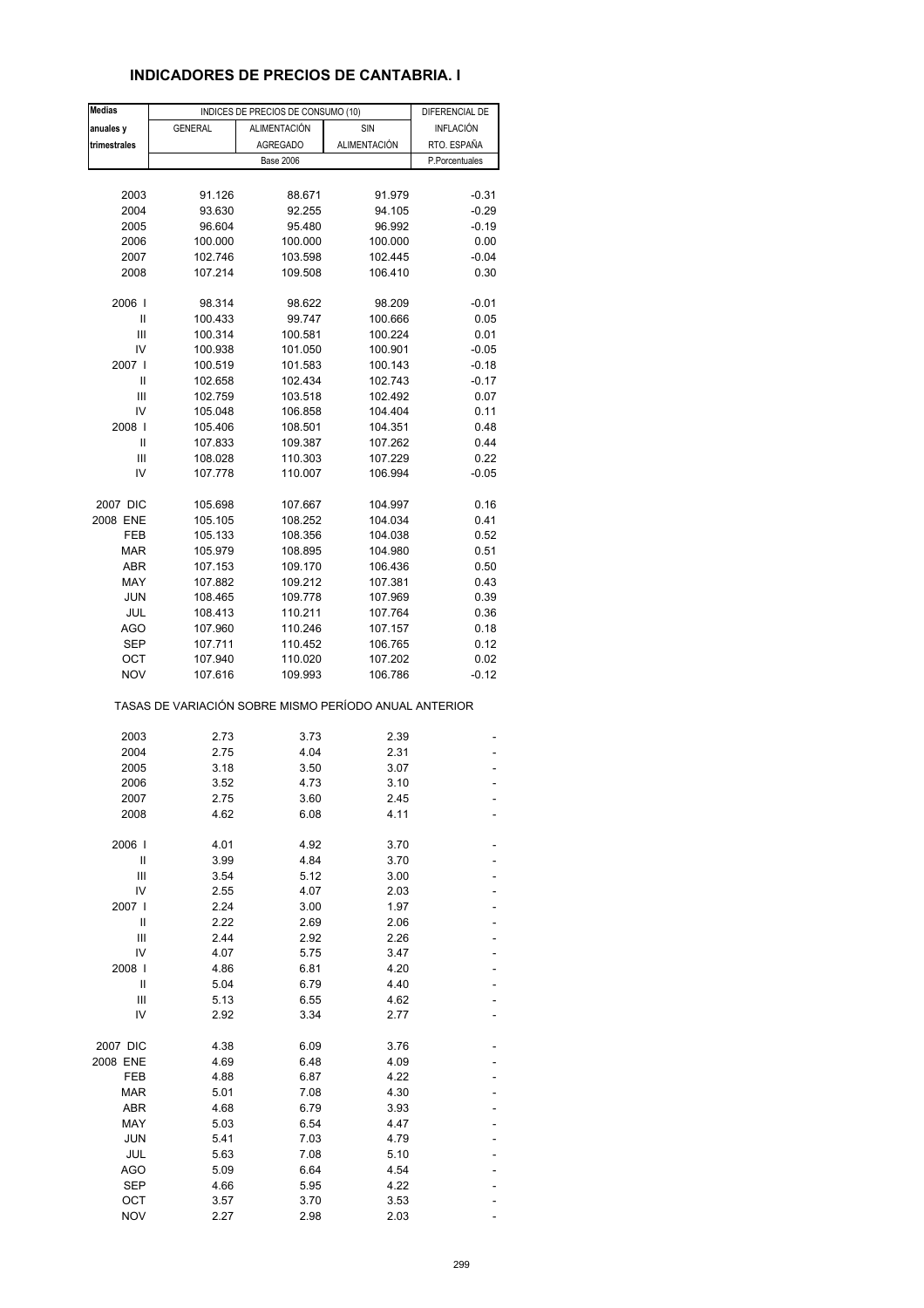## INDICADORES DE PRECIOS DE CANTABRIA. I

| Medias anuales y trimestrales | INDICES DE PRECIOS DE CONSUMO (10) | | | DIFERENCIAL DE INFLACIÓN RTO. ESPAÑA |
|---|---|---|---|---|
| | GENERAL | ALIMENTACIÓN AGREGADO | SIN ALIMENTACIÓN | |
| | Base 2006 | | | P.Porcentuales |
| 2003 | 91.126 | 88.671 | 91.979 | -0.31 |
| 2004 | 93.630 | 92.255 | 94.105 | -0.29 |
| 2005 | 96.604 | 95.480 | 96.992 | -0.19 |
| 2006 | 100.000 | 100.000 | 100.000 | 0.00 |
| 2007 | 102.746 | 103.598 | 102.445 | -0.04 |
| 2008 | 107.214 | 109.508 | 106.410 | 0.30 |
| 2006 I | 98.314 | 98.622 | 98.209 | -0.01 |
| II | 100.433 | 99.747 | 100.666 | 0.05 |
| III | 100.314 | 100.581 | 100.224 | 0.01 |
| IV | 100.938 | 101.050 | 100.901 | -0.05 |
| 2007 I | 100.519 | 101.583 | 100.143 | -0.18 |
| II | 102.658 | 102.434 | 102.743 | -0.17 |
| III | 102.759 | 103.518 | 102.492 | 0.07 |
| IV | 105.048 | 106.858 | 104.404 | 0.11 |
| 2008 I | 105.406 | 108.501 | 104.351 | 0.48 |
| II | 107.833 | 109.387 | 107.262 | 0.44 |
| III | 108.028 | 110.303 | 107.229 | 0.22 |
| IV | 107.778 | 110.007 | 106.994 | -0.05 |
| 2007 DIC | 105.698 | 107.667 | 104.997 | 0.16 |
| 2008 ENE | 105.105 | 108.252 | 104.034 | 0.41 |
| FEB | 105.133 | 108.356 | 104.038 | 0.52 |
| MAR | 105.979 | 108.895 | 104.980 | 0.51 |
| ABR | 107.153 | 109.170 | 106.436 | 0.50 |
| MAY | 107.882 | 109.212 | 107.381 | 0.43 |
| JUN | 108.465 | 109.778 | 107.969 | 0.39 |
| JUL | 108.413 | 110.211 | 107.764 | 0.36 |
| AGO | 107.960 | 110.246 | 107.157 | 0.18 |
| SEP | 107.711 | 110.452 | 106.765 | 0.12 |
| OCT | 107.940 | 110.020 | 107.202 | 0.02 |
| NOV | 107.616 | 109.993 | 106.786 | -0.12 |
| TASAS DE VARIACIÓN SOBRE MISMO PERÍODO ANUAL ANTERIOR | | | | |
| 2003 | 2.73 | 3.73 | 2.39 | - |
| 2004 | 2.75 | 4.04 | 2.31 | - |
| 2005 | 3.18 | 3.50 | 3.07 | - |
| 2006 | 3.52 | 4.73 | 3.10 | - |
| 2007 | 2.75 | 3.60 | 2.45 | - |
| 2008 | 4.62 | 6.08 | 4.11 | - |
| 2006 I | 4.01 | 4.92 | 3.70 | - |
| II | 3.99 | 4.84 | 3.70 | - |
| III | 3.54 | 5.12 | 3.00 | - |
| IV | 2.55 | 4.07 | 2.03 | - |
| 2007 I | 2.24 | 3.00 | 1.97 | - |
| II | 2.22 | 2.69 | 2.06 | - |
| III | 2.44 | 2.92 | 2.26 | - |
| IV | 4.07 | 5.75 | 3.47 | - |
| 2008 I | 4.86 | 6.81 | 4.20 | - |
| II | 5.04 | 6.79 | 4.40 | - |
| III | 5.13 | 6.55 | 4.62 | - |
| IV | 2.92 | 3.34 | 2.77 | - |
| 2007 DIC | 4.38 | 6.09 | 3.76 | - |
| 2008 ENE | 4.69 | 6.48 | 4.09 | - |
| FEB | 4.88 | 6.87 | 4.22 | - |
| MAR | 5.01 | 7.08 | 4.30 | - |
| ABR | 4.68 | 6.79 | 3.93 | - |
| MAY | 5.03 | 6.54 | 4.47 | - |
| JUN | 5.41 | 7.03 | 4.79 | - |
| JUL | 5.63 | 7.08 | 5.10 | - |
| AGO | 5.09 | 6.64 | 4.54 | - |
| SEP | 4.66 | 5.95 | 4.22 | - |
| OCT | 3.57 | 3.70 | 3.53 | - |
| NOV | 2.27 | 2.98 | 2.03 | - |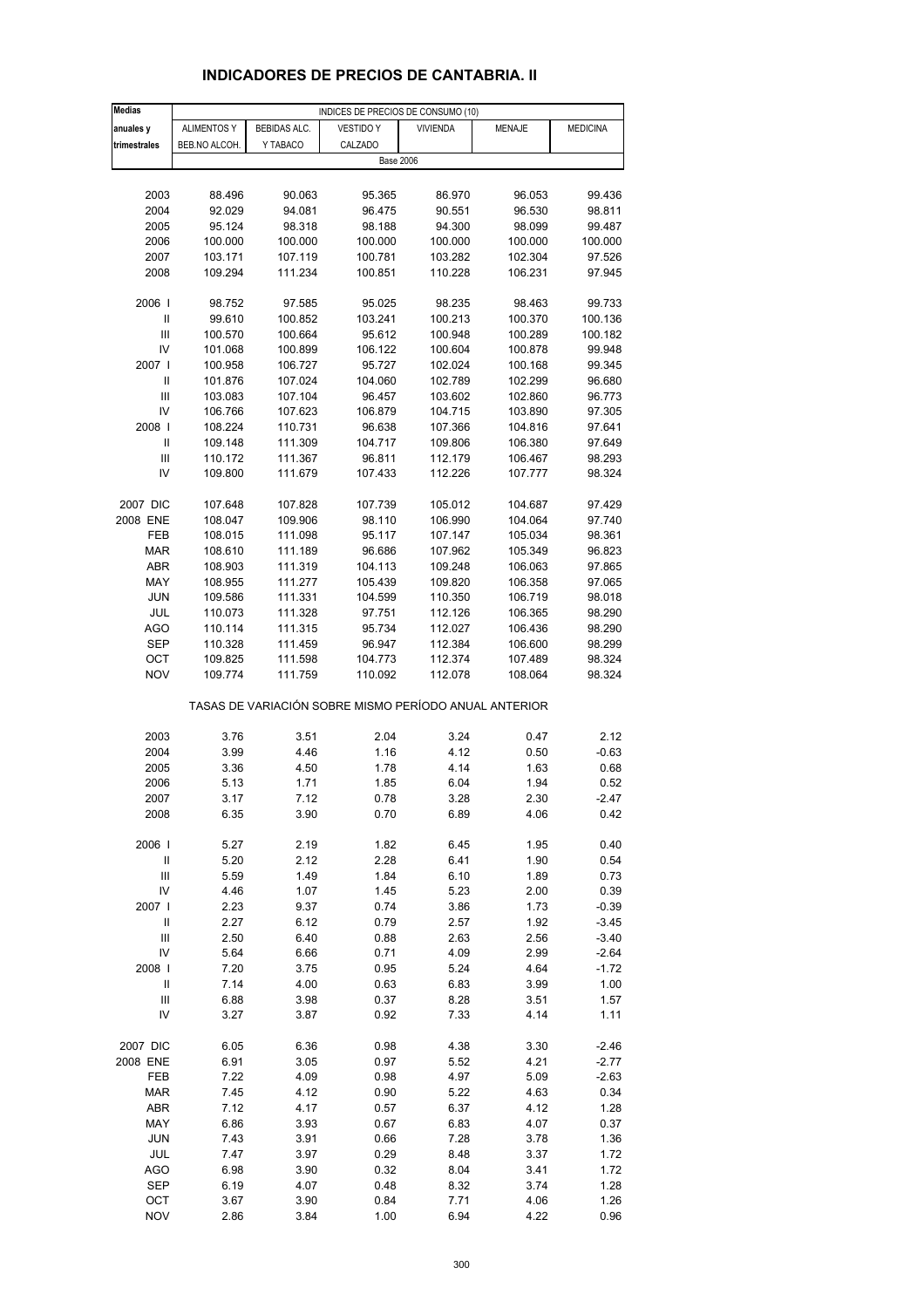## INDICADORES DE PRECIOS DE CANTABRIA. II

| Medias anuales y trimestrales | INDICES DE PRECIOS DE CONSUMO (10) | | | | | |
|---|---|---|---|---|---|---|
| | ALIMENTOS Y BEB.NO ALCOH. | BEBIDAS ALC. Y TABACO | VESTIDO Y CALZADO | VIVIENDA | MENAJE | MEDICINA |
| | Base 2006 | | | | | |
| 2003 | 88.496 | 90.063 | 95.365 | 86.970 | 96.053 | 99.436 |
| 2004 | 92.029 | 94.081 | 96.475 | 90.551 | 96.530 | 98.811 |
| 2005 | 95.124 | 98.318 | 98.188 | 94.300 | 98.099 | 99.487 |
| 2006 | 100.000 | 100.000 | 100.000 | 100.000 | 100.000 | 100.000 |
| 2007 | 103.171 | 107.119 | 100.781 | 103.282 | 102.304 | 97.526 |
| 2008 | 109.294 | 111.234 | 100.851 | 110.228 | 106.231 | 97.945 |
| 2006 I | 98.752 | 97.585 | 95.025 | 98.235 | 98.463 | 99.733 |
| II | 99.610 | 100.852 | 103.241 | 100.213 | 100.370 | 100.136 |
| III | 100.570 | 100.664 | 95.612 | 100.948 | 100.289 | 100.182 |
| IV | 101.068 | 100.899 | 106.122 | 100.604 | 100.878 | 99.948 |
| 2007 I | 100.958 | 106.727 | 95.727 | 102.024 | 100.168 | 99.345 |
| II | 101.876 | 107.024 | 104.060 | 102.789 | 102.299 | 96.680 |
| III | 103.083 | 107.104 | 96.457 | 103.602 | 102.860 | 96.773 |
| IV | 106.766 | 107.623 | 106.879 | 104.715 | 103.890 | 97.305 |
| 2008 I | 108.224 | 110.731 | 96.638 | 107.366 | 104.816 | 97.641 |
| II | 109.148 | 111.309 | 104.717 | 109.806 | 106.380 | 97.649 |
| III | 110.172 | 111.367 | 96.811 | 112.179 | 106.467 | 98.293 |
| IV | 109.800 | 111.679 | 107.433 | 112.226 | 107.777 | 98.324 |
| 2007 DIC | 107.648 | 107.828 | 107.739 | 105.012 | 104.687 | 97.429 |
| 2008 ENE | 108.047 | 109.906 | 98.110 | 106.990 | 104.064 | 97.740 |
| FEB | 108.015 | 111.098 | 95.117 | 107.147 | 105.034 | 98.361 |
| MAR | 108.610 | 111.189 | 96.686 | 107.962 | 105.349 | 96.823 |
| ABR | 108.903 | 111.319 | 104.113 | 109.248 | 106.063 | 97.865 |
| MAY | 108.955 | 111.277 | 105.439 | 109.820 | 106.358 | 97.065 |
| JUN | 109.586 | 111.331 | 104.599 | 110.350 | 106.719 | 98.018 |
| JUL | 110.073 | 111.328 | 97.751 | 112.126 | 106.365 | 98.290 |
| AGO | 110.114 | 111.315 | 95.734 | 112.027 | 106.436 | 98.290 |
| SEP | 110.328 | 111.459 | 96.947 | 112.384 | 106.600 | 98.299 |
| OCT | 109.825 | 111.598 | 104.773 | 112.374 | 107.489 | 98.324 |
| NOV | 109.774 | 111.759 | 110.092 | 112.078 | 108.064 | 98.324 |
| | TASAS DE VARIACIÓN SOBRE MISMO PERÍODO ANUAL ANTERIOR | | | | | |
| 2003 | 3.76 | 3.51 | 2.04 | 3.24 | 0.47 | 2.12 |
| 2004 | 3.99 | 4.46 | 1.16 | 4.12 | 0.50 | -0.63 |
| 2005 | 3.36 | 4.50 | 1.78 | 4.14 | 1.63 | 0.68 |
| 2006 | 5.13 | 1.71 | 1.85 | 6.04 | 1.94 | 0.52 |
| 2007 | 3.17 | 7.12 | 0.78 | 3.28 | 2.30 | -2.47 |
| 2008 | 6.35 | 3.90 | 0.70 | 6.89 | 4.06 | 0.42 |
| 2006 I | 5.27 | 2.19 | 1.82 | 6.45 | 1.95 | 0.40 |
| II | 5.20 | 2.12 | 2.28 | 6.41 | 1.90 | 0.54 |
| III | 5.59 | 1.49 | 1.84 | 6.10 | 1.89 | 0.73 |
| IV | 4.46 | 1.07 | 1.45 | 5.23 | 2.00 | 0.39 |
| 2007 I | 2.23 | 9.37 | 0.74 | 3.86 | 1.73 | -0.39 |
| II | 2.27 | 6.12 | 0.79 | 2.57 | 1.92 | -3.45 |
| III | 2.50 | 6.40 | 0.88 | 2.63 | 2.56 | -3.40 |
| IV | 5.64 | 6.66 | 0.71 | 4.09 | 2.99 | -2.64 |
| 2008 I | 7.20 | 3.75 | 0.95 | 5.24 | 4.64 | -1.72 |
| II | 7.14 | 4.00 | 0.63 | 6.83 | 3.99 | 1.00 |
| III | 6.88 | 3.98 | 0.37 | 8.28 | 3.51 | 1.57 |
| IV | 3.27 | 3.87 | 0.92 | 7.33 | 4.14 | 1.11 |
| 2007 DIC | 6.05 | 6.36 | 0.98 | 4.38 | 3.30 | -2.46 |
| 2008 ENE | 6.91 | 3.05 | 0.97 | 5.52 | 4.21 | -2.77 |
| FEB | 7.22 | 4.09 | 0.98 | 4.97 | 5.09 | -2.63 |
| MAR | 7.45 | 4.12 | 0.90 | 5.22 | 4.63 | 0.34 |
| ABR | 7.12 | 4.17 | 0.57 | 6.37 | 4.12 | 1.28 |
| MAY | 6.86 | 3.93 | 0.67 | 6.83 | 4.07 | 0.37 |
| JUN | 7.43 | 3.91 | 0.66 | 7.28 | 3.78 | 1.36 |
| JUL | 7.47 | 3.97 | 0.29 | 8.48 | 3.37 | 1.72 |
| AGO | 6.98 | 3.90 | 0.32 | 8.04 | 3.41 | 1.72 |
| SEP | 6.19 | 4.07 | 0.48 | 8.32 | 3.74 | 1.28 |
| OCT | 3.67 | 3.90 | 0.84 | 7.71 | 4.06 | 1.26 |
| NOV | 2.86 | 3.84 | 1.00 | 6.94 | 4.22 | 0.96 |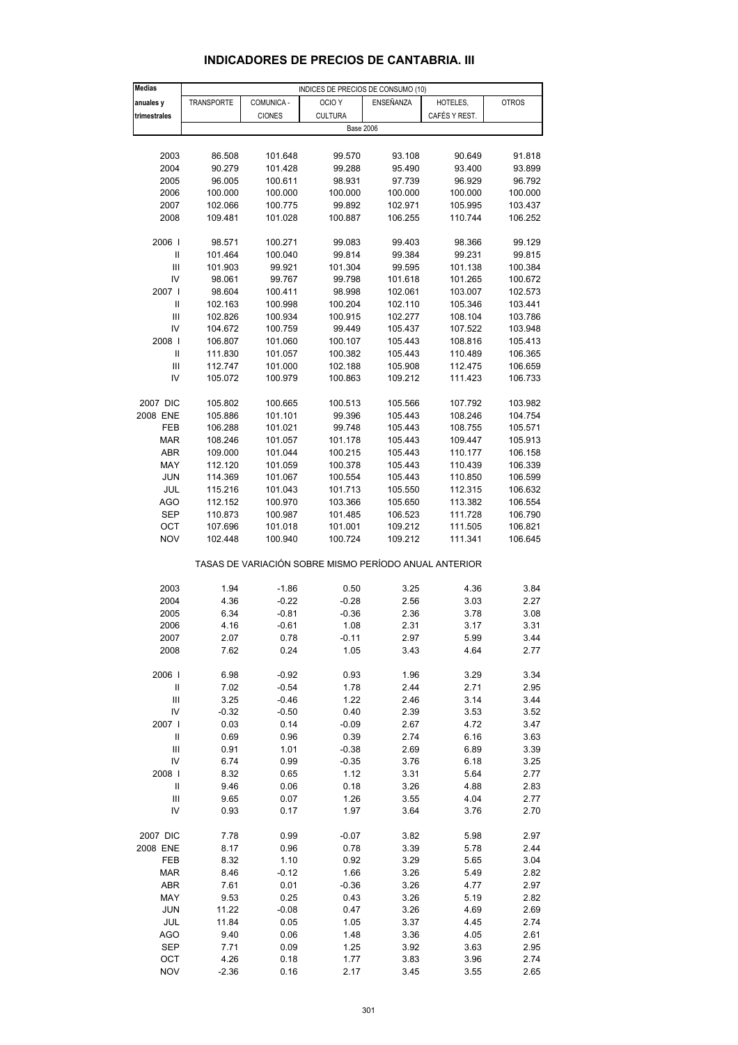## INDICADORES DE PRECIOS DE CANTABRIA. III

| Medias anuales y trimestrales | INDICES DE PRECIOS DE CONSUMO (10) | | | | | |
|---|---|---|---|---|---|---|
| | TRANSPORTE | COMUNICA - CIONES | OCIO Y CULTURA | ENSEÑANZA | HOTELES, CAFÉS Y REST. | OTROS |
| | Base 2006 | | | | | |
| 2003 | 86.508 | 101.648 | 99.570 | 93.108 | 90.649 | 91.818 |
| 2004 | 90.279 | 101.428 | 99.288 | 95.490 | 93.400 | 93.899 |
| 2005 | 96.005 | 100.611 | 98.931 | 97.739 | 96.929 | 96.792 |
| 2006 | 100.000 | 100.000 | 100.000 | 100.000 | 100.000 | 100.000 |
| 2007 | 102.066 | 100.775 | 99.892 | 102.971 | 105.995 | 103.437 |
| 2008 | 109.481 | 101.028 | 100.887 | 106.255 | 110.744 | 106.252 |
| 2006 I | 98.571 | 100.271 | 99.083 | 99.403 | 98.366 | 99.129 |
| II | 101.464 | 100.040 | 99.814 | 99.384 | 99.231 | 99.815 |
| III | 101.903 | 99.921 | 101.304 | 99.595 | 101.138 | 100.384 |
| IV | 98.061 | 99.767 | 99.798 | 101.618 | 101.265 | 100.672 |
| 2007 I | 98.604 | 100.411 | 98.998 | 102.061 | 103.007 | 102.573 |
| II | 102.163 | 100.998 | 100.204 | 102.110 | 105.346 | 103.441 |
| III | 102.826 | 100.934 | 100.915 | 102.277 | 108.104 | 103.786 |
| IV | 104.672 | 100.759 | 99.449 | 105.437 | 107.522 | 103.948 |
| 2008 I | 106.807 | 101.060 | 100.107 | 105.443 | 108.816 | 105.413 |
| II | 111.830 | 101.057 | 100.382 | 105.443 | 110.489 | 106.365 |
| III | 112.747 | 101.000 | 102.188 | 105.908 | 112.475 | 106.659 |
| IV | 105.072 | 100.979 | 100.863 | 109.212 | 111.423 | 106.733 |
| 2007 DIC | 105.802 | 100.665 | 100.513 | 105.566 | 107.792 | 103.982 |
| 2008 ENE | 105.886 | 101.101 | 99.396 | 105.443 | 108.246 | 104.754 |
| FEB | 106.288 | 101.021 | 99.748 | 105.443 | 108.755 | 105.571 |
| MAR | 108.246 | 101.057 | 101.178 | 105.443 | 109.447 | 105.913 |
| ABR | 109.000 | 101.044 | 100.215 | 105.443 | 110.177 | 106.158 |
| MAY | 112.120 | 101.059 | 100.378 | 105.443 | 110.439 | 106.339 |
| JUN | 114.369 | 101.067 | 100.554 | 105.443 | 110.850 | 106.599 |
| JUL | 115.216 | 101.043 | 101.713 | 105.550 | 112.315 | 106.632 |
| AGO | 112.152 | 100.970 | 103.366 | 105.650 | 113.382 | 106.554 |
| SEP | 110.873 | 100.987 | 101.485 | 106.523 | 111.728 | 106.790 |
| OCT | 107.696 | 101.018 | 101.001 | 109.212 | 111.505 | 106.821 |
| NOV | 102.448 | 100.940 | 100.724 | 109.212 | 111.341 | 106.645 |
| | TASAS DE VARIACIÓN SOBRE MISMO PERÍODO ANUAL ANTERIOR | | | | | |
| 2003 | 1.94 | -1.86 | 0.50 | 3.25 | 4.36 | 3.84 |
| 2004 | 4.36 | -0.22 | -0.28 | 2.56 | 3.03 | 2.27 |
| 2005 | 6.34 | -0.81 | -0.36 | 2.36 | 3.78 | 3.08 |
| 2006 | 4.16 | -0.61 | 1.08 | 2.31 | 3.17 | 3.31 |
| 2007 | 2.07 | 0.78 | -0.11 | 2.97 | 5.99 | 3.44 |
| 2008 | 7.62 | 0.24 | 1.05 | 3.43 | 4.64 | 2.77 |
| 2006 I | 6.98 | -0.92 | 0.93 | 1.96 | 3.29 | 3.34 |
| II | 7.02 | -0.54 | 1.78 | 2.44 | 2.71 | 2.95 |
| III | 3.25 | -0.46 | 1.22 | 2.46 | 3.14 | 3.44 |
| IV | -0.32 | -0.50 | 0.40 | 2.39 | 3.53 | 3.52 |
| 2007 I | 0.03 | 0.14 | -0.09 | 2.67 | 4.72 | 3.47 |
| II | 0.69 | 0.96 | 0.39 | 2.74 | 6.16 | 3.63 |
| III | 0.91 | 1.01 | -0.38 | 2.69 | 6.89 | 3.39 |
| IV | 6.74 | 0.99 | -0.35 | 3.76 | 6.18 | 3.25 |
| 2008 I | 8.32 | 0.65 | 1.12 | 3.31 | 5.64 | 2.77 |
| II | 9.46 | 0.06 | 0.18 | 3.26 | 4.88 | 2.83 |
| III | 9.65 | 0.07 | 1.26 | 3.55 | 4.04 | 2.77 |
| IV | 0.93 | 0.17 | 1.97 | 3.64 | 3.76 | 2.70 |
| 2007 DIC | 7.78 | 0.99 | -0.07 | 3.82 | 5.98 | 2.97 |
| 2008 ENE | 8.17 | 0.96 | 0.78 | 3.39 | 5.78 | 2.44 |
| FEB | 8.32 | 1.10 | 0.92 | 3.29 | 5.65 | 3.04 |
| MAR | 8.46 | -0.12 | 1.66 | 3.26 | 5.49 | 2.82 |
| ABR | 7.61 | 0.01 | -0.36 | 3.26 | 4.77 | 2.97 |
| MAY | 9.53 | 0.25 | 0.43 | 3.26 | 5.19 | 2.82 |
| JUN | 11.22 | -0.08 | 0.47 | 3.26 | 4.69 | 2.69 |
| JUL | 11.84 | 0.05 | 1.05 | 3.37 | 4.45 | 2.74 |
| AGO | 9.40 | 0.06 | 1.48 | 3.36 | 4.05 | 2.61 |
| SEP | 7.71 | 0.09 | 1.25 | 3.92 | 3.63 | 2.95 |
| OCT | 4.26 | 0.18 | 1.77 | 3.83 | 3.96 | 2.74 |
| NOV | -2.36 | 0.16 | 2.17 | 3.45 | 3.55 | 2.65 |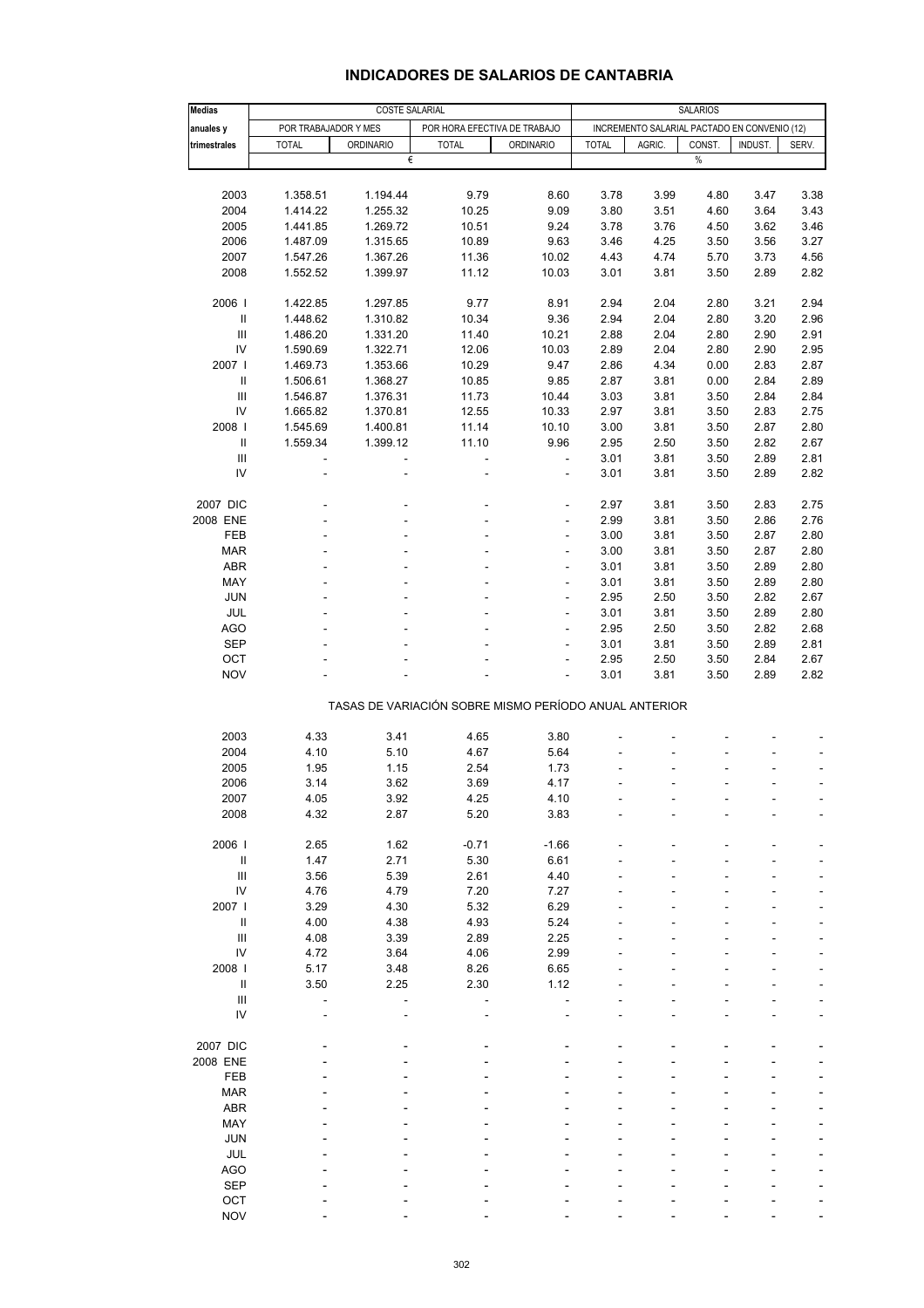# INDICADORES DE SALARIOS DE CANTABRIA

| Medias anuales y trimestrales | COSTE SALARIAL | | | | SALARIOS | | | | |
|---|---|---|---|---|---|---|---|---|---|
| | POR TRABAJADOR Y MES | | POR HORA EFECTIVA DE TRABAJO | | INCREMENTO SALARIAL PACTADO EN CONVENIO (12) | | | | |
| | TOTAL | ORDINARIO | TOTAL | ORDINARIO | TOTAL | AGRIC. | CONST. | INDUST. | SERV. |
| | € | | | | % | | | | |
| 2003 | 1.358.51 | 1.194.44 | 9.79 | 8.60 | 3.78 | 3.99 | 4.80 | 3.47 | 3.38 |
| 2004 | 1.414.22 | 1.255.32 | 10.25 | 9.09 | 3.80 | 3.51 | 4.60 | 3.64 | 3.43 |
| 2005 | 1.441.85 | 1.269.72 | 10.51 | 9.24 | 3.78 | 3.76 | 4.50 | 3.62 | 3.46 |
| 2006 | 1.487.09 | 1.315.65 | 10.89 | 9.63 | 3.46 | 4.25 | 3.50 | 3.56 | 3.27 |
| 2007 | 1.547.26 | 1.367.26 | 11.36 | 10.02 | 4.43 | 4.74 | 5.70 | 3.73 | 4.56 |
| 2008 | 1.552.52 | 1.399.97 | 11.12 | 10.03 | 3.01 | 3.81 | 3.50 | 2.89 | 2.82 |
| 2006 I | 1.422.85 | 1.297.85 | 9.77 | 8.91 | 2.94 | 2.04 | 2.80 | 3.21 | 2.94 |
| II | 1.448.62 | 1.310.82 | 10.34 | 9.36 | 2.94 | 2.04 | 2.80 | 3.20 | 2.96 |
| III | 1.486.20 | 1.331.20 | 11.40 | 10.21 | 2.88 | 2.04 | 2.80 | 2.90 | 2.91 |
| IV | 1.590.69 | 1.322.71 | 12.06 | 10.03 | 2.89 | 2.04 | 2.80 | 2.90 | 2.95 |
| 2007 I | 1.469.73 | 1.353.66 | 10.29 | 9.47 | 2.86 | 4.34 | 0.00 | 2.83 | 2.87 |
| II | 1.506.61 | 1.368.27 | 10.85 | 9.85 | 2.87 | 3.81 | 0.00 | 2.84 | 2.89 |
| III | 1.546.87 | 1.376.31 | 11.73 | 10.44 | 3.03 | 3.81 | 3.50 | 2.84 | 2.84 |
| IV | 1.665.82 | 1.370.81 | 12.55 | 10.33 | 2.97 | 3.81 | 3.50 | 2.83 | 2.75 |
| 2008 I | 1.545.69 | 1.400.81 | 11.14 | 10.10 | 3.00 | 3.81 | 3.50 | 2.87 | 2.80 |
| II | 1.559.34 | 1.399.12 | 11.10 | 9.96 | 2.95 | 2.50 | 3.50 | 2.82 | 2.67 |
| III | - | - | - | - | 3.01 | 3.81 | 3.50 | 2.89 | 2.81 |
| IV | - | - | - | - | 3.01 | 3.81 | 3.50 | 2.89 | 2.82 |
| 2007 DIC | - | - | - | - | 2.97 | 3.81 | 3.50 | 2.83 | 2.75 |
| 2008 ENE | - | - | - | - | 2.99 | 3.81 | 3.50 | 2.86 | 2.76 |
| FEB | - | - | - | - | 3.00 | 3.81 | 3.50 | 2.87 | 2.80 |
| MAR | - | - | - | - | 3.00 | 3.81 | 3.50 | 2.87 | 2.80 |
| ABR | - | - | - | - | 3.01 | 3.81 | 3.50 | 2.89 | 2.80 |
| MAY | - | - | - | - | 3.01 | 3.81 | 3.50 | 2.89 | 2.80 |
| JUN | - | - | - | - | 2.95 | 2.50 | 3.50 | 2.82 | 2.67 |
| JUL | - | - | - | - | 3.01 | 3.81 | 3.50 | 2.89 | 2.80 |
| AGO | - | - | - | - | 2.95 | 2.50 | 3.50 | 2.82 | 2.68 |
| SEP | - | - | - | - | 3.01 | 3.81 | 3.50 | 2.89 | 2.81 |
| OCT | - | - | - | - | 2.95 | 2.50 | 3.50 | 2.84 | 2.67 |
| NOV | - | - | - | - | 3.01 | 3.81 | 3.50 | 2.89 | 2.82 |
| TASAS DE VARIACIÓN SOBRE MISMO PERÍODO ANUAL ANTERIOR | | | | | | | | | |
| 2003 | 4.33 | 3.41 | 4.65 | 3.80 | - | - | - | - | - |
| 2004 | 4.10 | 5.10 | 4.67 | 5.64 | - | - | - | - | - |
| 2005 | 1.95 | 1.15 | 2.54 | 1.73 | - | - | - | - | - |
| 2006 | 3.14 | 3.62 | 3.69 | 4.17 | - | - | - | - | - |
| 2007 | 4.05 | 3.92 | 4.25 | 4.10 | - | - | - | - | - |
| 2008 | 4.32 | 2.87 | 5.20 | 3.83 | - | - | - | - | - |
| 2006 I | 2.65 | 1.62 | -0.71 | -1.66 | - | - | - | - | - |
| II | 1.47 | 2.71 | 5.30 | 6.61 | - | - | - | - | - |
| III | 3.56 | 5.39 | 2.61 | 4.40 | - | - | - | - | - |
| IV | 4.76 | 4.79 | 7.20 | 7.27 | - | - | - | - | - |
| 2007 I | 3.29 | 4.30 | 5.32 | 6.29 | - | - | - | - | - |
| II | 4.00 | 4.38 | 4.93 | 5.24 | - | - | - | - | - |
| III | 4.08 | 3.39 | 2.89 | 2.25 | - | - | - | - | - |
| IV | 4.72 | 3.64 | 4.06 | 2.99 | - | - | - | - | - |
| 2008 I | 5.17 | 3.48 | 8.26 | 6.65 | - | - | - | - | - |
| II | 3.50 | 2.25 | 2.30 | 1.12 | - | - | - | - | - |
| III | - | - | - | - | - | - | - | - | - |
| IV | - | - | - | - | - | - | - | - | - |
| 2007 DIC | - | - | - | - | - | - | - | - | - |
| 2008 ENE | - | - | - | - | - | - | - | - | - |
| FEB | - | - | - | - | - | - | - | - | - |
| MAR | - | - | - | - | - | - | - | - | - |
| ABR | - | - | - | - | - | - | - | - | - |
| MAY | - | - | - | - | - | - | - | - | - |
| JUN | - | - | - | - | - | - | - | - | - |
| JUL | - | - | - | - | - | - | - | - | - |
| AGO | - | - | - | - | - | - | - | - | - |
| SEP | - | - | - | - | - | - | - | - | - |
| OCT | - | - | - | - | - | - | - | - | - |
| NOV | - | - | - | - | - | - | - | - | - |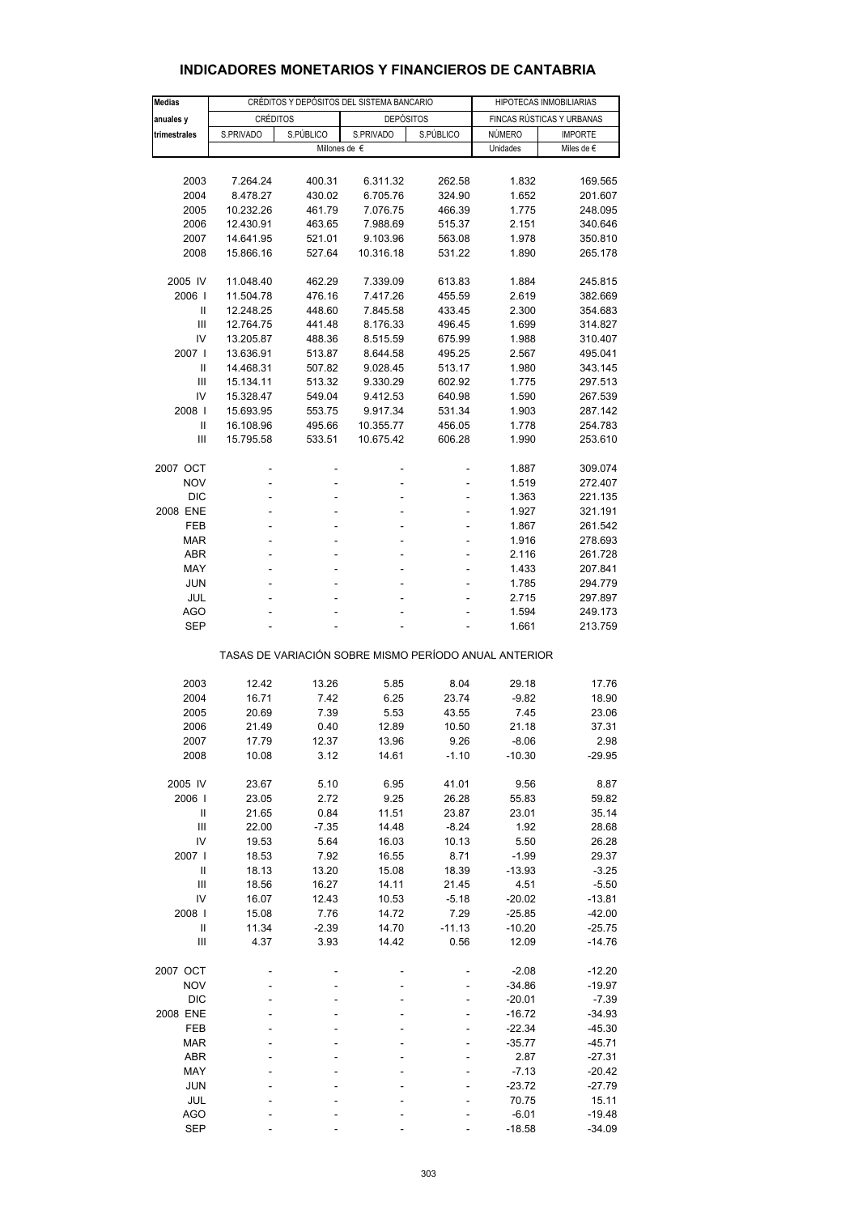# INDICADORES MONETARIOS Y FINANCIEROS DE CANTABRIA

| Medias anuales y trimestrales | CRÉDITOS Y DEPÓSITOS DEL SISTEMA BANCARIO | | | | HIPOTECAS INMOBILIARIAS | |
|---|---|---|---|---|---|---|
| | CRÉDITOS | | DEPÓSITOS | | FINCAS RÚSTICAS Y URBANAS | |
| | S.PRIVADO | S.PÚBLICO | S.PRIVADO | S.PÚBLICO | NÚMERO | IMPORTE |
| | Millones de € | | | | Unidades | Miles de € |
| 2003 | 7.264.24 | 400.31 | 6.311.32 | 262.58 | 1.832 | 169.565 |
| 2004 | 8.478.27 | 430.02 | 6.705.76 | 324.90 | 1.652 | 201.607 |
| 2005 | 10.232.26 | 461.79 | 7.076.75 | 466.39 | 1.775 | 248.095 |
| 2006 | 12.430.91 | 463.65 | 7.988.69 | 515.37 | 2.151 | 340.646 |
| 2007 | 14.641.95 | 521.01 | 9.103.96 | 563.08 | 1.978 | 350.810 |
| 2008 | 15.866.16 | 527.64 | 10.316.18 | 531.22 | 1.890 | 265.178 |
| 2005 IV | 11.048.40 | 462.29 | 7.339.09 | 613.83 | 1.884 | 245.815 |
| 2006 I | 11.504.78 | 476.16 | 7.417.26 | 455.59 | 2.619 | 382.669 |
| II | 12.248.25 | 448.60 | 7.845.58 | 433.45 | 2.300 | 354.683 |
| III | 12.764.75 | 441.48 | 8.176.33 | 496.45 | 1.699 | 314.827 |
| IV | 13.205.87 | 488.36 | 8.515.59 | 675.99 | 1.988 | 310.407 |
| 2007 I | 13.636.91 | 513.87 | 8.644.58 | 495.25 | 2.567 | 495.041 |
| II | 14.468.31 | 507.82 | 9.028.45 | 513.17 | 1.980 | 343.145 |
| III | 15.134.11 | 513.32 | 9.330.29 | 602.92 | 1.775 | 297.513 |
| IV | 15.328.47 | 549.04 | 9.412.53 | 640.98 | 1.590 | 267.539 |
| 2008 I | 15.693.95 | 553.75 | 9.917.34 | 531.34 | 1.903 | 287.142 |
| II | 16.108.96 | 495.66 | 10.355.77 | 456.05 | 1.778 | 254.783 |
| III | 15.795.58 | 533.51 | 10.675.42 | 606.28 | 1.990 | 253.610 |
| 2007 OCT | - | - | - | - | 1.887 | 309.074 |
| NOV | - | - | - | - | 1.519 | 272.407 |
| DIC | - | - | - | - | 1.363 | 221.135 |
| 2008 ENE | - | - | - | - | 1.927 | 321.191 |
| FEB | - | - | - | - | 1.867 | 261.542 |
| MAR | - | - | - | - | 1.916 | 278.693 |
| ABR | - | - | - | - | 2.116 | 261.728 |
| MAY | - | - | - | - | 1.433 | 207.841 |
| JUN | - | - | - | - | 1.785 | 294.779 |
| JUL | - | - | - | - | 2.715 | 297.897 |
| AGO | - | - | - | - | 1.594 | 249.173 |
| SEP | - | - | - | - | 1.661 | 213.759 |
| **TASAS DE VARIACIÓN SOBRE MISMO PERÍODO ANUAL ANTERIOR** | | | | | | |
| 2003 | 12.42 | 13.26 | 5.85 | 8.04 | 29.18 | 17.76 |
| 2004 | 16.71 | 7.42 | 6.25 | 23.74 | -9.82 | 18.90 |
| 2005 | 20.69 | 7.39 | 5.53 | 43.55 | 7.45 | 23.06 |
| 2006 | 21.49 | 0.40 | 12.89 | 10.50 | 21.18 | 37.31 |
| 2007 | 17.79 | 12.37 | 13.96 | 9.26 | -8.06 | 2.98 |
| 2008 | 10.08 | 3.12 | 14.61 | -1.10 | -10.30 | -29.95 |
| 2005 IV | 23.67 | 5.10 | 6.95 | 41.01 | 9.56 | 8.87 |
| 2006 I | 23.05 | 2.72 | 9.25 | 26.28 | 55.83 | 59.82 |
| II | 21.65 | 0.84 | 11.51 | 23.87 | 23.01 | 35.14 |
| III | 22.00 | -7.35 | 14.48 | -8.24 | 1.92 | 28.68 |
| IV | 19.53 | 5.64 | 16.03 | 10.13 | 5.50 | 26.28 |
| 2007 I | 18.53 | 7.92 | 16.55 | 8.71 | -1.99 | 29.37 |
| II | 18.13 | 13.20 | 15.08 | 18.39 | -13.93 | -3.25 |
| III | 18.56 | 16.27 | 14.11 | 21.45 | 4.51 | -5.50 |
| IV | 16.07 | 12.43 | 10.53 | -5.18 | -20.02 | -13.81 |
| 2008 I | 15.08 | 7.76 | 14.72 | 7.29 | -25.85 | -42.00 |
| II | 11.34 | -2.39 | 14.70 | -11.13 | -10.20 | -25.75 |
| III | 4.37 | 3.93 | 14.42 | 0.56 | 12.09 | -14.76 |
| 2007 OCT | - | - | - | - | -2.08 | -12.20 |
| NOV | - | - | - | - | -34.86 | -19.97 |
| DIC | - | - | - | - | -20.01 | -7.39 |
| 2008 ENE | - | - | - | - | -16.72 | -34.93 |
| FEB | - | - | - | - | -22.34 | -45.30 |
| MAR | - | - | - | - | -35.77 | -45.71 |
| ABR | - | - | - | - | 2.87 | -27.31 |
| MAY | - | - | - | - | -7.13 | -20.42 |
| JUN | - | - | - | - | -23.72 | -27.79 |
| JUL | - | - | - | - | 70.75 | 15.11 |
| AGO | - | - | - | - | -6.01 | -19.48 |
| SEP | - | - | - | - | -18.58 | -34.09 |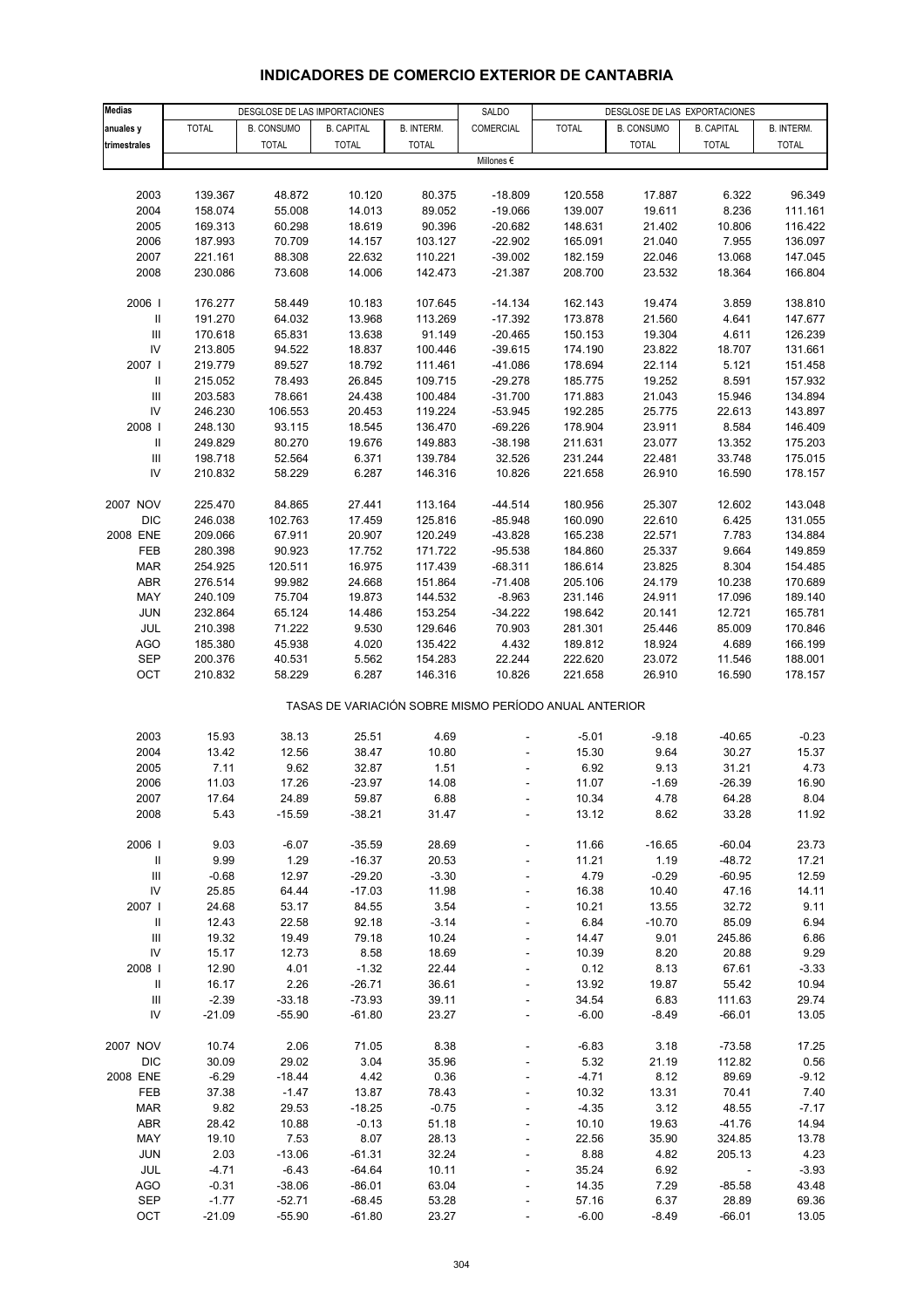# INDICADORES DE COMERCIO EXTERIOR DE CANTABRIA

| Medias anuales y trimestrales | DESGLOSE DE LAS IMPORTACIONES | | | | SALDO | DESGLOSE DE LAS EXPORTACIONES | | | |
|---|---|---|---|---|---|---|---|---|---|
| | TOTAL | B. CONSUMO TOTAL | B. CAPITAL TOTAL | B. INTERM. TOTAL | COMERCIAL | TOTAL | B. CONSUMO TOTAL | B. CAPITAL TOTAL | B. INTERM. TOTAL |
| | Millones € | | | | | | | | |
| 2003 | 139.367 | 48.872 | 10.120 | 80.375 | -18.809 | 120.558 | 17.887 | 6.322 | 96.349 |
| 2004 | 158.074 | 55.008 | 14.013 | 89.052 | -19.066 | 139.007 | 19.611 | 8.236 | 111.161 |
| 2005 | 169.313 | 60.298 | 18.619 | 90.396 | -20.682 | 148.631 | 21.402 | 10.806 | 116.422 |
| 2006 | 187.993 | 70.709 | 14.157 | 103.127 | -22.902 | 165.091 | 21.040 | 7.955 | 136.097 |
| 2007 | 221.161 | 88.308 | 22.632 | 110.221 | -39.002 | 182.159 | 22.046 | 13.068 | 147.045 |
| 2008 | 230.086 | 73.608 | 14.006 | 142.473 | -21.387 | 208.700 | 23.532 | 18.364 | 166.804 |
| 2006 I | 176.277 | 58.449 | 10.183 | 107.645 | -14.134 | 162.143 | 19.474 | 3.859 | 138.810 |
| II | 191.270 | 64.032 | 13.968 | 113.269 | -17.392 | 173.878 | 21.560 | 4.641 | 147.677 |
| III | 170.618 | 65.831 | 13.638 | 91.149 | -20.465 | 150.153 | 19.304 | 4.611 | 126.239 |
| IV | 213.805 | 94.522 | 18.837 | 100.446 | -39.615 | 174.190 | 23.822 | 18.707 | 131.661 |
| 2007 I | 219.779 | 89.527 | 18.792 | 111.461 | -41.086 | 178.694 | 22.114 | 5.121 | 151.458 |
| II | 215.052 | 78.493 | 26.845 | 109.715 | -29.278 | 185.775 | 19.252 | 8.591 | 157.932 |
| III | 203.583 | 78.661 | 24.438 | 100.484 | -31.700 | 171.883 | 21.043 | 15.946 | 134.894 |
| IV | 246.230 | 106.553 | 20.453 | 119.224 | -53.945 | 192.285 | 25.775 | 22.613 | 143.897 |
| 2008 I | 248.130 | 93.115 | 18.545 | 136.470 | -69.226 | 178.904 | 23.911 | 8.584 | 146.409 |
| II | 249.829 | 80.270 | 19.676 | 149.883 | -38.198 | 211.631 | 23.077 | 13.352 | 175.203 |
| III | 198.718 | 52.564 | 6.371 | 139.784 | 32.526 | 231.244 | 22.481 | 33.748 | 175.015 |
| IV | 210.832 | 58.229 | 6.287 | 146.316 | 10.826 | 221.658 | 26.910 | 16.590 | 178.157 |
| 2007 NOV | 225.470 | 84.865 | 27.441 | 113.164 | -44.514 | 180.956 | 25.307 | 12.602 | 143.048 |
| DIC | 246.038 | 102.763 | 17.459 | 125.816 | -85.948 | 160.090 | 22.610 | 6.425 | 131.055 |
| 2008 ENE | 209.066 | 67.911 | 20.907 | 120.249 | -43.828 | 165.238 | 22.571 | 7.783 | 134.884 |
| FEB | 280.398 | 90.923 | 17.752 | 171.722 | -95.538 | 184.860 | 25.337 | 9.664 | 149.859 |
| MAR | 254.925 | 120.511 | 16.975 | 117.439 | -68.311 | 186.614 | 23.825 | 8.304 | 154.485 |
| ABR | 276.514 | 99.982 | 24.668 | 151.864 | -71.408 | 205.106 | 24.179 | 10.238 | 170.689 |
| MAY | 240.109 | 75.704 | 19.873 | 144.532 | -8.963 | 231.146 | 24.911 | 17.096 | 189.140 |
| JUN | 232.864 | 65.124 | 14.486 | 153.254 | -34.222 | 198.642 | 20.141 | 12.721 | 165.781 |
| JUL | 210.398 | 71.222 | 9.530 | 129.646 | 70.903 | 281.301 | 25.446 | 85.009 | 170.846 |
| AGO | 185.380 | 45.938 | 4.020 | 135.422 | 4.432 | 189.812 | 18.924 | 4.689 | 166.199 |
| SEP | 200.376 | 40.531 | 5.562 | 154.283 | 22.244 | 222.620 | 23.072 | 11.546 | 188.001 |
| OCT | 210.832 | 58.229 | 6.287 | 146.316 | 10.826 | 221.658 | 26.910 | 16.590 | 178.157 |
| | TASAS DE VARIACIÓN SOBRE MISMO PERÍODO ANUAL ANTERIOR | | | | | | | | |
| 2003 | 15.93 | 38.13 | 25.51 | 4.69 | - | -5.01 | -9.18 | -40.65 | -0.23 |
| 2004 | 13.42 | 12.56 | 38.47 | 10.80 | - | 15.30 | 9.64 | 30.27 | 15.37 |
| 2005 | 7.11 | 9.62 | 32.87 | 1.51 | - | 6.92 | 9.13 | 31.21 | 4.73 |
| 2006 | 11.03 | 17.26 | -23.97 | 14.08 | - | 11.07 | -1.69 | -26.39 | 16.90 |
| 2007 | 17.64 | 24.89 | 59.87 | 6.88 | - | 10.34 | 4.78 | 64.28 | 8.04 |
| 2008 | 5.43 | -15.59 | -38.21 | 31.47 | - | 13.12 | 8.62 | 33.28 | 11.92 |
| 2006 I | 9.03 | -6.07 | -35.59 | 28.69 | - | 11.66 | -16.65 | -60.04 | 23.73 |
| II | 9.99 | 1.29 | -16.37 | 20.53 | - | 11.21 | 1.19 | -48.72 | 17.21 |
| III | -0.68 | 12.97 | -29.20 | -3.30 | - | 4.79 | -0.29 | -60.95 | 12.59 |
| IV | 25.85 | 64.44 | -17.03 | 11.98 | - | 16.38 | 10.40 | 47.16 | 14.11 |
| 2007 I | 24.68 | 53.17 | 84.55 | 3.54 | - | 10.21 | 13.55 | 32.72 | 9.11 |
| II | 12.43 | 22.58 | 92.18 | -3.14 | - | 6.84 | -10.70 | 85.09 | 6.94 |
| III | 19.32 | 19.49 | 79.18 | 10.24 | - | 14.47 | 9.01 | 245.86 | 6.86 |
| IV | 15.17 | 12.73 | 8.58 | 18.69 | - | 10.39 | 8.20 | 20.88 | 9.29 |
| 2008 I | 12.90 | 4.01 | -1.32 | 22.44 | - | 0.12 | 8.13 | 67.61 | -3.33 |
| II | 16.17 | 2.26 | -26.71 | 36.61 | - | 13.92 | 19.87 | 55.42 | 10.94 |
| III | -2.39 | -33.18 | -73.93 | 39.11 | - | 34.54 | 6.83 | 111.63 | 29.74 |
| IV | -21.09 | -55.90 | -61.80 | 23.27 | - | -6.00 | -8.49 | -66.01 | 13.05 |
| 2007 NOV | 10.74 | 2.06 | 71.05 | 8.38 | - | -6.83 | 3.18 | -73.58 | 17.25 |
| DIC | 30.09 | 29.02 | 3.04 | 35.96 | - | 5.32 | 21.19 | 112.82 | 0.56 |
| 2008 ENE | -6.29 | -18.44 | 4.42 | 0.36 | - | -4.71 | 8.12 | 89.69 | -9.12 |
| FEB | 37.38 | -1.47 | 13.87 | 78.43 | - | 10.32 | 13.31 | 70.41 | 7.40 |
| MAR | 9.82 | 29.53 | -18.25 | -0.75 | - | -4.35 | 3.12 | 48.55 | -7.17 |
| ABR | 28.42 | 10.88 | -0.13 | 51.18 | - | 10.10 | 19.63 | -41.76 | 14.94 |
| MAY | 19.10 | 7.53 | 8.07 | 28.13 | - | 22.56 | 35.90 | 324.85 | 13.78 |
| JUN | 2.03 | -13.06 | -61.31 | 32.24 | - | 8.88 | 4.82 | 205.13 | 4.23 |
| JUL | -4.71 | -6.43 | -64.64 | 10.11 | - | 35.24 | 6.92 | - | -3.93 |
| AGO | -0.31 | -38.06 | -86.01 | 63.04 | - | 14.35 | 7.29 | -85.58 | 43.48 |
| SEP | -1.77 | -52.71 | -68.45 | 53.28 | - | 57.16 | 6.37 | 28.89 | 69.36 |
| OCT | -21.09 | -55.90 | -61.80 | 23.27 | - | -6.00 | -8.49 | -66.01 | 13.05 |